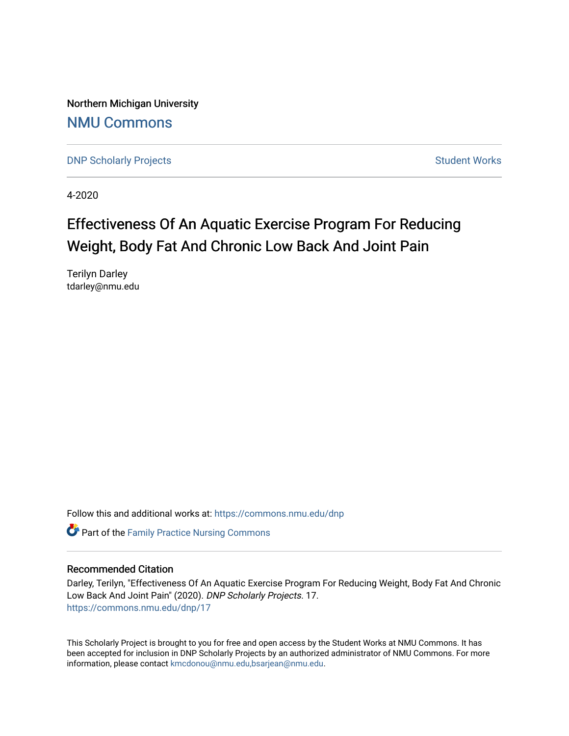Northern Michigan University

# NMU Commons

DNP Scholarly Projects | Student Works

4-2020

# Effectiveness Of An Aquatic Exercise Program For Reducing Weight, Body Fat And Chronic Low Back And Joint Pain

Terilyn Darley
tdarley@nmu.edu

Follow this and additional works at: https://commons.nmu.edu/dnp

Part of the Family Practice Nursing Commons

## Recommended Citation

Darley, Terilyn, "Effectiveness Of An Aquatic Exercise Program For Reducing Weight, Body Fat And Chronic Low Back And Joint Pain" (2020). *DNP Scholarly Projects*. 17.
https://commons.nmu.edu/dnp/17

This Scholarly Project is brought to you for free and open access by the Student Works at NMU Commons. It has been accepted for inclusion in DNP Scholarly Projects by an authorized administrator of NMU Commons. For more information, please contact kmcdonou@nmu.edu,bsarjean@nmu.edu.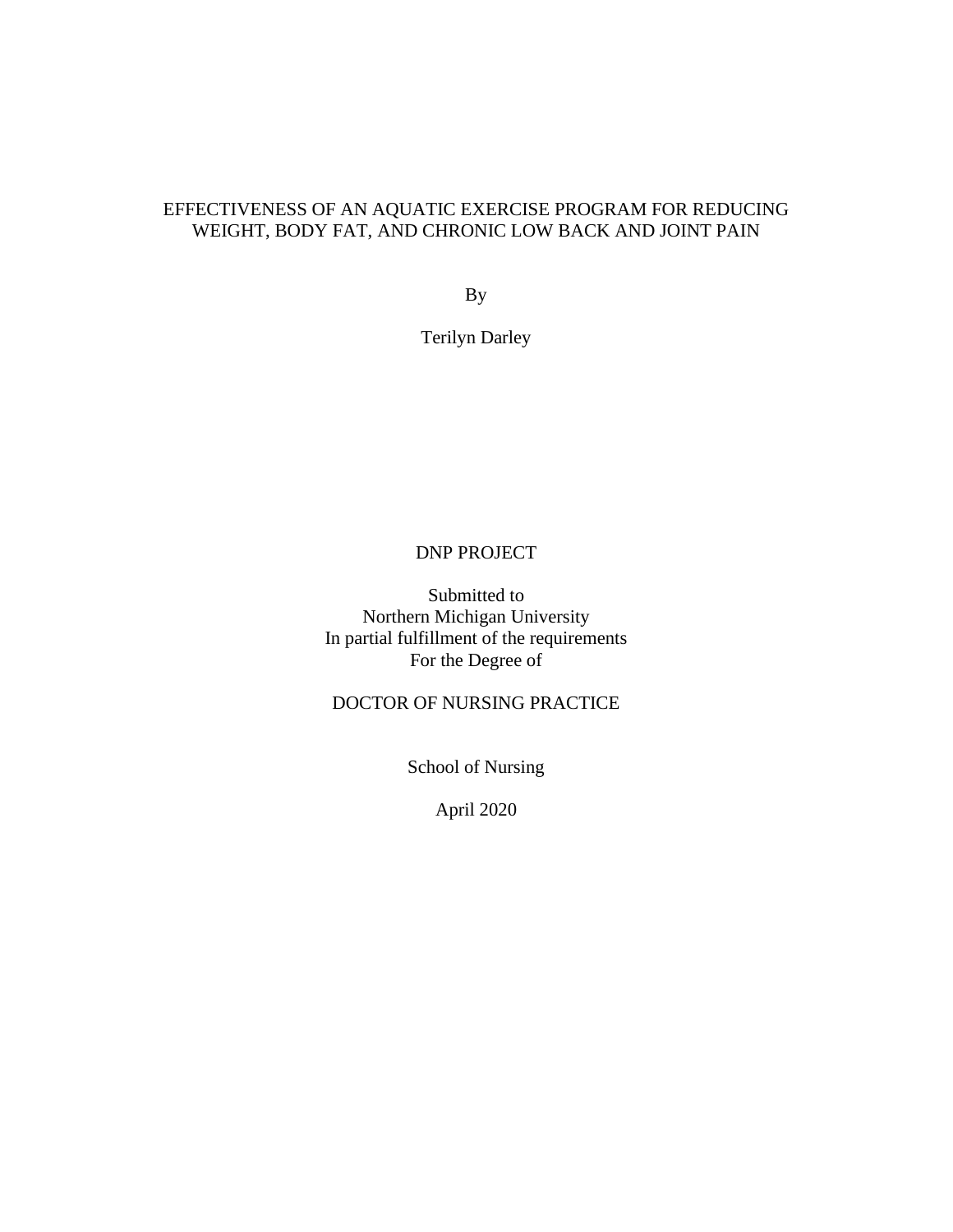# EFFECTIVENESS OF AN AQUATIC EXERCISE PROGRAM FOR REDUCING WEIGHT, BODY FAT, AND CHRONIC LOW BACK AND JOINT PAIN

By

Terilyn Darley

DNP PROJECT

Submitted to
Northern Michigan University
In partial fulfillment of the requirements
For the Degree of

DOCTOR OF NURSING PRACTICE

School of Nursing

April 2020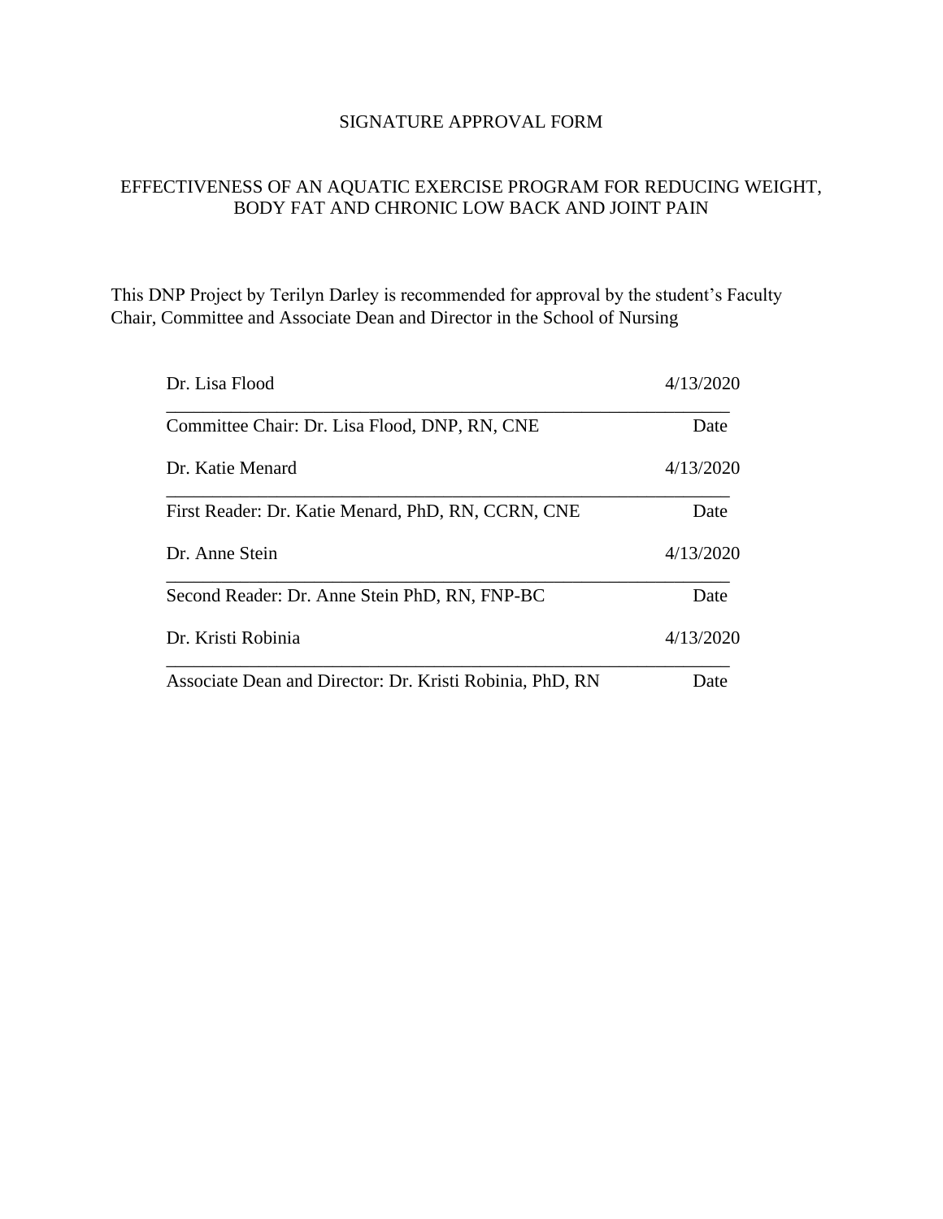# SIGNATURE APPROVAL FORM

## EFFECTIVENESS OF AN AQUATIC EXERCISE PROGRAM FOR REDUCING WEIGHT, BODY FAT AND CHRONIC LOW BACK AND JOINT PAIN

This DNP Project by Terilyn Darley is recommended for approval by the student's Faculty Chair, Committee and Associate Dean and Director in the School of Nursing

Dr. Lisa Flood 4/13/2020

\_\_\_\_\_\_\_\_\_\_\_\_\_\_\_\_\_\_\_\_\_\_\_\_\_\_\_\_\_\_\_\_\_\_\_\_\_\_\_\_\_\_\_\_\_\_\_\_\_\_\_\_\_\_\_\_\_\_\_\_\_\_

Committee Chair: Dr. Lisa Flood, DNP, RN, CNE Date

Dr. Katie Menard 4/13/2020

\_\_\_\_\_\_\_\_\_\_\_\_\_\_\_\_\_\_\_\_\_\_\_\_\_\_\_\_\_\_\_\_\_\_\_\_\_\_\_\_\_\_\_\_\_\_\_\_\_\_\_\_\_\_\_\_\_\_\_\_\_\_

First Reader: Dr. Katie Menard, PhD, RN, CCRN, CNE Date

Dr. Anne Stein 4/13/2020

\_\_\_\_\_\_\_\_\_\_\_\_\_\_\_\_\_\_\_\_\_\_\_\_\_\_\_\_\_\_\_\_\_\_\_\_\_\_\_\_\_\_\_\_\_\_\_\_\_\_\_\_\_\_\_\_\_\_\_\_\_\_

Second Reader: Dr. Anne Stein PhD, RN, FNP-BC Date

Dr. Kristi Robinia 4/13/2020

\_\_\_\_\_\_\_\_\_\_\_\_\_\_\_\_\_\_\_\_\_\_\_\_\_\_\_\_\_\_\_\_\_\_\_\_\_\_\_\_\_\_\_\_\_\_\_\_\_\_\_\_\_\_\_\_\_\_\_\_\_\_

Associate Dean and Director: Dr. Kristi Robinia, PhD, RN Date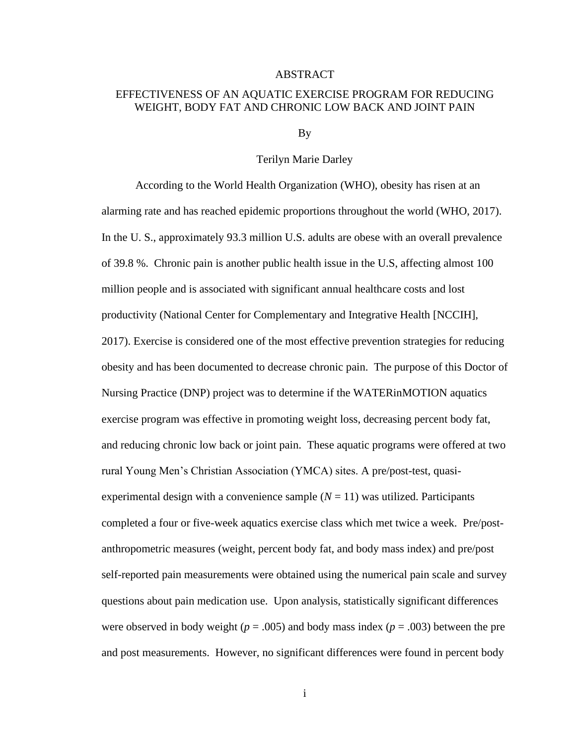# ABSTRACT

## EFFECTIVENESS OF AN AQUATIC EXERCISE PROGRAM FOR REDUCING WEIGHT, BODY FAT AND CHRONIC LOW BACK AND JOINT PAIN

By

Terilyn Marie Darley

According to the World Health Organization (WHO), obesity has risen at an alarming rate and has reached epidemic proportions throughout the world (WHO, 2017). In the U. S., approximately 93.3 million U.S. adults are obese with an overall prevalence of 39.8 %. Chronic pain is another public health issue in the U.S, affecting almost 100 million people and is associated with significant annual healthcare costs and lost productivity (National Center for Complementary and Integrative Health [NCCIH], 2017). Exercise is considered one of the most effective prevention strategies for reducing obesity and has been documented to decrease chronic pain. The purpose of this Doctor of Nursing Practice (DNP) project was to determine if the WATERinMOTION aquatics exercise program was effective in promoting weight loss, decreasing percent body fat, and reducing chronic low back or joint pain. These aquatic programs were offered at two rural Young Men's Christian Association (YMCA) sites. A pre/post-test, quasi-experimental design with a convenience sample ($N = 11$) was utilized. Participants completed a four or five-week aquatics exercise class which met twice a week. Pre/post-anthropometric measures (weight, percent body fat, and body mass index) and pre/post self-reported pain measurements were obtained using the numerical pain scale and survey questions about pain medication use. Upon analysis, statistically significant differences were observed in body weight ($p = .005$) and body mass index ($p = .003$) between the pre and post measurements. However, no significant differences were found in percent body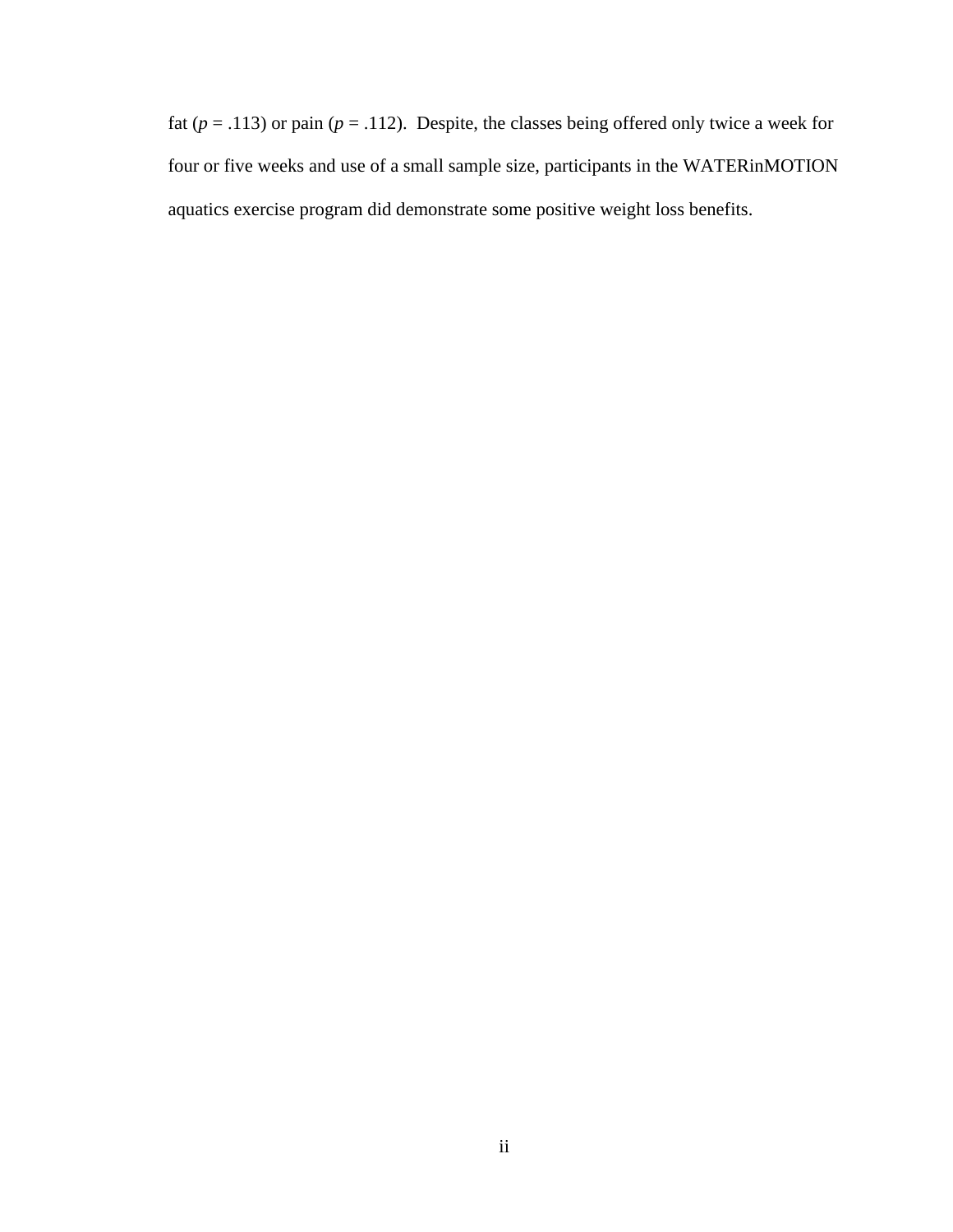fat ($p = .113$) or pain ($p = .112$). Despite, the classes being offered only twice a week for four or five weeks and use of a small sample size, participants in the WATERinMOTION aquatics exercise program did demonstrate some positive weight loss benefits.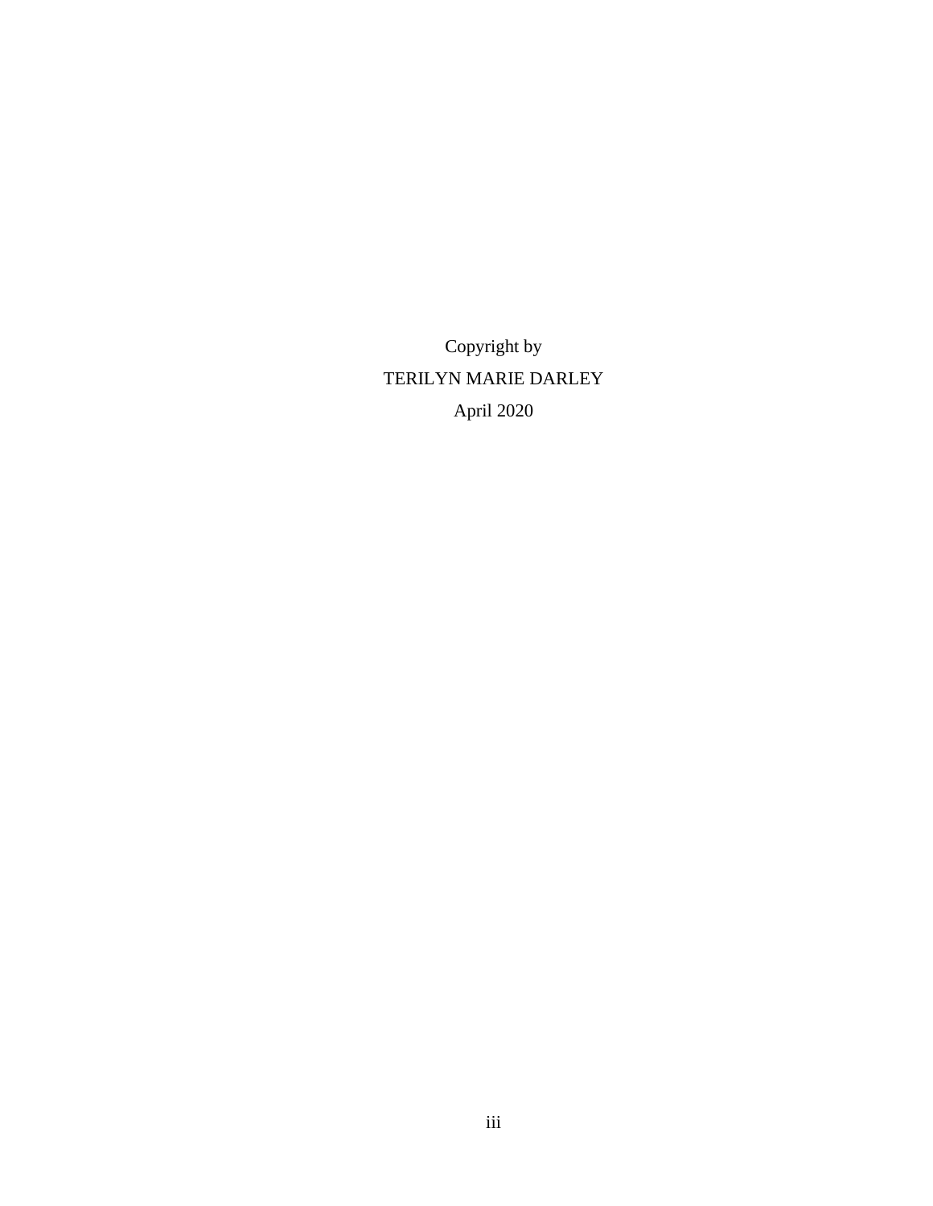Copyright by

TERILYN MARIE DARLEY

April 2020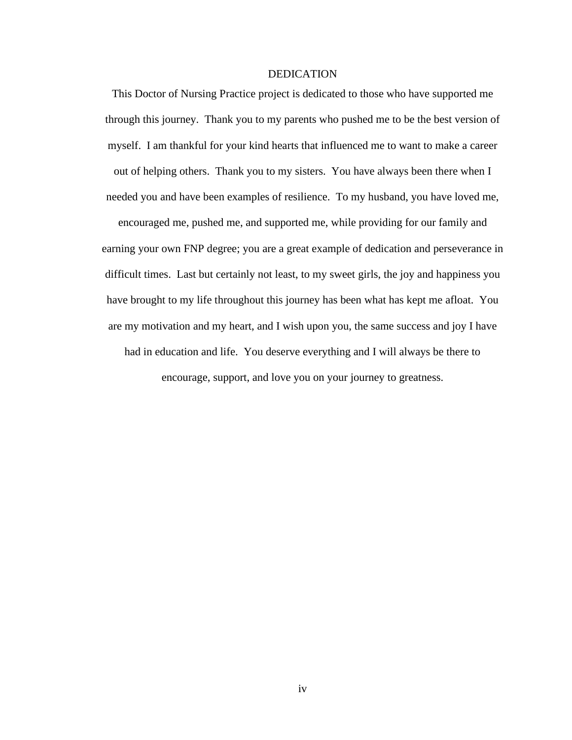# DEDICATION

This Doctor of Nursing Practice project is dedicated to those who have supported me through this journey. Thank you to my parents who pushed me to be the best version of myself. I am thankful for your kind hearts that influenced me to want to make a career out of helping others. Thank you to my sisters. You have always been there when I needed you and have been examples of resilience. To my husband, you have loved me, encouraged me, pushed me, and supported me, while providing for our family and earning your own FNP degree; you are a great example of dedication and perseverance in difficult times. Last but certainly not least, to my sweet girls, the joy and happiness you have brought to my life throughout this journey has been what has kept me afloat. You are my motivation and my heart, and I wish upon you, the same success and joy I have had in education and life. You deserve everything and I will always be there to encourage, support, and love you on your journey to greatness.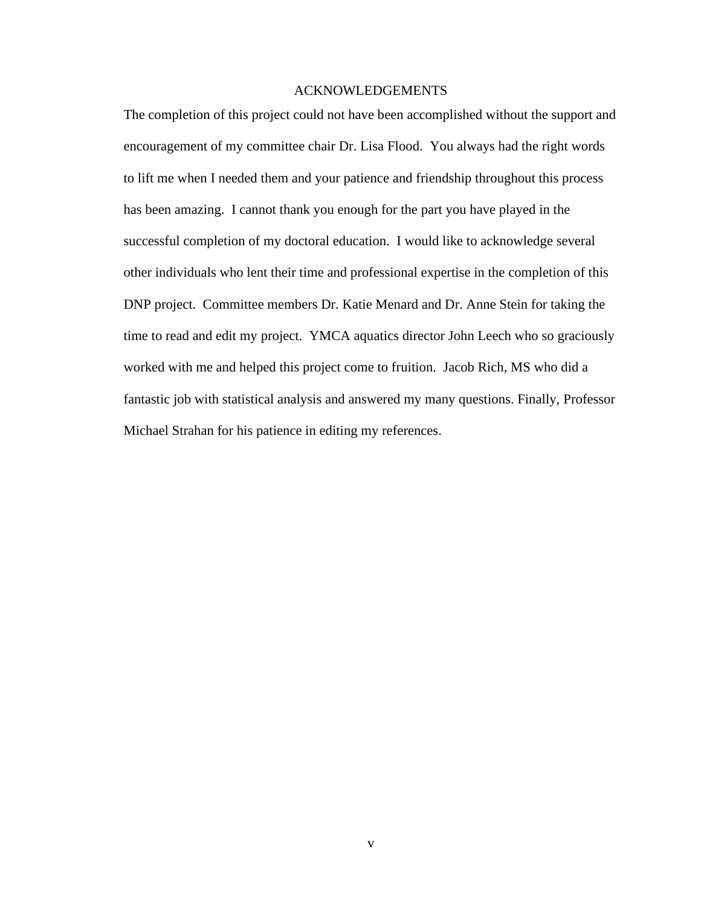# ACKNOWLEDGEMENTS

The completion of this project could not have been accomplished without the support and encouragement of my committee chair Dr. Lisa Flood. You always had the right words to lift me when I needed them and your patience and friendship throughout this process has been amazing. I cannot thank you enough for the part you have played in the successful completion of my doctoral education. I would like to acknowledge several other individuals who lent their time and professional expertise in the completion of this DNP project. Committee members Dr. Katie Menard and Dr. Anne Stein for taking the time to read and edit my project. YMCA aquatics director John Leech who so graciously worked with me and helped this project come to fruition. Jacob Rich, MS who did a fantastic job with statistical analysis and answered my many questions. Finally, Professor Michael Strahan for his patience in editing my references.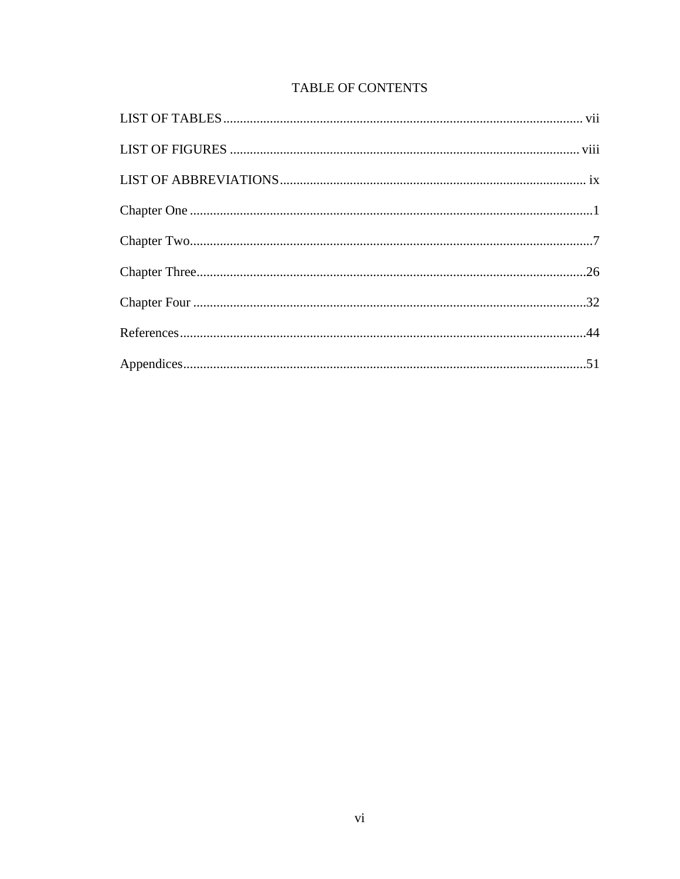# TABLE OF CONTENTS

LIST OF TABLES ........................................................................................................... vii

LIST OF FIGURES ........................................................................................................ viii

LIST OF ABBREVIATIONS ........................................................................................... ix

Chapter One ........................................................................................................................1

Chapter Two........................................................................................................................7

Chapter Three....................................................................................................................26

Chapter Four .....................................................................................................................32

References..........................................................................................................................44

Appendices.........................................................................................................................51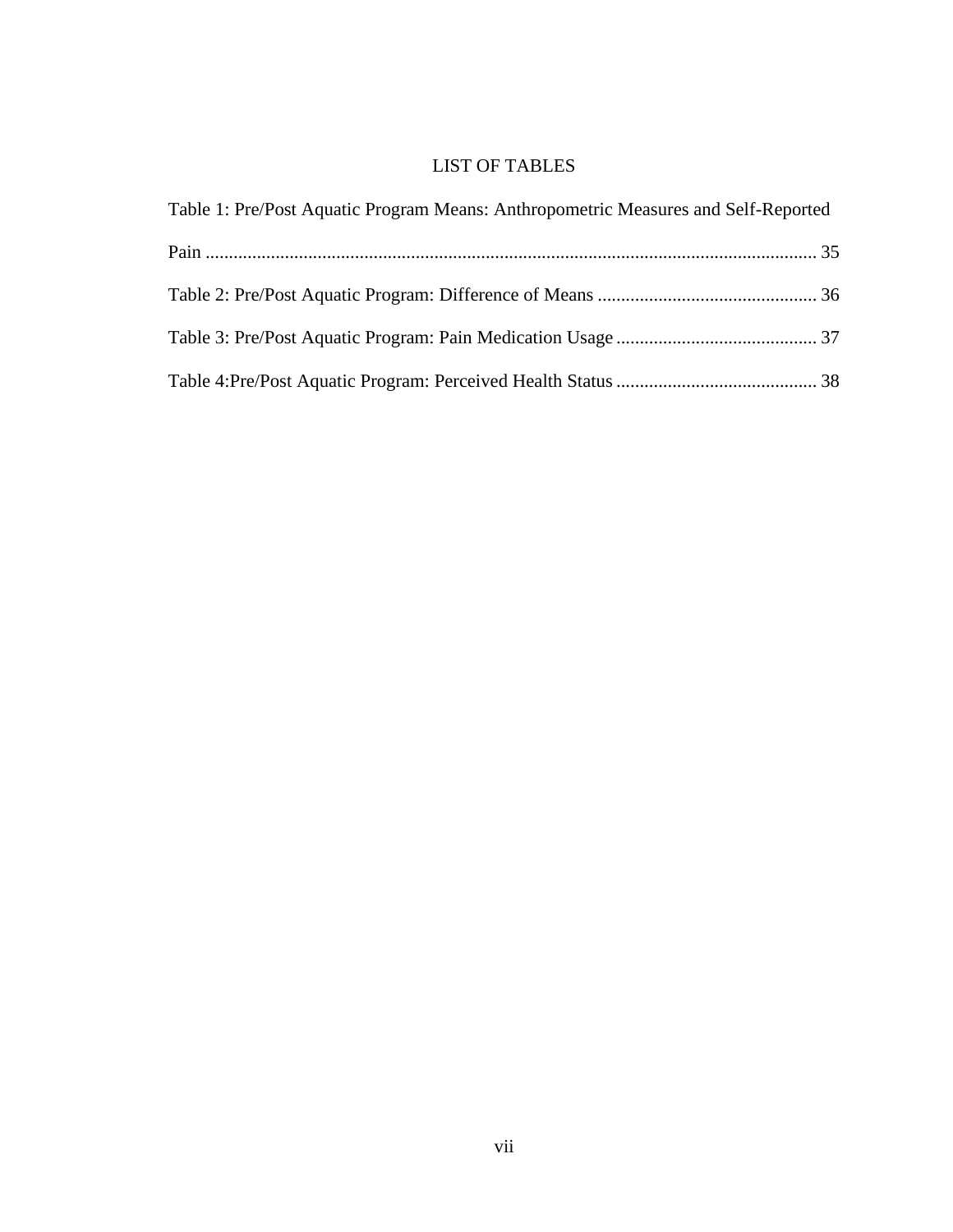# LIST OF TABLES

Table 1: Pre/Post Aquatic Program Means: Anthropometric Measures and Self-Reported Pain ................................................................................................................... 35

Table 2: Pre/Post Aquatic Program: Difference of Means ............................................... 36

Table 3: Pre/Post Aquatic Program: Pain Medication Usage ........................................... 37

Table 4:Pre/Post Aquatic Program: Perceived Health Status ........................................... 38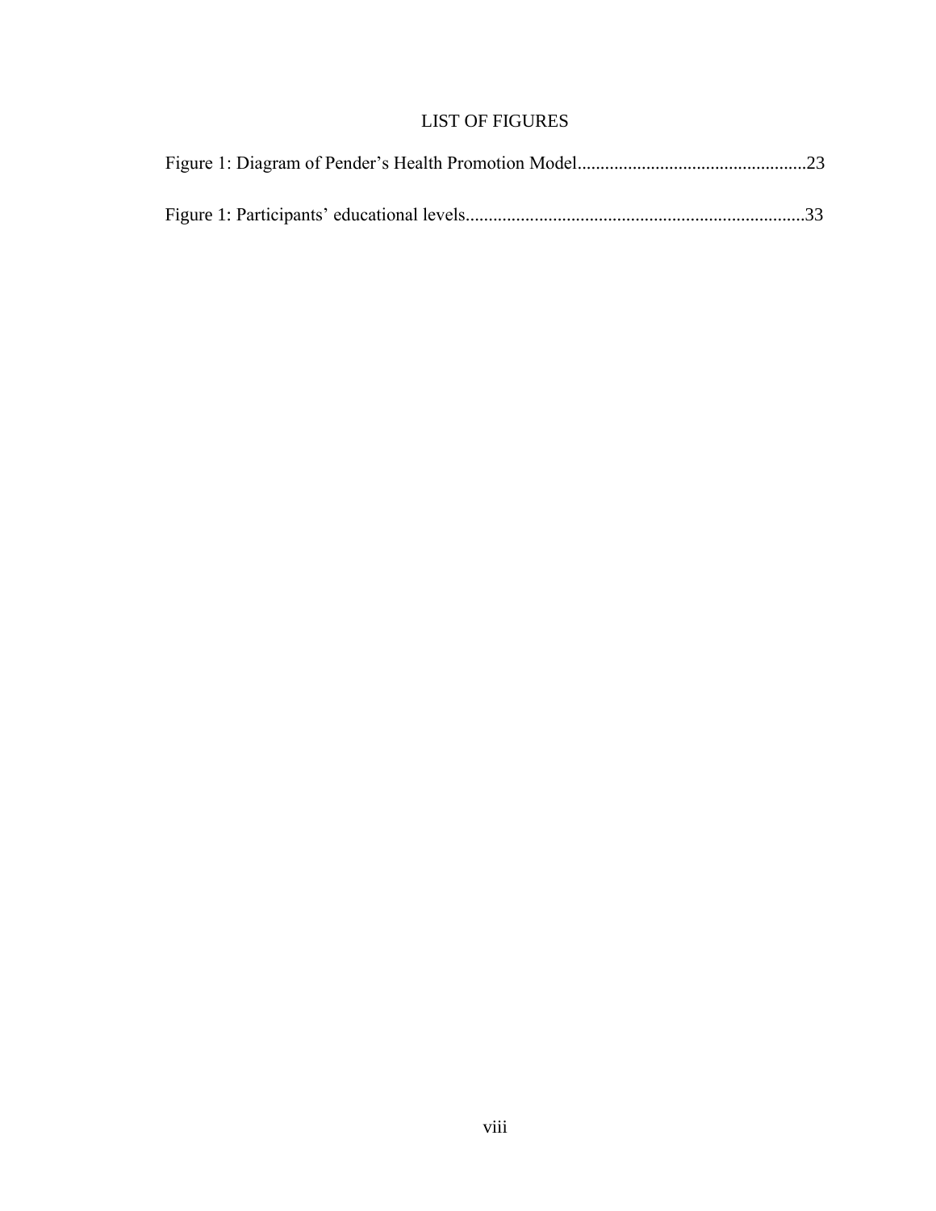# LIST OF FIGURES

Figure 1: Diagram of Pender's Health Promotion Model..................................................23

Figure 1: Participants' educational levels..........................................................................33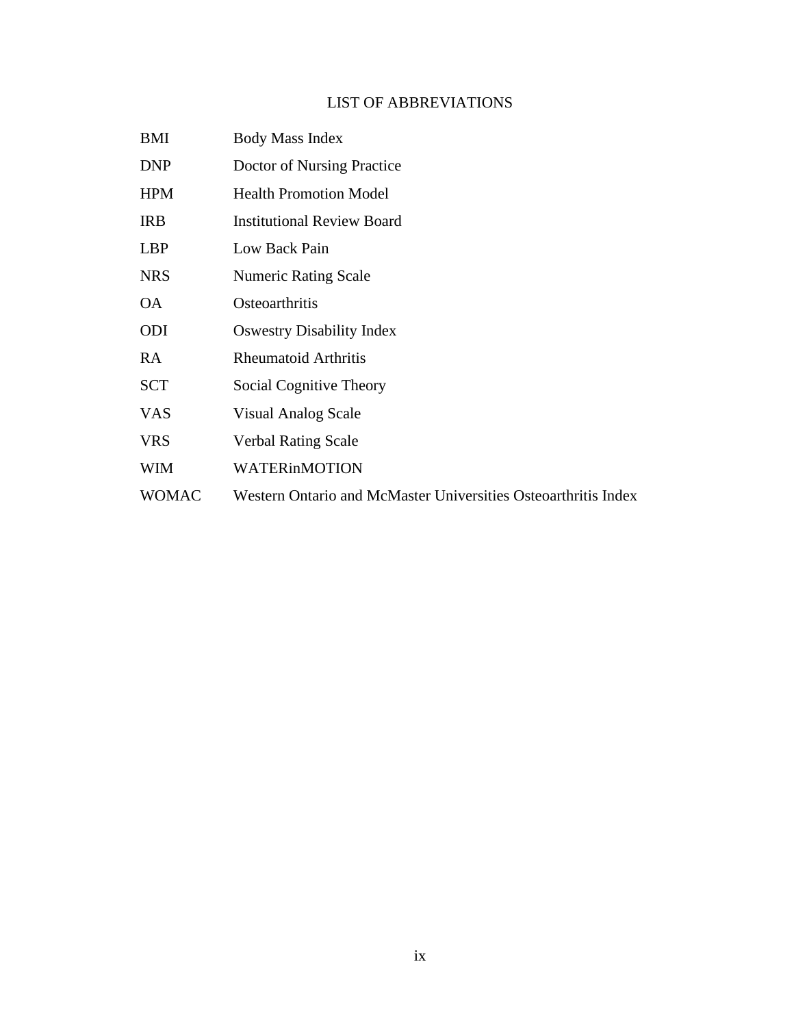# LIST OF ABBREVIATIONS

| | |
|---|---|
| BMI | Body Mass Index |
| DNP | Doctor of Nursing Practice |
| HPM | Health Promotion Model |
| IRB | Institutional Review Board |
| LBP | Low Back Pain |
| NRS | Numeric Rating Scale |
| OA | Osteoarthritis |
| ODI | Oswestry Disability Index |
| RA | Rheumatoid Arthritis |
| SCT | Social Cognitive Theory |
| VAS | Visual Analog Scale |
| VRS | Verbal Rating Scale |
| WIM | WATERinMOTION |
| WOMAC | Western Ontario and McMaster Universities Osteoarthritis Index |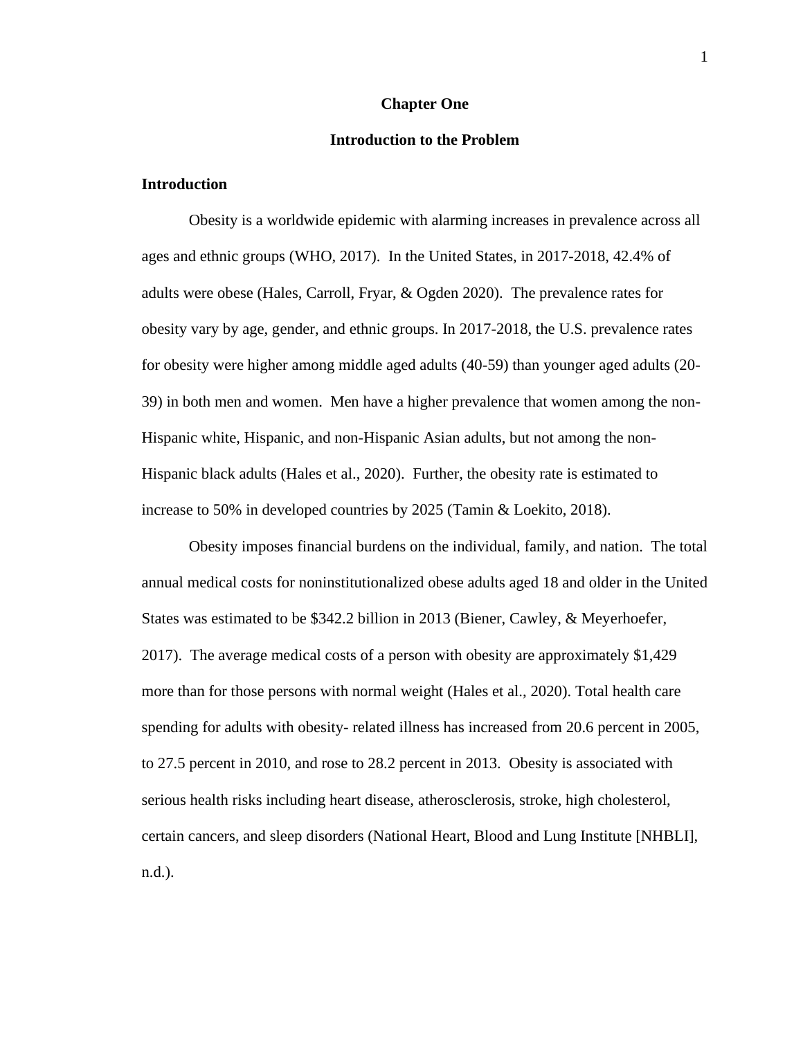# Chapter One

## Introduction to the Problem

### Introduction

Obesity is a worldwide epidemic with alarming increases in prevalence across all ages and ethnic groups (WHO, 2017). In the United States, in 2017-2018, 42.4% of adults were obese (Hales, Carroll, Fryar, & Ogden 2020). The prevalence rates for obesity vary by age, gender, and ethnic groups. In 2017-2018, the U.S. prevalence rates for obesity were higher among middle aged adults (40-59) than younger aged adults (20-39) in both men and women. Men have a higher prevalence that women among the non-Hispanic white, Hispanic, and non-Hispanic Asian adults, but not among the non-Hispanic black adults (Hales et al., 2020). Further, the obesity rate is estimated to increase to 50% in developed countries by 2025 (Tamin & Loekito, 2018).

Obesity imposes financial burdens on the individual, family, and nation. The total annual medical costs for noninstitutionalized obese adults aged 18 and older in the United States was estimated to be $342.2 billion in 2013 (Biener, Cawley, & Meyerhoefer, 2017). The average medical costs of a person with obesity are approximately $1,429 more than for those persons with normal weight (Hales et al., 2020). Total health care spending for adults with obesity- related illness has increased from 20.6 percent in 2005, to 27.5 percent in 2010, and rose to 28.2 percent in 2013. Obesity is associated with serious health risks including heart disease, atherosclerosis, stroke, high cholesterol, certain cancers, and sleep disorders (National Heart, Blood and Lung Institute [NHBLI], n.d.).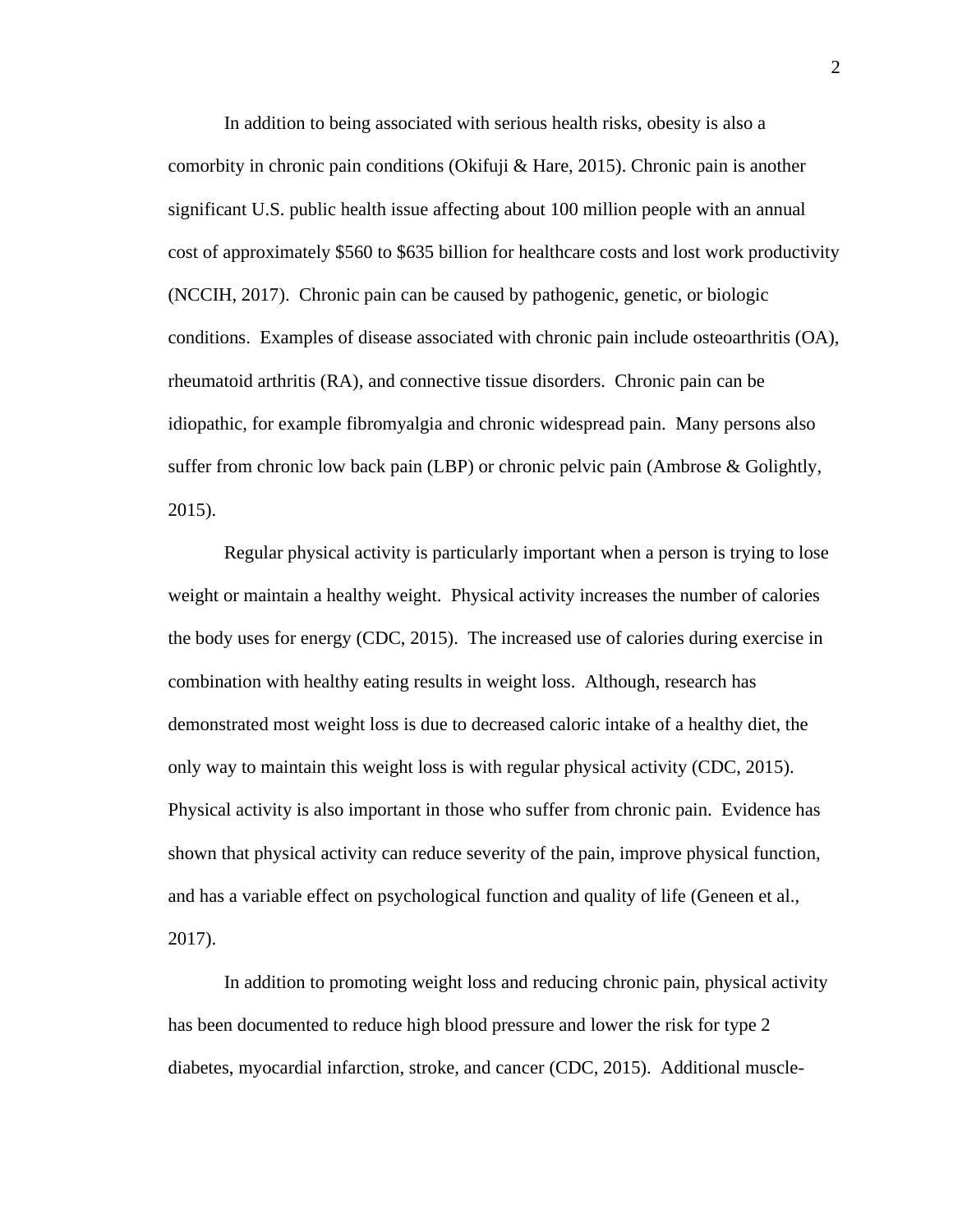In addition to being associated with serious health risks, obesity is also a comorbity in chronic pain conditions (Okifuji & Hare, 2015). Chronic pain is another significant U.S. public health issue affecting about 100 million people with an annual cost of approximately $560 to $635 billion for healthcare costs and lost work productivity (NCCIH, 2017). Chronic pain can be caused by pathogenic, genetic, or biologic conditions. Examples of disease associated with chronic pain include osteoarthritis (OA), rheumatoid arthritis (RA), and connective tissue disorders. Chronic pain can be idiopathic, for example fibromyalgia and chronic widespread pain. Many persons also suffer from chronic low back pain (LBP) or chronic pelvic pain (Ambrose & Golightly, 2015).

Regular physical activity is particularly important when a person is trying to lose weight or maintain a healthy weight. Physical activity increases the number of calories the body uses for energy (CDC, 2015). The increased use of calories during exercise in combination with healthy eating results in weight loss. Although, research has demonstrated most weight loss is due to decreased caloric intake of a healthy diet, the only way to maintain this weight loss is with regular physical activity (CDC, 2015). Physical activity is also important in those who suffer from chronic pain. Evidence has shown that physical activity can reduce severity of the pain, improve physical function, and has a variable effect on psychological function and quality of life (Geneen et al., 2017).

In addition to promoting weight loss and reducing chronic pain, physical activity has been documented to reduce high blood pressure and lower the risk for type 2 diabetes, myocardial infarction, stroke, and cancer (CDC, 2015). Additional muscle-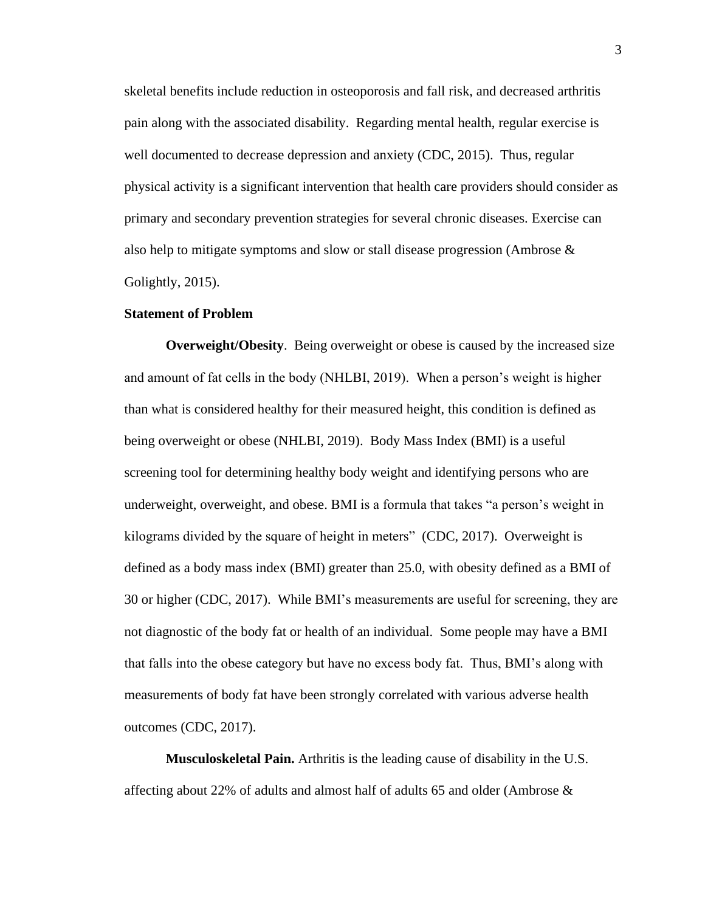skeletal benefits include reduction in osteoporosis and fall risk, and decreased arthritis pain along with the associated disability. Regarding mental health, regular exercise is well documented to decrease depression and anxiety (CDC, 2015). Thus, regular physical activity is a significant intervention that health care providers should consider as primary and secondary prevention strategies for several chronic diseases. Exercise can also help to mitigate symptoms and slow or stall disease progression (Ambrose & Golightly, 2015).

## Statement of Problem

**Overweight/Obesity**. Being overweight or obese is caused by the increased size and amount of fat cells in the body (NHLBI, 2019). When a person's weight is higher than what is considered healthy for their measured height, this condition is defined as being overweight or obese (NHLBI, 2019). Body Mass Index (BMI) is a useful screening tool for determining healthy body weight and identifying persons who are underweight, overweight, and obese. BMI is a formula that takes "a person's weight in kilograms divided by the square of height in meters" (CDC, 2017). Overweight is defined as a body mass index (BMI) greater than 25.0, with obesity defined as a BMI of 30 or higher (CDC, 2017). While BMI's measurements are useful for screening, they are not diagnostic of the body fat or health of an individual. Some people may have a BMI that falls into the obese category but have no excess body fat. Thus, BMI's along with measurements of body fat have been strongly correlated with various adverse health outcomes (CDC, 2017).

**Musculoskeletal Pain.** Arthritis is the leading cause of disability in the U.S. affecting about 22% of adults and almost half of adults 65 and older (Ambrose &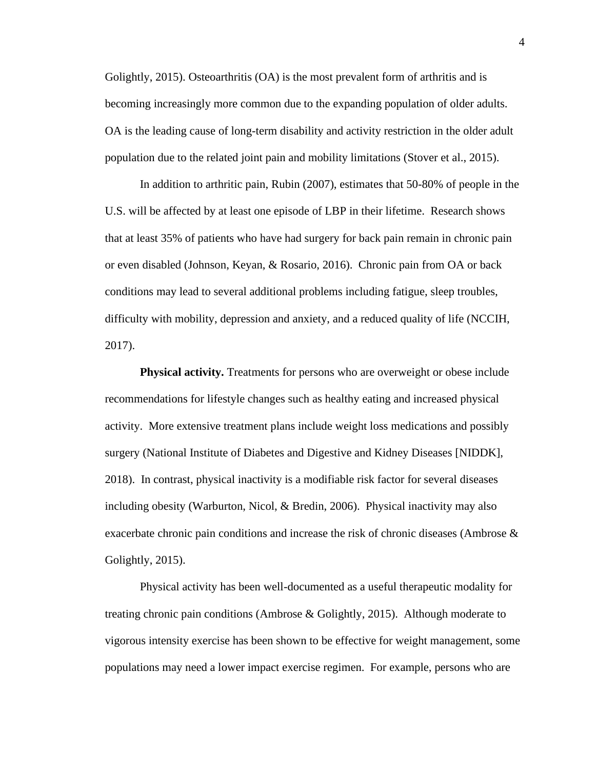Golightly, 2015). Osteoarthritis (OA) is the most prevalent form of arthritis and is becoming increasingly more common due to the expanding population of older adults. OA is the leading cause of long-term disability and activity restriction in the older adult population due to the related joint pain and mobility limitations (Stover et al., 2015).

In addition to arthritic pain, Rubin (2007), estimates that 50-80% of people in the U.S. will be affected by at least one episode of LBP in their lifetime. Research shows that at least 35% of patients who have had surgery for back pain remain in chronic pain or even disabled (Johnson, Keyan, & Rosario, 2016). Chronic pain from OA or back conditions may lead to several additional problems including fatigue, sleep troubles, difficulty with mobility, depression and anxiety, and a reduced quality of life (NCCIH, 2017).

**Physical activity.** Treatments for persons who are overweight or obese include recommendations for lifestyle changes such as healthy eating and increased physical activity. More extensive treatment plans include weight loss medications and possibly surgery (National Institute of Diabetes and Digestive and Kidney Diseases [NIDDK], 2018). In contrast, physical inactivity is a modifiable risk factor for several diseases including obesity (Warburton, Nicol, & Bredin, 2006). Physical inactivity may also exacerbate chronic pain conditions and increase the risk of chronic diseases (Ambrose & Golightly, 2015).

Physical activity has been well-documented as a useful therapeutic modality for treating chronic pain conditions (Ambrose & Golightly, 2015). Although moderate to vigorous intensity exercise has been shown to be effective for weight management, some populations may need a lower impact exercise regimen. For example, persons who are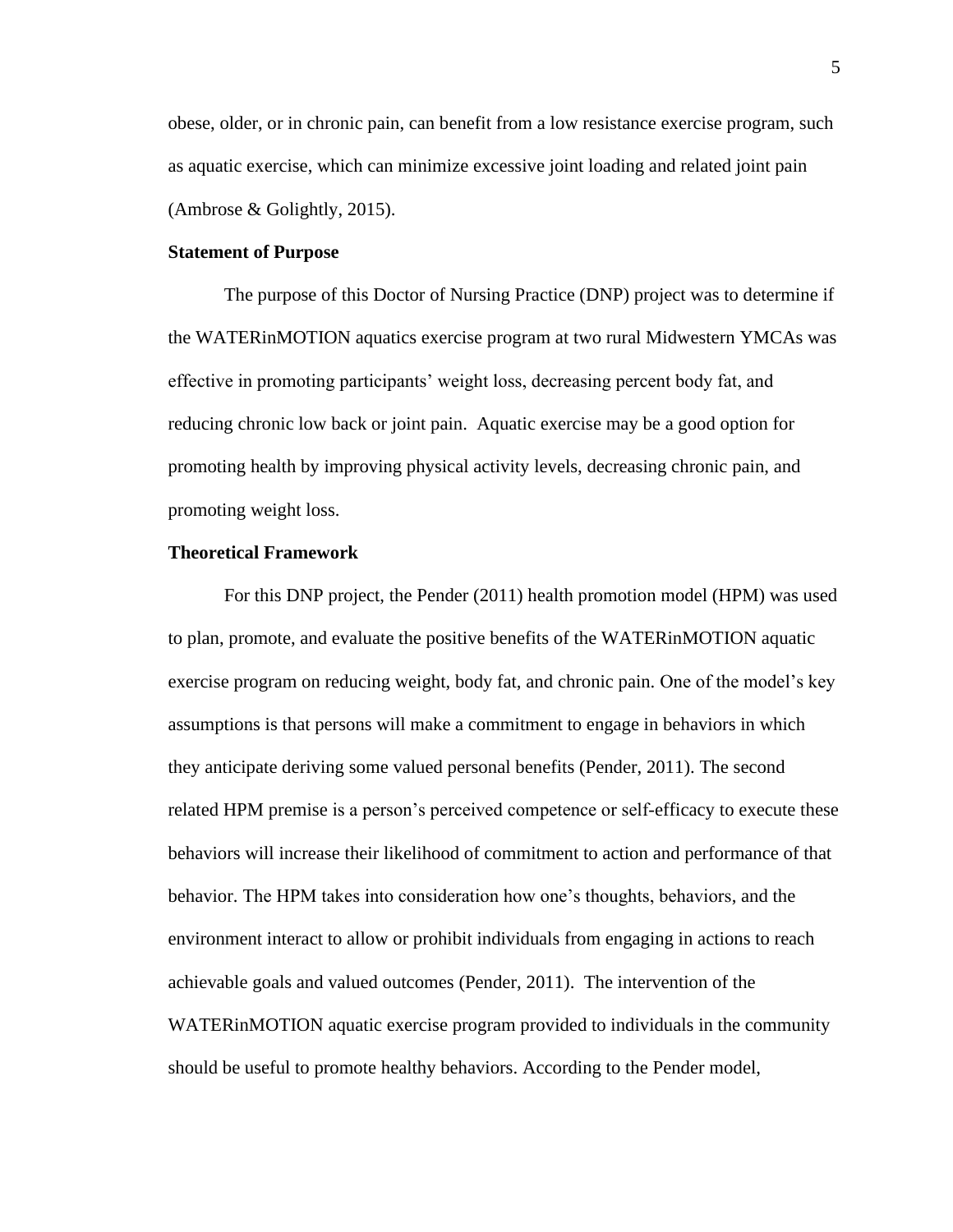obese, older, or in chronic pain, can benefit from a low resistance exercise program, such as aquatic exercise, which can minimize excessive joint loading and related joint pain (Ambrose & Golightly, 2015).

**Statement of Purpose**

The purpose of this Doctor of Nursing Practice (DNP) project was to determine if the WATERinMOTION aquatics exercise program at two rural Midwestern YMCAs was effective in promoting participants' weight loss, decreasing percent body fat, and reducing chronic low back or joint pain. Aquatic exercise may be a good option for promoting health by improving physical activity levels, decreasing chronic pain, and promoting weight loss.

**Theoretical Framework**

For this DNP project, the Pender (2011) health promotion model (HPM) was used to plan, promote, and evaluate the positive benefits of the WATERinMOTION aquatic exercise program on reducing weight, body fat, and chronic pain. One of the model's key assumptions is that persons will make a commitment to engage in behaviors in which they anticipate deriving some valued personal benefits (Pender, 2011). The second related HPM premise is a person's perceived competence or self-efficacy to execute these behaviors will increase their likelihood of commitment to action and performance of that behavior. The HPM takes into consideration how one's thoughts, behaviors, and the environment interact to allow or prohibit individuals from engaging in actions to reach achievable goals and valued outcomes (Pender, 2011). The intervention of the WATERinMOTION aquatic exercise program provided to individuals in the community should be useful to promote healthy behaviors. According to the Pender model,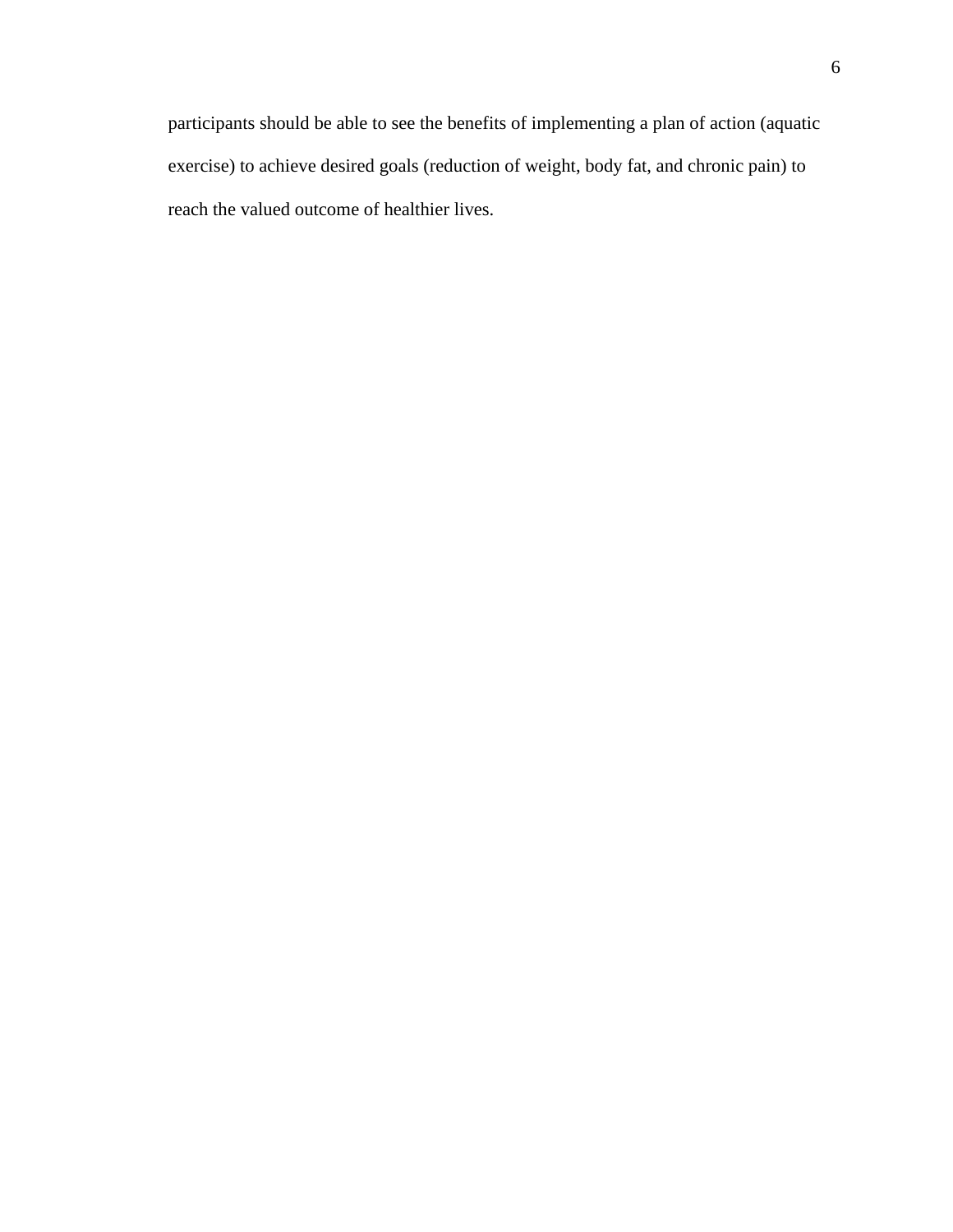participants should be able to see the benefits of implementing a plan of action (aquatic exercise) to achieve desired goals (reduction of weight, body fat, and chronic pain) to reach the valued outcome of healthier lives.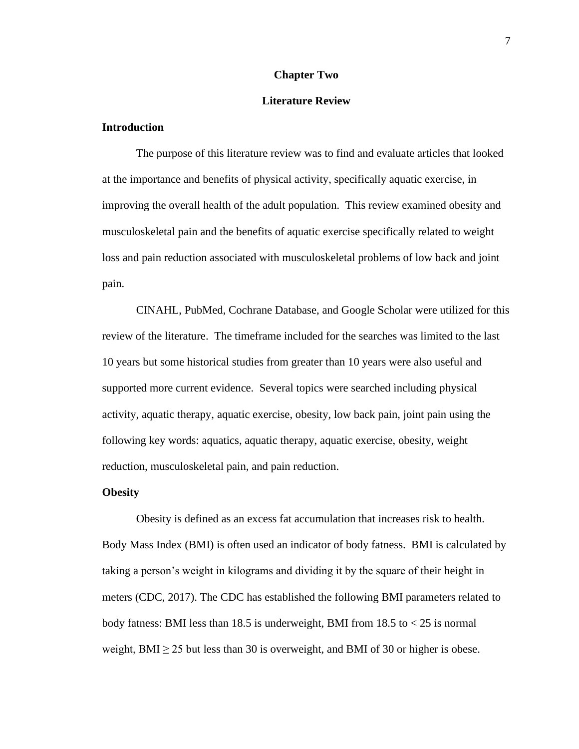# Chapter Two

# Literature Review

## Introduction

The purpose of this literature review was to find and evaluate articles that looked at the importance and benefits of physical activity, specifically aquatic exercise, in improving the overall health of the adult population. This review examined obesity and musculoskeletal pain and the benefits of aquatic exercise specifically related to weight loss and pain reduction associated with musculoskeletal problems of low back and joint pain.

CINAHL, PubMed, Cochrane Database, and Google Scholar were utilized for this review of the literature. The timeframe included for the searches was limited to the last 10 years but some historical studies from greater than 10 years were also useful and supported more current evidence. Several topics were searched including physical activity, aquatic therapy, aquatic exercise, obesity, low back pain, joint pain using the following key words: aquatics, aquatic therapy, aquatic exercise, obesity, weight reduction, musculoskeletal pain, and pain reduction.

## Obesity

Obesity is defined as an excess fat accumulation that increases risk to health. Body Mass Index (BMI) is often used an indicator of body fatness. BMI is calculated by taking a person's weight in kilograms and dividing it by the square of their height in meters (CDC, 2017). The CDC has established the following BMI parameters related to body fatness: BMI less than 18.5 is underweight, BMI from 18.5 to $< 25$ is normal weight, BMI $\geq 25$ but less than 30 is overweight, and BMI of 30 or higher is obese.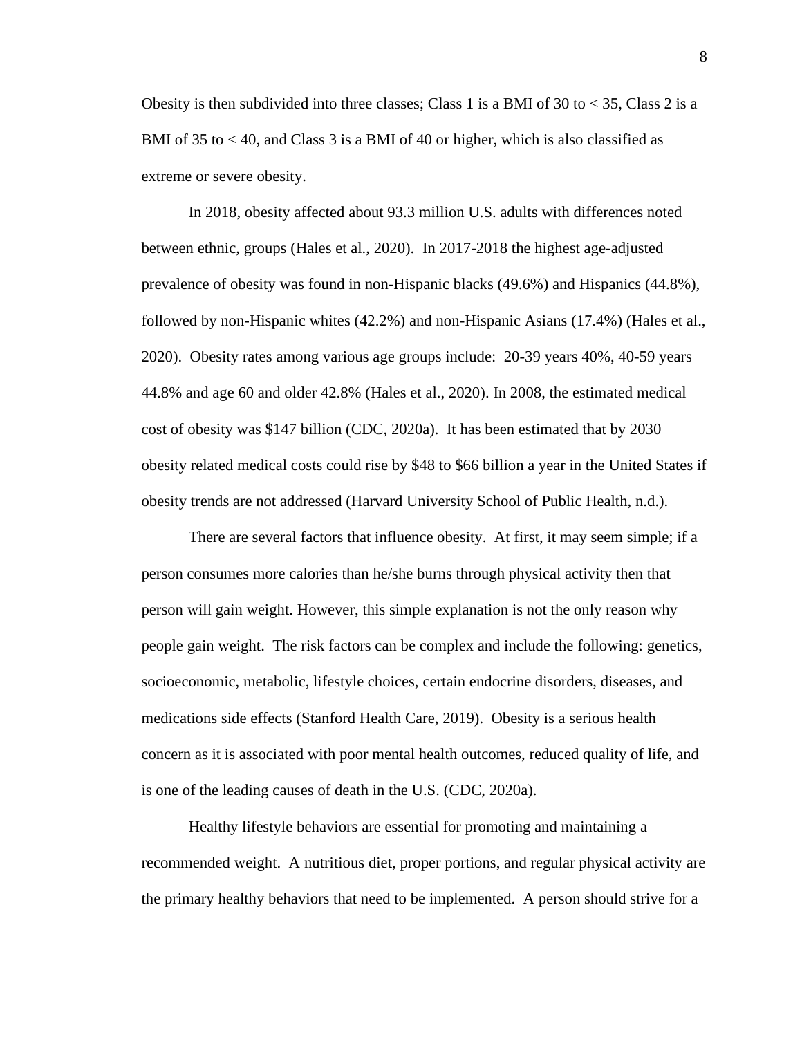Obesity is then subdivided into three classes; Class 1 is a BMI of 30 to < 35, Class 2 is a BMI of 35 to < 40, and Class 3 is a BMI of 40 or higher, which is also classified as extreme or severe obesity.

In 2018, obesity affected about 93.3 million U.S. adults with differences noted between ethnic, groups (Hales et al., 2020). In 2017-2018 the highest age-adjusted prevalence of obesity was found in non-Hispanic blacks (49.6%) and Hispanics (44.8%), followed by non-Hispanic whites (42.2%) and non-Hispanic Asians (17.4%) (Hales et al., 2020). Obesity rates among various age groups include: 20-39 years 40%, 40-59 years 44.8% and age 60 and older 42.8% (Hales et al., 2020). In 2008, the estimated medical cost of obesity was $147 billion (CDC, 2020a). It has been estimated that by 2030 obesity related medical costs could rise by $48 to $66 billion a year in the United States if obesity trends are not addressed (Harvard University School of Public Health, n.d.).

There are several factors that influence obesity. At first, it may seem simple; if a person consumes more calories than he/she burns through physical activity then that person will gain weight. However, this simple explanation is not the only reason why people gain weight. The risk factors can be complex and include the following: genetics, socioeconomic, metabolic, lifestyle choices, certain endocrine disorders, diseases, and medications side effects (Stanford Health Care, 2019). Obesity is a serious health concern as it is associated with poor mental health outcomes, reduced quality of life, and is one of the leading causes of death in the U.S. (CDC, 2020a).

Healthy lifestyle behaviors are essential for promoting and maintaining a recommended weight. A nutritious diet, proper portions, and regular physical activity are the primary healthy behaviors that need to be implemented. A person should strive for a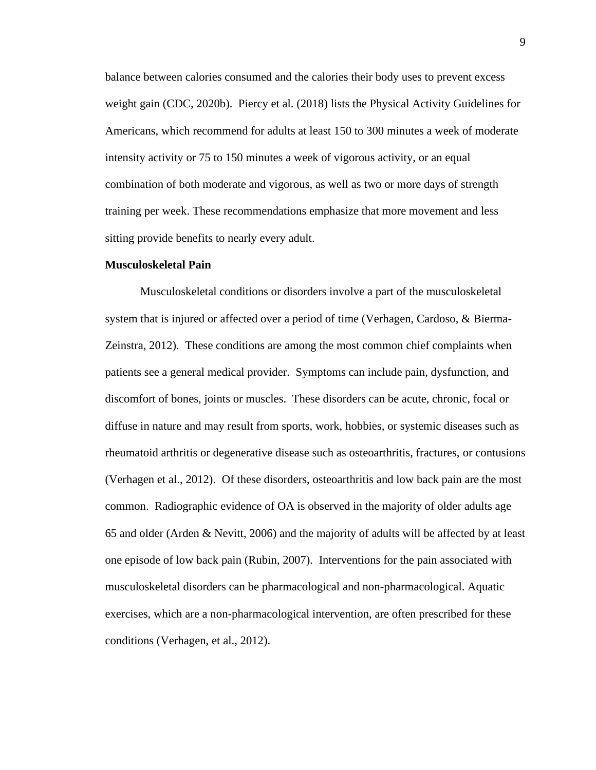balance between calories consumed and the calories their body uses to prevent excess weight gain (CDC, 2020b). Piercy et al. (2018) lists the Physical Activity Guidelines for Americans, which recommend for adults at least 150 to 300 minutes a week of moderate intensity activity or 75 to 150 minutes a week of vigorous activity, or an equal combination of both moderate and vigorous, as well as two or more days of strength training per week. These recommendations emphasize that more movement and less sitting provide benefits to nearly every adult.

**Musculoskeletal Pain**

Musculoskeletal conditions or disorders involve a part of the musculoskeletal system that is injured or affected over a period of time (Verhagen, Cardoso, & Bierma-Zeinstra, 2012). These conditions are among the most common chief complaints when patients see a general medical provider. Symptoms can include pain, dysfunction, and discomfort of bones, joints or muscles. These disorders can be acute, chronic, focal or diffuse in nature and may result from sports, work, hobbies, or systemic diseases such as rheumatoid arthritis or degenerative disease such as osteoarthritis, fractures, or contusions (Verhagen et al., 2012). Of these disorders, osteoarthritis and low back pain are the most common. Radiographic evidence of OA is observed in the majority of older adults age 65 and older (Arden & Nevitt, 2006) and the majority of adults will be affected by at least one episode of low back pain (Rubin, 2007). Interventions for the pain associated with musculoskeletal disorders can be pharmacological and non-pharmacological. Aquatic exercises, which are a non-pharmacological intervention, are often prescribed for these conditions (Verhagen, et al., 2012).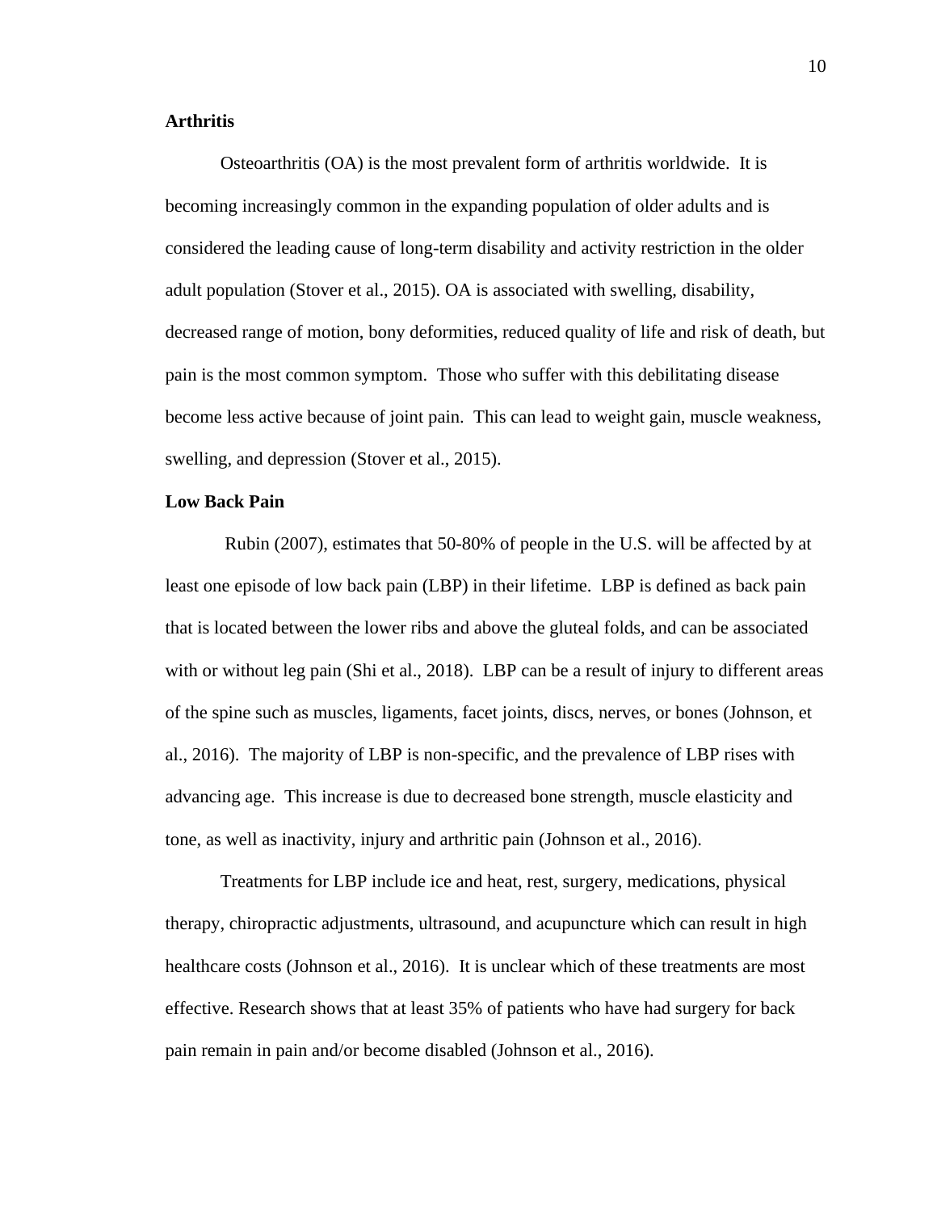**Arthritis**

Osteoarthritis (OA) is the most prevalent form of arthritis worldwide. It is becoming increasingly common in the expanding population of older adults and is considered the leading cause of long-term disability and activity restriction in the older adult population (Stover et al., 2015). OA is associated with swelling, disability, decreased range of motion, bony deformities, reduced quality of life and risk of death, but pain is the most common symptom. Those who suffer with this debilitating disease become less active because of joint pain. This can lead to weight gain, muscle weakness, swelling, and depression (Stover et al., 2015).

**Low Back Pain**

Rubin (2007), estimates that 50-80% of people in the U.S. will be affected by at least one episode of low back pain (LBP) in their lifetime. LBP is defined as back pain that is located between the lower ribs and above the gluteal folds, and can be associated with or without leg pain (Shi et al., 2018). LBP can be a result of injury to different areas of the spine such as muscles, ligaments, facet joints, discs, nerves, or bones (Johnson, et al., 2016). The majority of LBP is non-specific, and the prevalence of LBP rises with advancing age. This increase is due to decreased bone strength, muscle elasticity and tone, as well as inactivity, injury and arthritic pain (Johnson et al., 2016).

Treatments for LBP include ice and heat, rest, surgery, medications, physical therapy, chiropractic adjustments, ultrasound, and acupuncture which can result in high healthcare costs (Johnson et al., 2016). It is unclear which of these treatments are most effective. Research shows that at least 35% of patients who have had surgery for back pain remain in pain and/or become disabled (Johnson et al., 2016).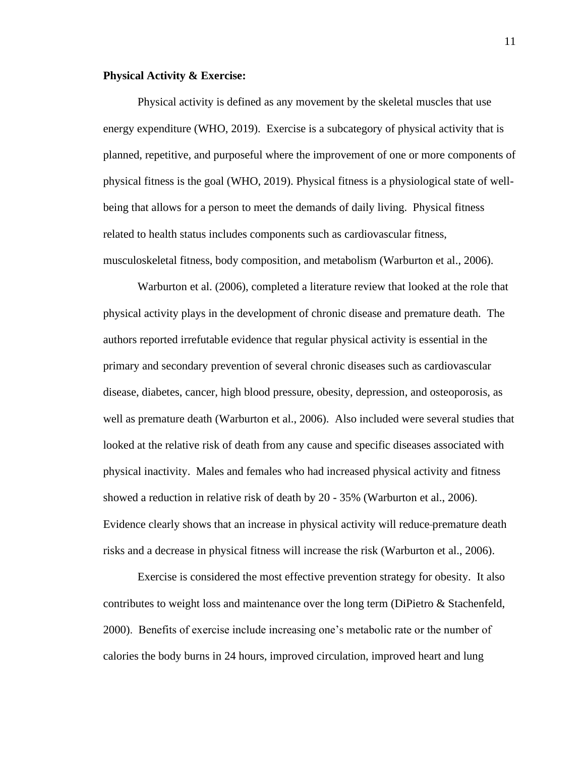**Physical Activity & Exercise:**

Physical activity is defined as any movement by the skeletal muscles that use energy expenditure (WHO, 2019). Exercise is a subcategory of physical activity that is planned, repetitive, and purposeful where the improvement of one or more components of physical fitness is the goal (WHO, 2019). Physical fitness is a physiological state of well-being that allows for a person to meet the demands of daily living. Physical fitness related to health status includes components such as cardiovascular fitness, musculoskeletal fitness, body composition, and metabolism (Warburton et al., 2006).

Warburton et al. (2006), completed a literature review that looked at the role that physical activity plays in the development of chronic disease and premature death. The authors reported irrefutable evidence that regular physical activity is essential in the primary and secondary prevention of several chronic diseases such as cardiovascular disease, diabetes, cancer, high blood pressure, obesity, depression, and osteoporosis, as well as premature death (Warburton et al., 2006). Also included were several studies that looked at the relative risk of death from any cause and specific diseases associated with physical inactivity. Males and females who had increased physical activity and fitness showed a reduction in relative risk of death by 20 - 35% (Warburton et al., 2006). Evidence clearly shows that an increase in physical activity will reduce premature death risks and a decrease in physical fitness will increase the risk (Warburton et al., 2006).

Exercise is considered the most effective prevention strategy for obesity. It also contributes to weight loss and maintenance over the long term (DiPietro & Stachenfeld, 2000). Benefits of exercise include increasing one's metabolic rate or the number of calories the body burns in 24 hours, improved circulation, improved heart and lung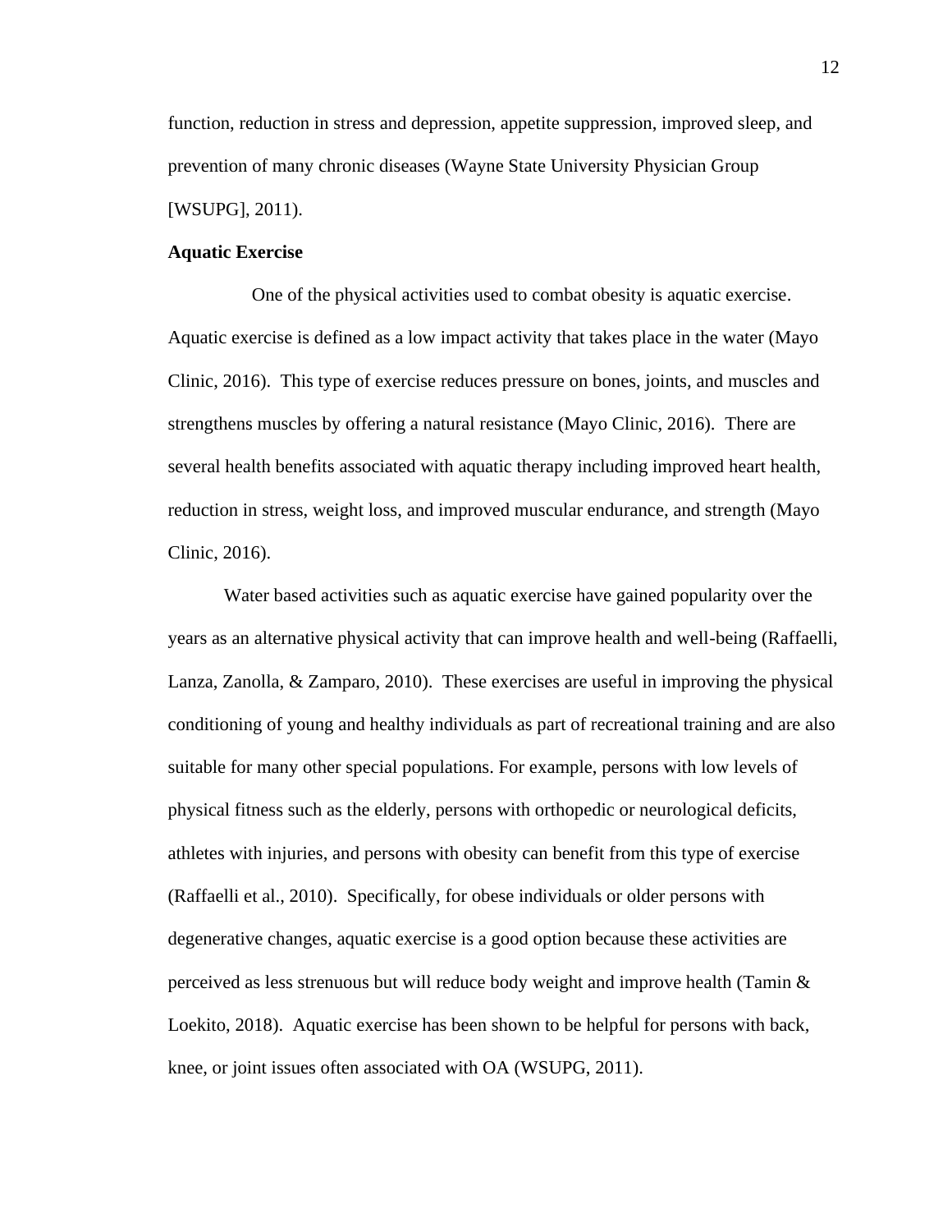function, reduction in stress and depression, appetite suppression, improved sleep, and prevention of many chronic diseases (Wayne State University Physician Group [WSUPG], 2011).

**Aquatic Exercise**

One of the physical activities used to combat obesity is aquatic exercise. Aquatic exercise is defined as a low impact activity that takes place in the water (Mayo Clinic, 2016). This type of exercise reduces pressure on bones, joints, and muscles and strengthens muscles by offering a natural resistance (Mayo Clinic, 2016). There are several health benefits associated with aquatic therapy including improved heart health, reduction in stress, weight loss, and improved muscular endurance, and strength (Mayo Clinic, 2016).

Water based activities such as aquatic exercise have gained popularity over the years as an alternative physical activity that can improve health and well-being (Raffaelli, Lanza, Zanolla, & Zamparo, 2010). These exercises are useful in improving the physical conditioning of young and healthy individuals as part of recreational training and are also suitable for many other special populations. For example, persons with low levels of physical fitness such as the elderly, persons with orthopedic or neurological deficits, athletes with injuries, and persons with obesity can benefit from this type of exercise (Raffaelli et al., 2010). Specifically, for obese individuals or older persons with degenerative changes, aquatic exercise is a good option because these activities are perceived as less strenuous but will reduce body weight and improve health (Tamin & Loekito, 2018). Aquatic exercise has been shown to be helpful for persons with back, knee, or joint issues often associated with OA (WSUPG, 2011).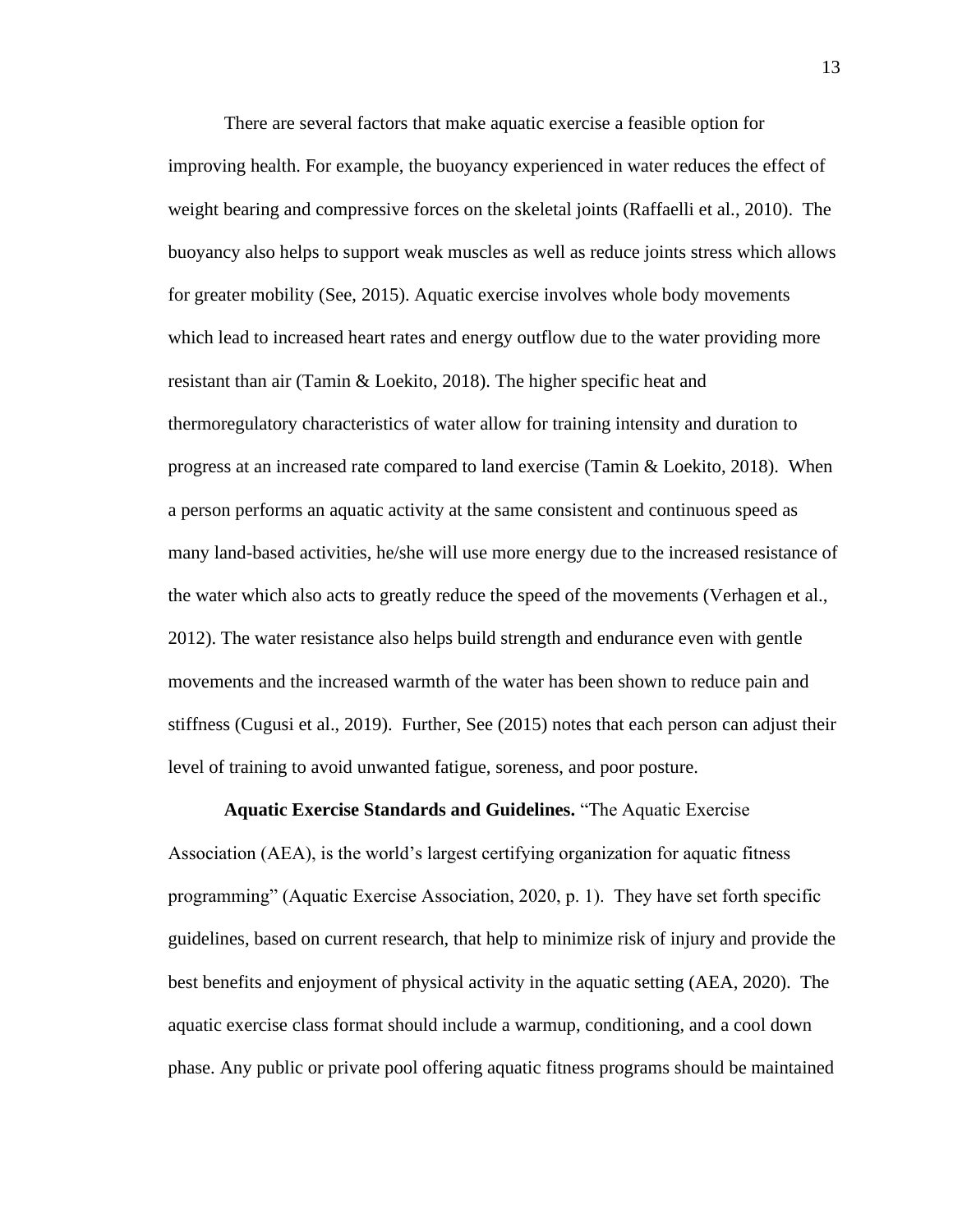There are several factors that make aquatic exercise a feasible option for improving health. For example, the buoyancy experienced in water reduces the effect of weight bearing and compressive forces on the skeletal joints (Raffaelli et al., 2010). The buoyancy also helps to support weak muscles as well as reduce joints stress which allows for greater mobility (See, 2015). Aquatic exercise involves whole body movements which lead to increased heart rates and energy outflow due to the water providing more resistant than air (Tamin & Loekito, 2018). The higher specific heat and thermoregulatory characteristics of water allow for training intensity and duration to progress at an increased rate compared to land exercise (Tamin & Loekito, 2018). When a person performs an aquatic activity at the same consistent and continuous speed as many land-based activities, he/she will use more energy due to the increased resistance of the water which also acts to greatly reduce the speed of the movements (Verhagen et al., 2012). The water resistance also helps build strength and endurance even with gentle movements and the increased warmth of the water has been shown to reduce pain and stiffness (Cugusi et al., 2019). Further, See (2015) notes that each person can adjust their level of training to avoid unwanted fatigue, soreness, and poor posture.

**Aquatic Exercise Standards and Guidelines.** "The Aquatic Exercise Association (AEA), is the world's largest certifying organization for aquatic fitness programming" (Aquatic Exercise Association, 2020, p. 1). They have set forth specific guidelines, based on current research, that help to minimize risk of injury and provide the best benefits and enjoyment of physical activity in the aquatic setting (AEA, 2020). The aquatic exercise class format should include a warmup, conditioning, and a cool down phase. Any public or private pool offering aquatic fitness programs should be maintained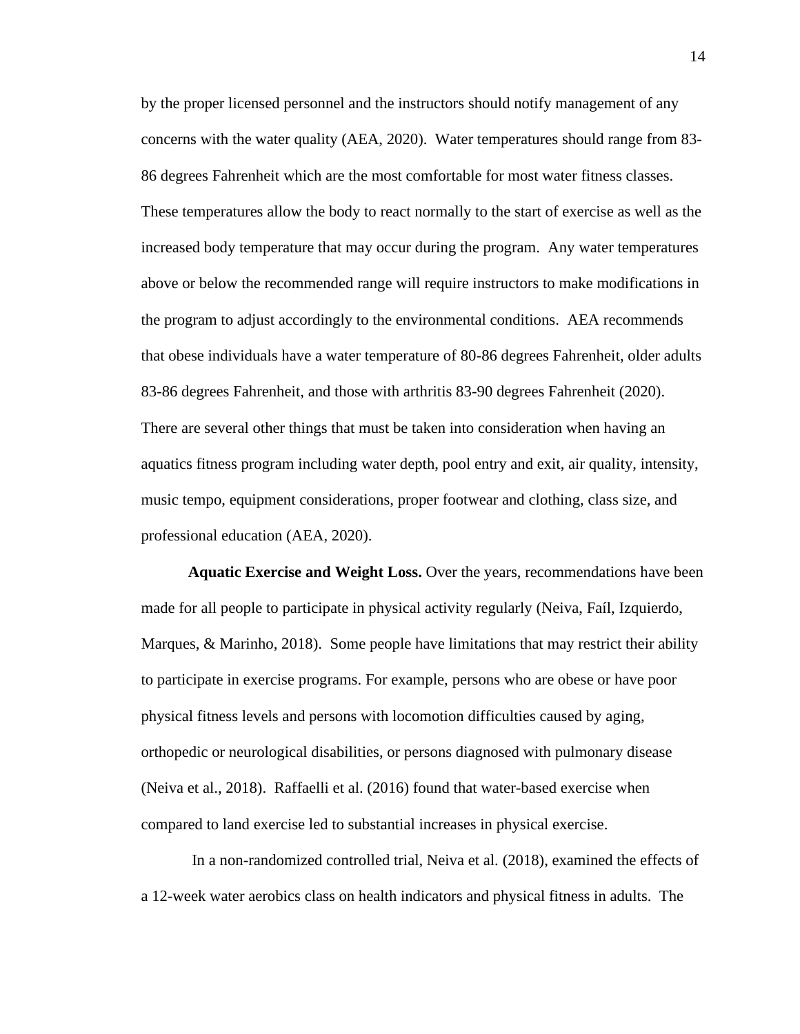by the proper licensed personnel and the instructors should notify management of any concerns with the water quality (AEA, 2020). Water temperatures should range from 83-86 degrees Fahrenheit which are the most comfortable for most water fitness classes. These temperatures allow the body to react normally to the start of exercise as well as the increased body temperature that may occur during the program. Any water temperatures above or below the recommended range will require instructors to make modifications in the program to adjust accordingly to the environmental conditions. AEA recommends that obese individuals have a water temperature of 80-86 degrees Fahrenheit, older adults 83-86 degrees Fahrenheit, and those with arthritis 83-90 degrees Fahrenheit (2020). There are several other things that must be taken into consideration when having an aquatics fitness program including water depth, pool entry and exit, air quality, intensity, music tempo, equipment considerations, proper footwear and clothing, class size, and professional education (AEA, 2020).

**Aquatic Exercise and Weight Loss.** Over the years, recommendations have been made for all people to participate in physical activity regularly (Neiva, Faíl, Izquierdo, Marques, & Marinho, 2018). Some people have limitations that may restrict their ability to participate in exercise programs. For example, persons who are obese or have poor physical fitness levels and persons with locomotion difficulties caused by aging, orthopedic or neurological disabilities, or persons diagnosed with pulmonary disease (Neiva et al., 2018). Raffaelli et al. (2016) found that water-based exercise when compared to land exercise led to substantial increases in physical exercise.

In a non-randomized controlled trial, Neiva et al. (2018), examined the effects of a 12-week water aerobics class on health indicators and physical fitness in adults. The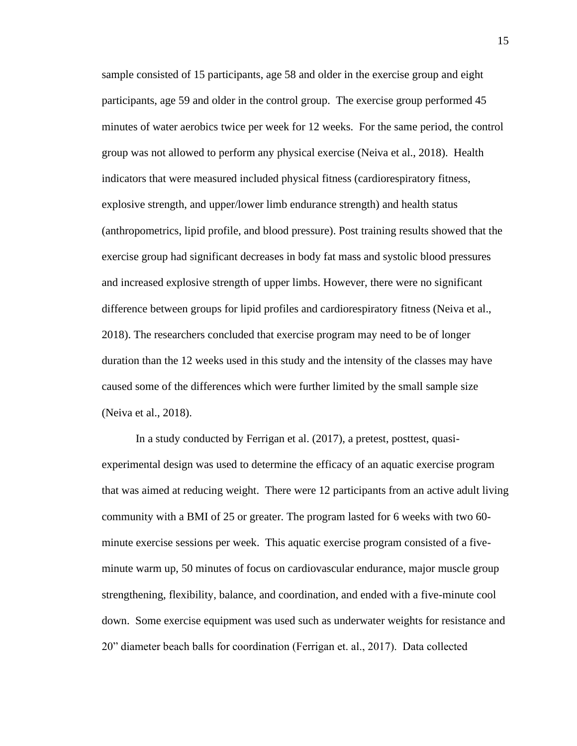sample consisted of 15 participants, age 58 and older in the exercise group and eight participants, age 59 and older in the control group. The exercise group performed 45 minutes of water aerobics twice per week for 12 weeks. For the same period, the control group was not allowed to perform any physical exercise (Neiva et al., 2018). Health indicators that were measured included physical fitness (cardiorespiratory fitness, explosive strength, and upper/lower limb endurance strength) and health status (anthropometrics, lipid profile, and blood pressure). Post training results showed that the exercise group had significant decreases in body fat mass and systolic blood pressures and increased explosive strength of upper limbs. However, there were no significant difference between groups for lipid profiles and cardiorespiratory fitness (Neiva et al., 2018). The researchers concluded that exercise program may need to be of longer duration than the 12 weeks used in this study and the intensity of the classes may have caused some of the differences which were further limited by the small sample size (Neiva et al., 2018).

In a study conducted by Ferrigan et al. (2017), a pretest, posttest, quasi-experimental design was used to determine the efficacy of an aquatic exercise program that was aimed at reducing weight. There were 12 participants from an active adult living community with a BMI of 25 or greater. The program lasted for 6 weeks with two 60-minute exercise sessions per week. This aquatic exercise program consisted of a five-minute warm up, 50 minutes of focus on cardiovascular endurance, major muscle group strengthening, flexibility, balance, and coordination, and ended with a five-minute cool down. Some exercise equipment was used such as underwater weights for resistance and 20" diameter beach balls for coordination (Ferrigan et. al., 2017). Data collected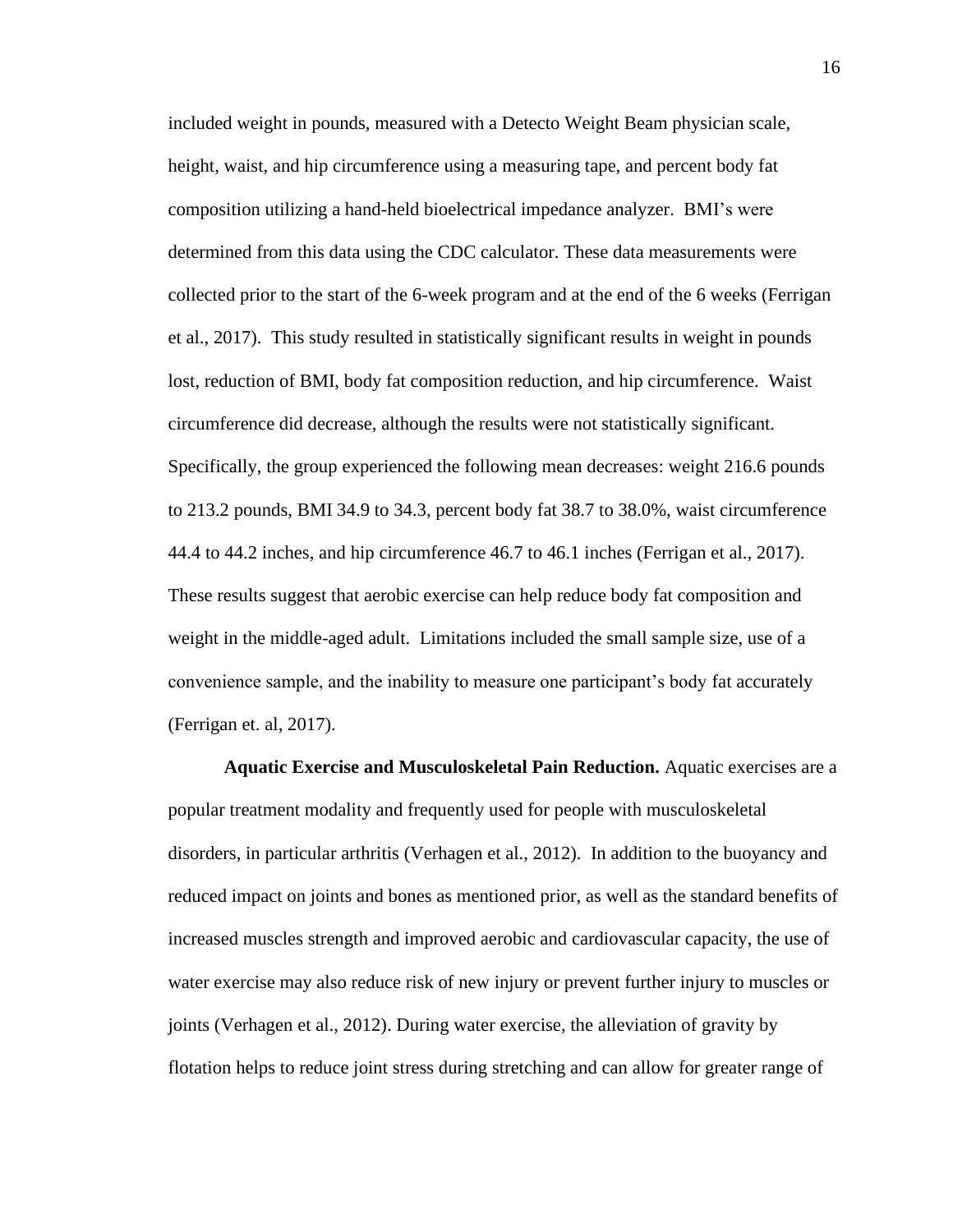included weight in pounds, measured with a Detecto Weight Beam physician scale, height, waist, and hip circumference using a measuring tape, and percent body fat composition utilizing a hand-held bioelectrical impedance analyzer. BMI's were determined from this data using the CDC calculator. These data measurements were collected prior to the start of the 6-week program and at the end of the 6 weeks (Ferrigan et al., 2017). This study resulted in statistically significant results in weight in pounds lost, reduction of BMI, body fat composition reduction, and hip circumference. Waist circumference did decrease, although the results were not statistically significant. Specifically, the group experienced the following mean decreases: weight 216.6 pounds to 213.2 pounds, BMI 34.9 to 34.3, percent body fat 38.7 to 38.0%, waist circumference 44.4 to 44.2 inches, and hip circumference 46.7 to 46.1 inches (Ferrigan et al., 2017). These results suggest that aerobic exercise can help reduce body fat composition and weight in the middle-aged adult. Limitations included the small sample size, use of a convenience sample, and the inability to measure one participant's body fat accurately (Ferrigan et. al, 2017).

**Aquatic Exercise and Musculoskeletal Pain Reduction.** Aquatic exercises are a popular treatment modality and frequently used for people with musculoskeletal disorders, in particular arthritis (Verhagen et al., 2012). In addition to the buoyancy and reduced impact on joints and bones as mentioned prior, as well as the standard benefits of increased muscles strength and improved aerobic and cardiovascular capacity, the use of water exercise may also reduce risk of new injury or prevent further injury to muscles or joints (Verhagen et al., 2012). During water exercise, the alleviation of gravity by flotation helps to reduce joint stress during stretching and can allow for greater range of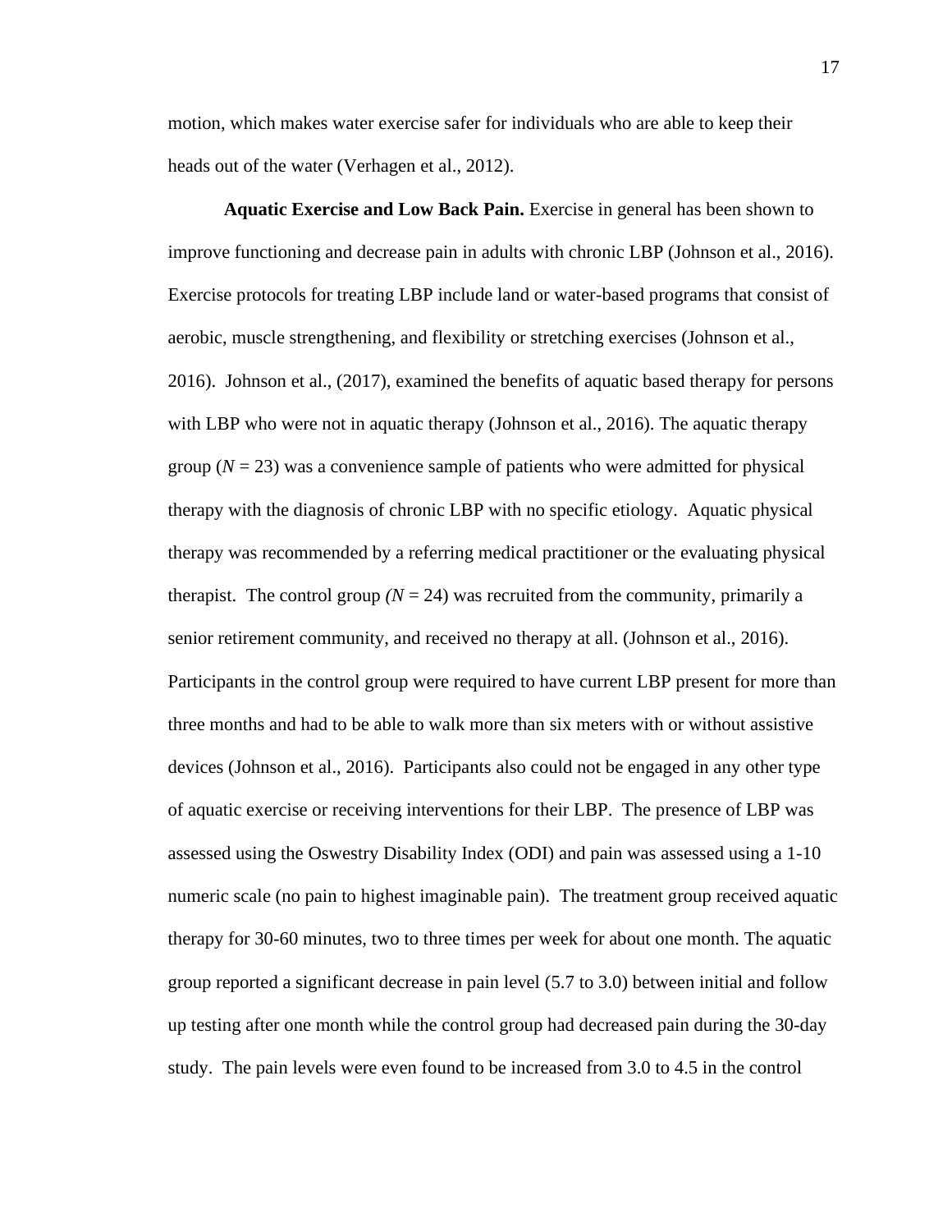motion, which makes water exercise safer for individuals who are able to keep their heads out of the water (Verhagen et al., 2012).

**Aquatic Exercise and Low Back Pain.** Exercise in general has been shown to improve functioning and decrease pain in adults with chronic LBP (Johnson et al., 2016). Exercise protocols for treating LBP include land or water-based programs that consist of aerobic, muscle strengthening, and flexibility or stretching exercises (Johnson et al., 2016). Johnson et al., (2017), examined the benefits of aquatic based therapy for persons with LBP who were not in aquatic therapy (Johnson et al., 2016). The aquatic therapy group ($N$ = 23) was a convenience sample of patients who were admitted for physical therapy with the diagnosis of chronic LBP with no specific etiology. Aquatic physical therapy was recommended by a referring medical practitioner or the evaluating physical therapist. The control group ($N$ = 24) was recruited from the community, primarily a senior retirement community, and received no therapy at all. (Johnson et al., 2016). Participants in the control group were required to have current LBP present for more than three months and had to be able to walk more than six meters with or without assistive devices (Johnson et al., 2016). Participants also could not be engaged in any other type of aquatic exercise or receiving interventions for their LBP. The presence of LBP was assessed using the Oswestry Disability Index (ODI) and pain was assessed using a 1-10 numeric scale (no pain to highest imaginable pain). The treatment group received aquatic therapy for 30-60 minutes, two to three times per week for about one month. The aquatic group reported a significant decrease in pain level (5.7 to 3.0) between initial and follow up testing after one month while the control group had decreased pain during the 30-day study. The pain levels were even found to be increased from 3.0 to 4.5 in the control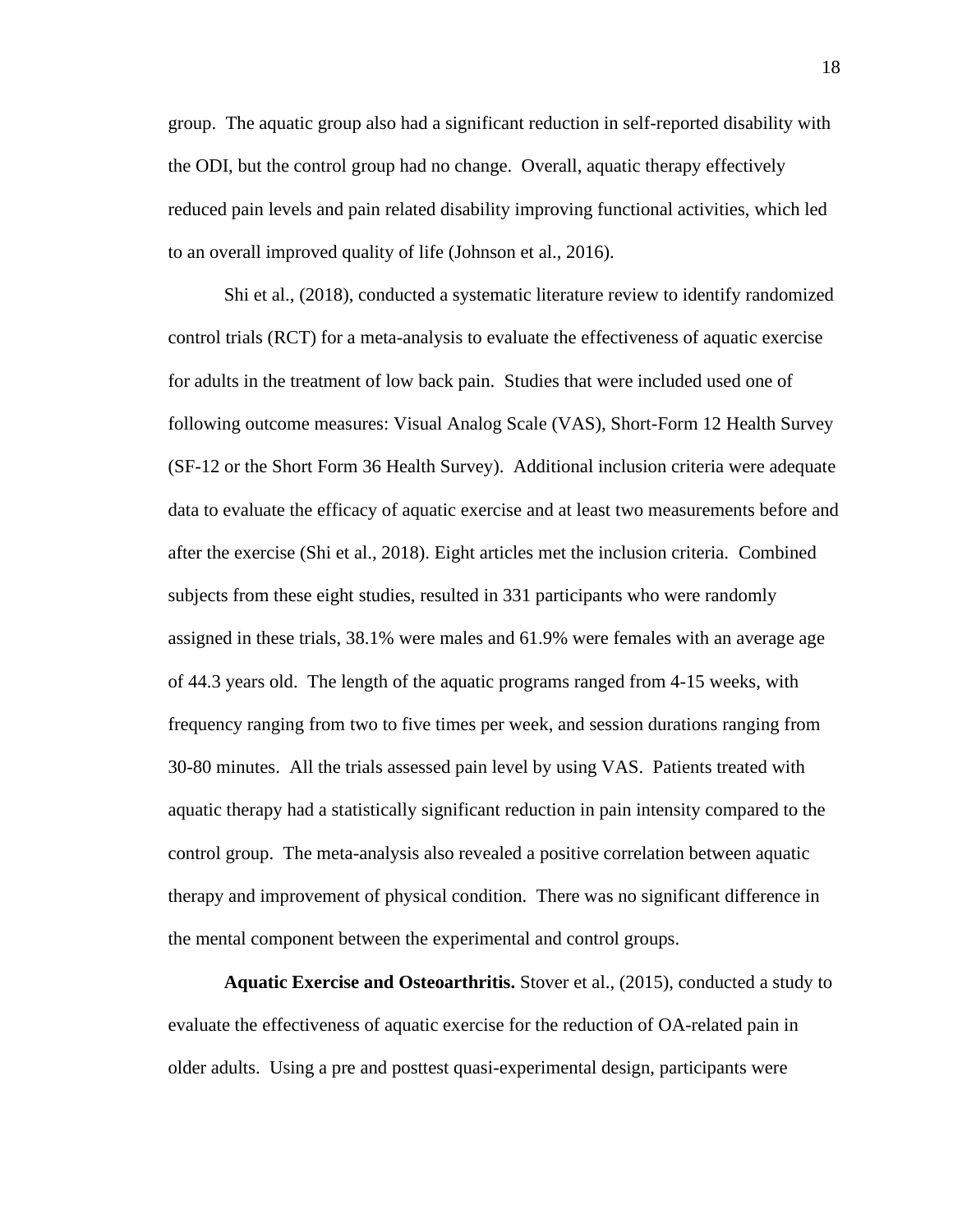group. The aquatic group also had a significant reduction in self-reported disability with the ODI, but the control group had no change. Overall, aquatic therapy effectively reduced pain levels and pain related disability improving functional activities, which led to an overall improved quality of life (Johnson et al., 2016).

Shi et al., (2018), conducted a systematic literature review to identify randomized control trials (RCT) for a meta-analysis to evaluate the effectiveness of aquatic exercise for adults in the treatment of low back pain. Studies that were included used one of following outcome measures: Visual Analog Scale (VAS), Short-Form 12 Health Survey (SF-12 or the Short Form 36 Health Survey). Additional inclusion criteria were adequate data to evaluate the efficacy of aquatic exercise and at least two measurements before and after the exercise (Shi et al., 2018). Eight articles met the inclusion criteria. Combined subjects from these eight studies, resulted in 331 participants who were randomly assigned in these trials, 38.1% were males and 61.9% were females with an average age of 44.3 years old. The length of the aquatic programs ranged from 4-15 weeks, with frequency ranging from two to five times per week, and session durations ranging from 30-80 minutes. All the trials assessed pain level by using VAS. Patients treated with aquatic therapy had a statistically significant reduction in pain intensity compared to the control group. The meta-analysis also revealed a positive correlation between aquatic therapy and improvement of physical condition. There was no significant difference in the mental component between the experimental and control groups.

**Aquatic Exercise and Osteoarthritis.** Stover et al., (2015), conducted a study to evaluate the effectiveness of aquatic exercise for the reduction of OA-related pain in older adults. Using a pre and posttest quasi-experimental design, participants were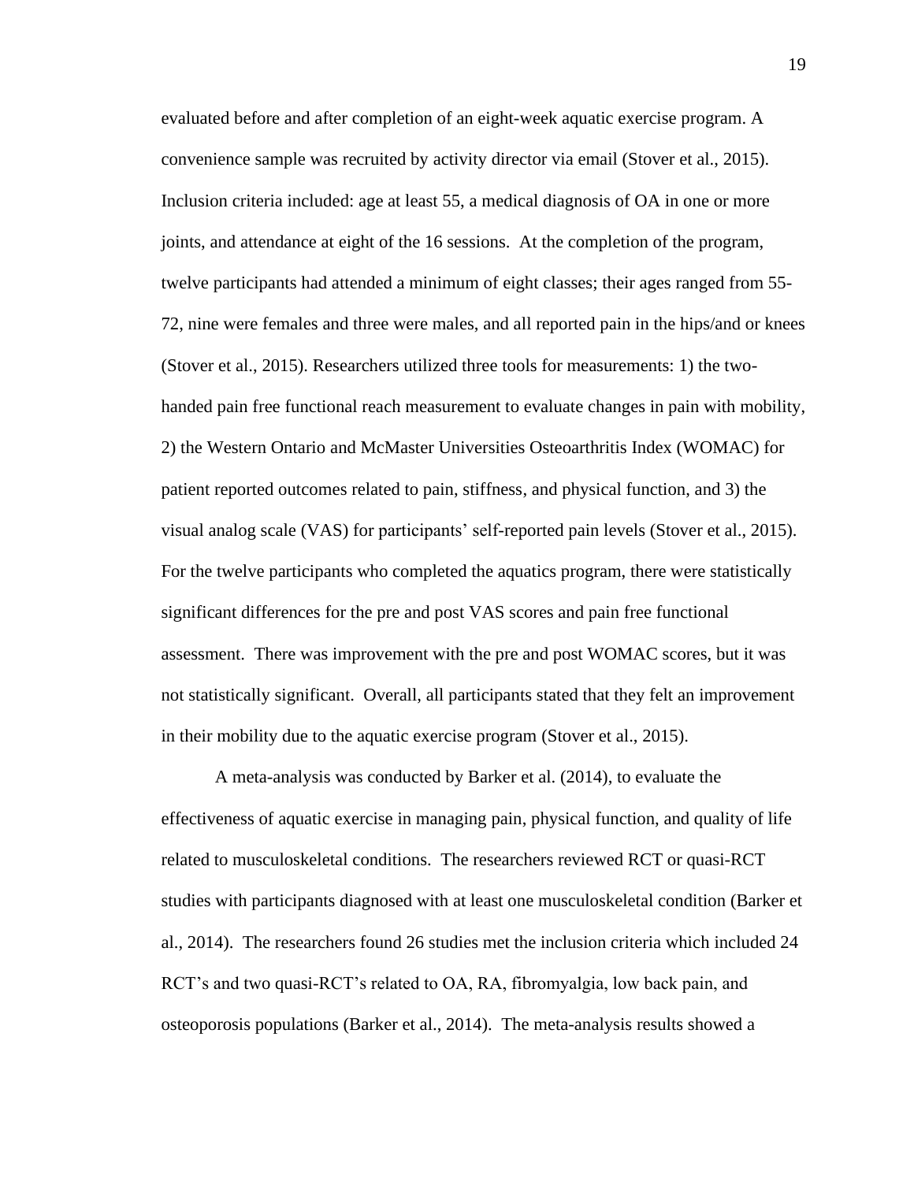evaluated before and after completion of an eight-week aquatic exercise program. A convenience sample was recruited by activity director via email (Stover et al., 2015). Inclusion criteria included: age at least 55, a medical diagnosis of OA in one or more joints, and attendance at eight of the 16 sessions. At the completion of the program, twelve participants had attended a minimum of eight classes; their ages ranged from 55-72, nine were females and three were males, and all reported pain in the hips/and or knees (Stover et al., 2015). Researchers utilized three tools for measurements: 1) the two-handed pain free functional reach measurement to evaluate changes in pain with mobility, 2) the Western Ontario and McMaster Universities Osteoarthritis Index (WOMAC) for patient reported outcomes related to pain, stiffness, and physical function, and 3) the visual analog scale (VAS) for participants' self-reported pain levels (Stover et al., 2015). For the twelve participants who completed the aquatics program, there were statistically significant differences for the pre and post VAS scores and pain free functional assessment. There was improvement with the pre and post WOMAC scores, but it was not statistically significant. Overall, all participants stated that they felt an improvement in their mobility due to the aquatic exercise program (Stover et al., 2015).

A meta-analysis was conducted by Barker et al. (2014), to evaluate the effectiveness of aquatic exercise in managing pain, physical function, and quality of life related to musculoskeletal conditions. The researchers reviewed RCT or quasi-RCT studies with participants diagnosed with at least one musculoskeletal condition (Barker et al., 2014). The researchers found 26 studies met the inclusion criteria which included 24 RCT's and two quasi-RCT's related to OA, RA, fibromyalgia, low back pain, and osteoporosis populations (Barker et al., 2014). The meta-analysis results showed a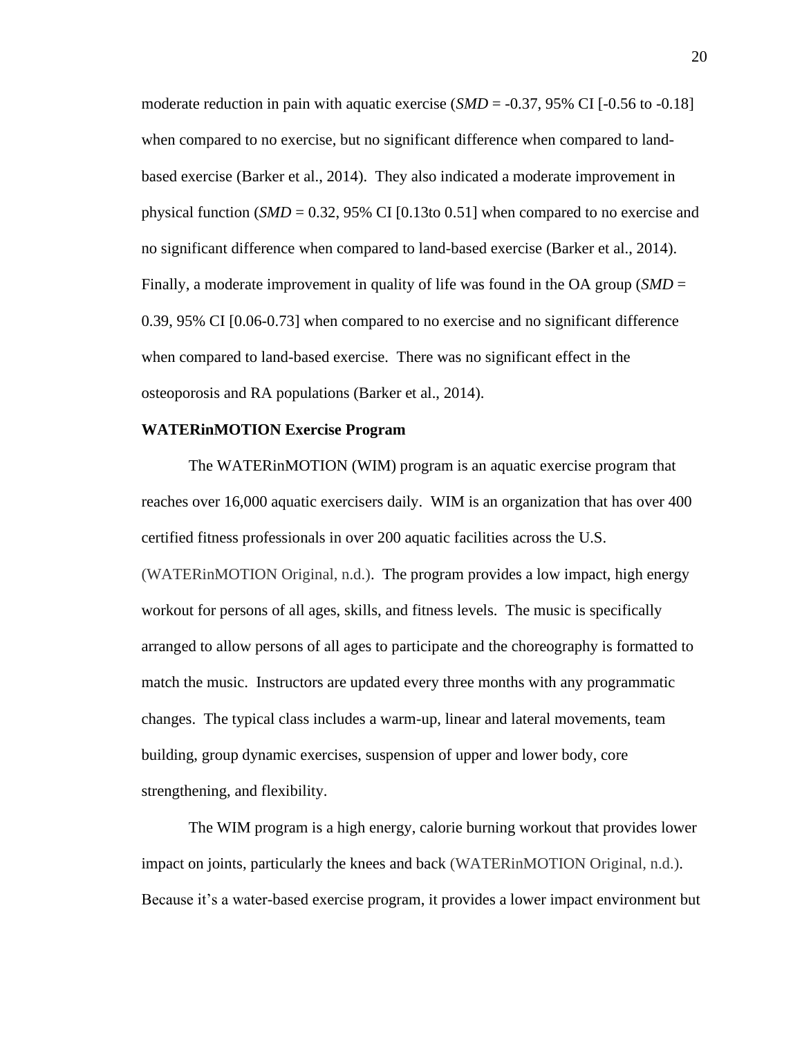moderate reduction in pain with aquatic exercise (*SMD* = -0.37, 95% CI [-0.56 to -0.18] when compared to no exercise, but no significant difference when compared to land-based exercise (Barker et al., 2014). They also indicated a moderate improvement in physical function (*SMD* = 0.32, 95% CI [0.13to 0.51] when compared to no exercise and no significant difference when compared to land-based exercise (Barker et al., 2014). Finally, a moderate improvement in quality of life was found in the OA group (*SMD* = 0.39, 95% CI [0.06-0.73] when compared to no exercise and no significant difference when compared to land-based exercise. There was no significant effect in the osteoporosis and RA populations (Barker et al., 2014).

**WATERinMOTION Exercise Program**

The WATERinMOTION (WIM) program is an aquatic exercise program that reaches over 16,000 aquatic exercisers daily. WIM is an organization that has over 400 certified fitness professionals in over 200 aquatic facilities across the U.S. (WATERinMOTION Original, n.d.). The program provides a low impact, high energy workout for persons of all ages, skills, and fitness levels. The music is specifically arranged to allow persons of all ages to participate and the choreography is formatted to match the music. Instructors are updated every three months with any programmatic changes. The typical class includes a warm-up, linear and lateral movements, team building, group dynamic exercises, suspension of upper and lower body, core strengthening, and flexibility.

The WIM program is a high energy, calorie burning workout that provides lower impact on joints, particularly the knees and back (WATERinMOTION Original, n.d.). Because it's a water-based exercise program, it provides a lower impact environment but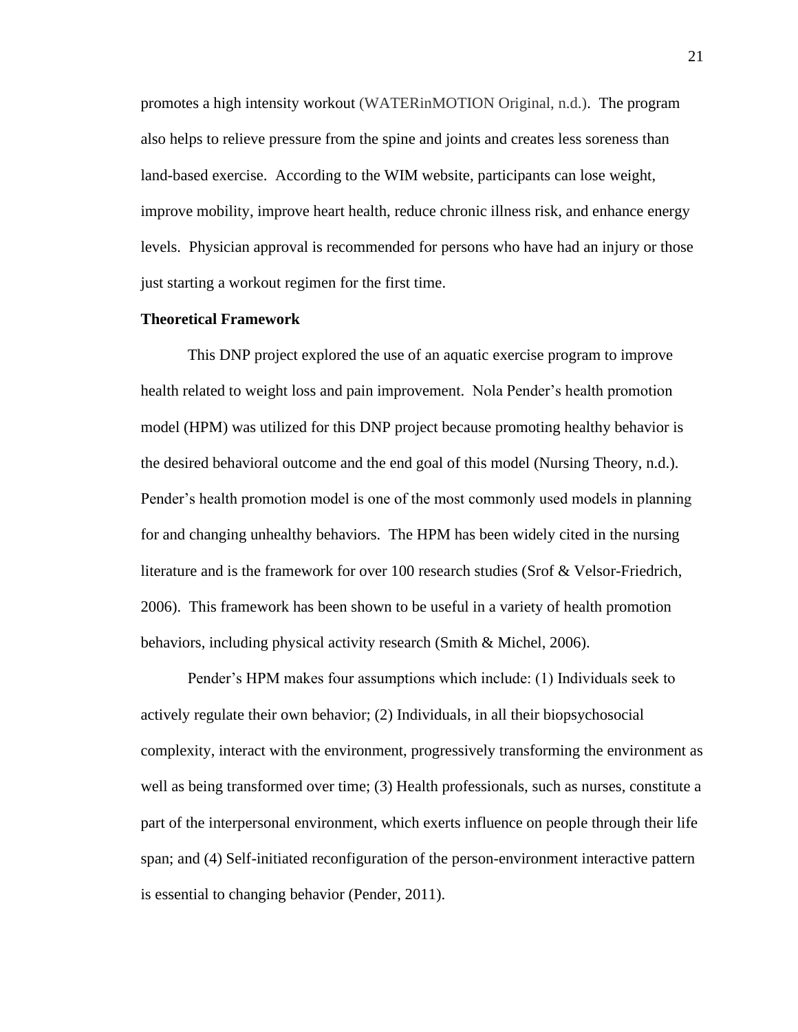promotes a high intensity workout (WATERinMOTION Original, n.d.). The program also helps to relieve pressure from the spine and joints and creates less soreness than land-based exercise. According to the WIM website, participants can lose weight, improve mobility, improve heart health, reduce chronic illness risk, and enhance energy levels. Physician approval is recommended for persons who have had an injury or those just starting a workout regimen for the first time.

**Theoretical Framework**

This DNP project explored the use of an aquatic exercise program to improve health related to weight loss and pain improvement. Nola Pender's health promotion model (HPM) was utilized for this DNP project because promoting healthy behavior is the desired behavioral outcome and the end goal of this model (Nursing Theory, n.d.). Pender's health promotion model is one of the most commonly used models in planning for and changing unhealthy behaviors. The HPM has been widely cited in the nursing literature and is the framework for over 100 research studies (Srof & Velsor-Friedrich, 2006). This framework has been shown to be useful in a variety of health promotion behaviors, including physical activity research (Smith & Michel, 2006).

Pender's HPM makes four assumptions which include: (1) Individuals seek to actively regulate their own behavior; (2) Individuals, in all their biopsychosocial complexity, interact with the environment, progressively transforming the environment as well as being transformed over time; (3) Health professionals, such as nurses, constitute a part of the interpersonal environment, which exerts influence on people through their life span; and (4) Self-initiated reconfiguration of the person-environment interactive pattern is essential to changing behavior (Pender, 2011).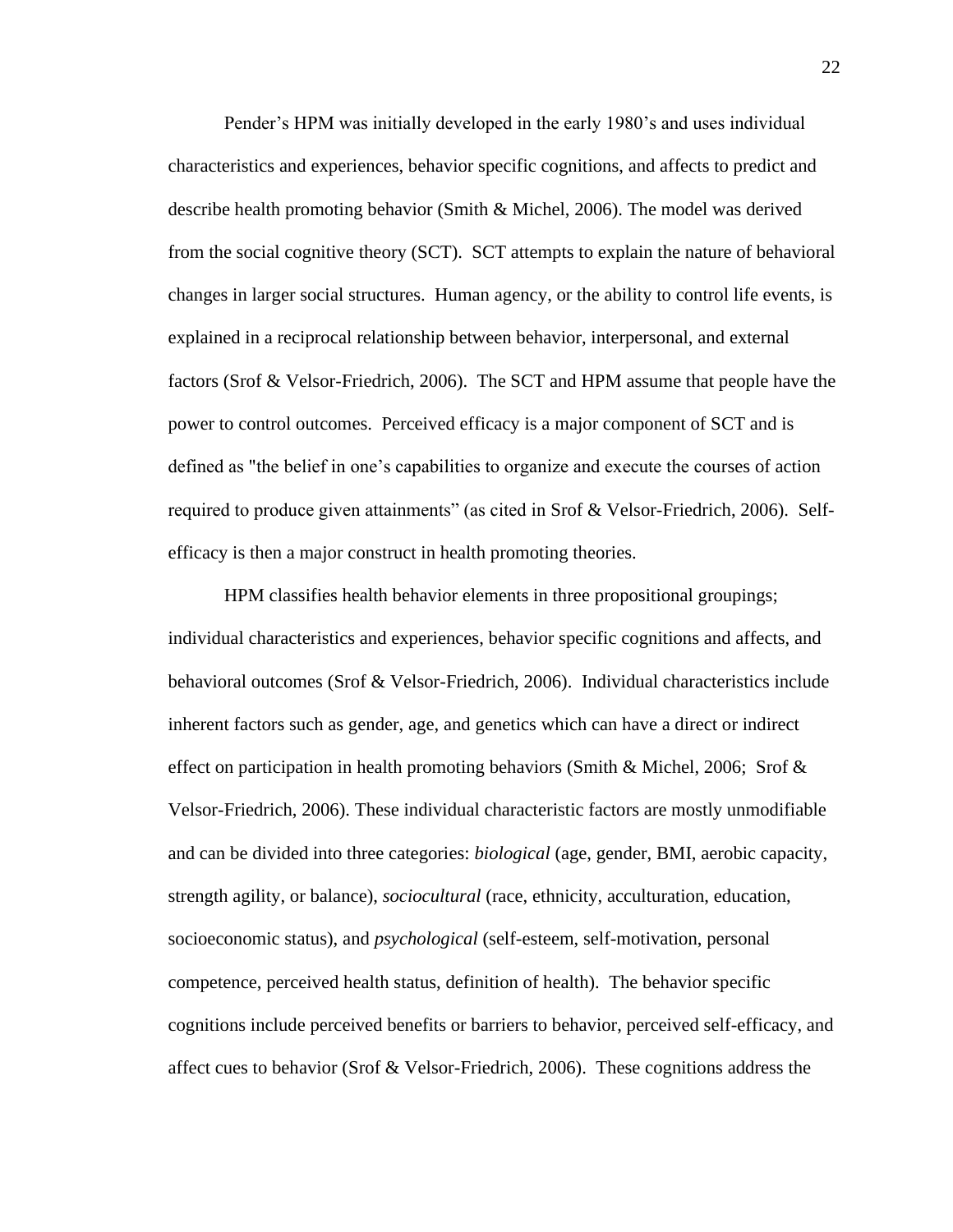Pender’s HPM was initially developed in the early 1980’s and uses individual characteristics and experiences, behavior specific cognitions, and affects to predict and describe health promoting behavior (Smith & Michel, 2006). The model was derived from the social cognitive theory (SCT). SCT attempts to explain the nature of behavioral changes in larger social structures. Human agency, or the ability to control life events, is explained in a reciprocal relationship between behavior, interpersonal, and external factors (Srof & Velsor-Friedrich, 2006). The SCT and HPM assume that people have the power to control outcomes. Perceived efficacy is a major component of SCT and is defined as "the belief in one’s capabilities to organize and execute the courses of action required to produce given attainments” (as cited in Srof & Velsor-Friedrich, 2006). Self-efficacy is then a major construct in health promoting theories.

HPM classifies health behavior elements in three propositional groupings; individual characteristics and experiences, behavior specific cognitions and affects, and behavioral outcomes (Srof & Velsor-Friedrich, 2006). Individual characteristics include inherent factors such as gender, age, and genetics which can have a direct or indirect effect on participation in health promoting behaviors (Smith & Michel, 2006; Srof & Velsor-Friedrich, 2006). These individual characteristic factors are mostly unmodifiable and can be divided into three categories: *biological* (age, gender, BMI, aerobic capacity, strength agility, or balance), *sociocultural* (race, ethnicity, acculturation, education, socioeconomic status), and *psychological* (self-esteem, self-motivation, personal competence, perceived health status, definition of health). The behavior specific cognitions include perceived benefits or barriers to behavior, perceived self-efficacy, and affect cues to behavior (Srof & Velsor-Friedrich, 2006). These cognitions address the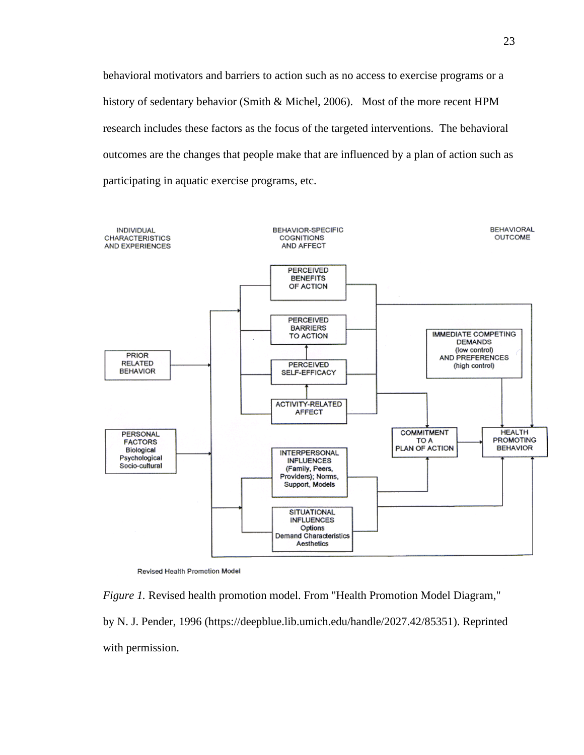behavioral motivators and barriers to action such as no access to exercise programs or a history of sedentary behavior (Smith & Michel, 2006). Most of the more recent HPM research includes these factors as the focus of the targeted interventions. The behavioral outcomes are the changes that people make that are influenced by a plan of action such as participating in aquatic exercise programs, etc.

INDIVIDUAL CHARACTERISTICS AND EXPERIENCES

BEHAVIOR-SPECIFIC COGNITIONS AND AFFECT

BEHAVIORAL OUTCOME

PERCEIVED BENEFITS OF ACTION

PERCEIVED BARRIERS TO ACTION

PERCEIVED SELF-EFFICACY

ACTIVITY-RELATED AFFECT

PRIOR RELATED BEHAVIOR

PERSONAL FACTORS Biological Psychological Socio-cultural

IMMEDIATE COMPETING DEMANDS (low control) AND PREFERENCES (high control)

COMMITMENT TO A PLAN OF ACTION

HEALTH PROMOTING BEHAVIOR

INTERPERSONAL INFLUENCES (Family, Peers, Providers); Norms, Support, Models

SITUATIONAL INFLUENCES Options Demand Characteristics Aesthetics

Revised Health Promotion Model

*Figure 1.* Revised health promotion model. From "Health Promotion Model Diagram," by N. J. Pender, 1996 (https://deepblue.lib.umich.edu/handle/2027.42/85351). Reprinted with permission.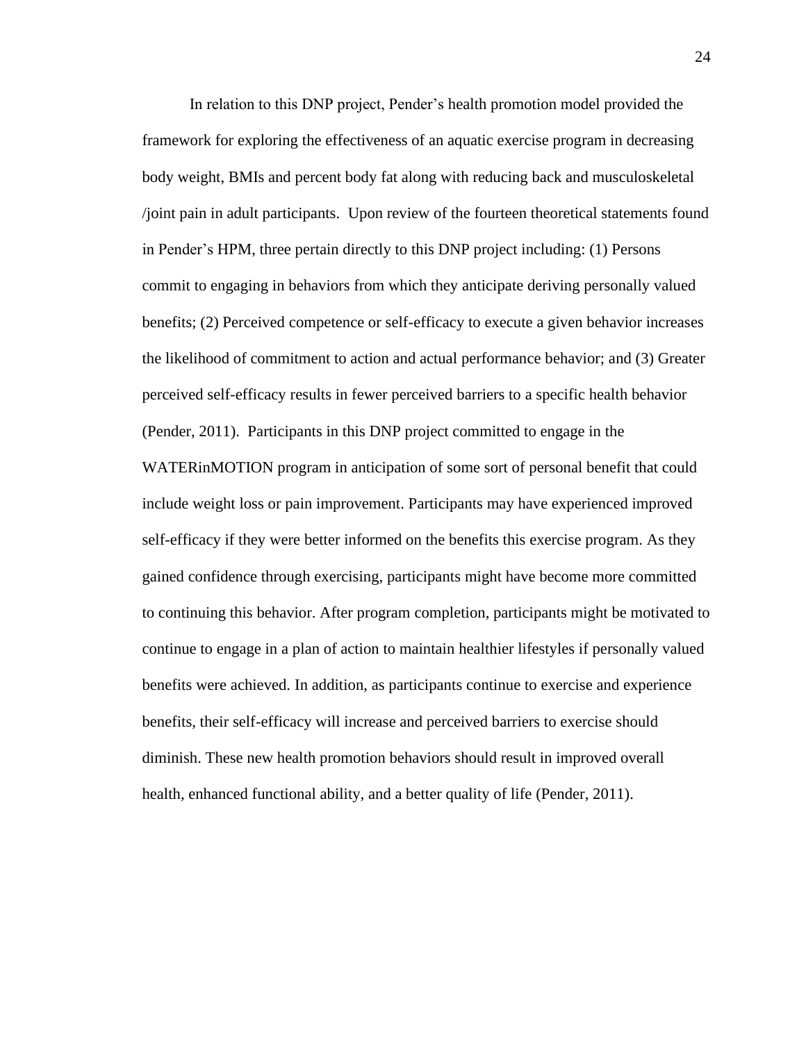In relation to this DNP project, Pender's health promotion model provided the framework for exploring the effectiveness of an aquatic exercise program in decreasing body weight, BMIs and percent body fat along with reducing back and musculoskeletal /joint pain in adult participants. Upon review of the fourteen theoretical statements found in Pender's HPM, three pertain directly to this DNP project including: (1) Persons commit to engaging in behaviors from which they anticipate deriving personally valued benefits; (2) Perceived competence or self-efficacy to execute a given behavior increases the likelihood of commitment to action and actual performance behavior; and (3) Greater perceived self-efficacy results in fewer perceived barriers to a specific health behavior (Pender, 2011). Participants in this DNP project committed to engage in the WATERinMOTION program in anticipation of some sort of personal benefit that could include weight loss or pain improvement. Participants may have experienced improved self-efficacy if they were better informed on the benefits this exercise program. As they gained confidence through exercising, participants might have become more committed to continuing this behavior. After program completion, participants might be motivated to continue to engage in a plan of action to maintain healthier lifestyles if personally valued benefits were achieved. In addition, as participants continue to exercise and experience benefits, their self-efficacy will increase and perceived barriers to exercise should diminish. These new health promotion behaviors should result in improved overall health, enhanced functional ability, and a better quality of life (Pender, 2011).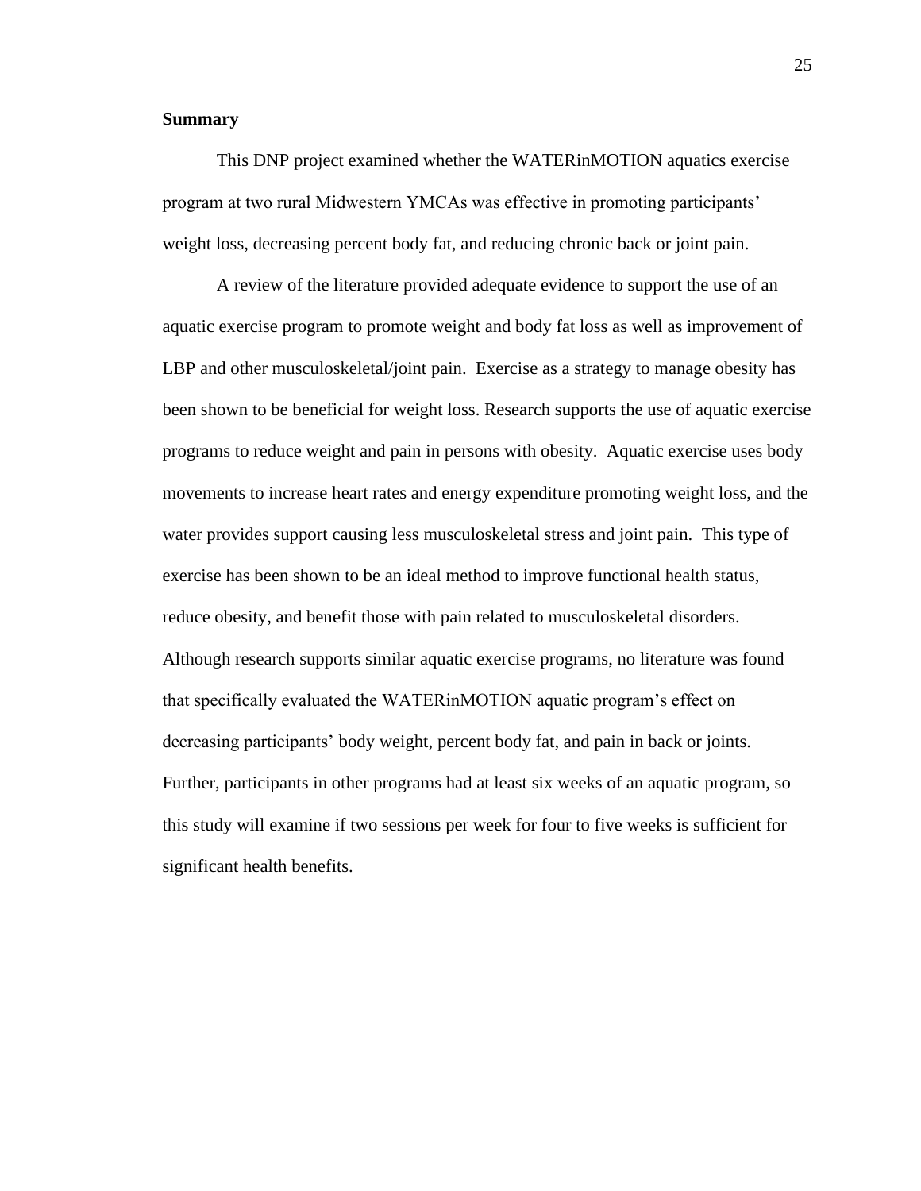**Summary**

This DNP project examined whether the WATERinMOTION aquatics exercise program at two rural Midwestern YMCAs was effective in promoting participants' weight loss, decreasing percent body fat, and reducing chronic back or joint pain.

A review of the literature provided adequate evidence to support the use of an aquatic exercise program to promote weight and body fat loss as well as improvement of LBP and other musculoskeletal/joint pain. Exercise as a strategy to manage obesity has been shown to be beneficial for weight loss. Research supports the use of aquatic exercise programs to reduce weight and pain in persons with obesity. Aquatic exercise uses body movements to increase heart rates and energy expenditure promoting weight loss, and the water provides support causing less musculoskeletal stress and joint pain. This type of exercise has been shown to be an ideal method to improve functional health status, reduce obesity, and benefit those with pain related to musculoskeletal disorders. Although research supports similar aquatic exercise programs, no literature was found that specifically evaluated the WATERinMOTION aquatic program's effect on decreasing participants' body weight, percent body fat, and pain in back or joints. Further, participants in other programs had at least six weeks of an aquatic program, so this study will examine if two sessions per week for four to five weeks is sufficient for significant health benefits.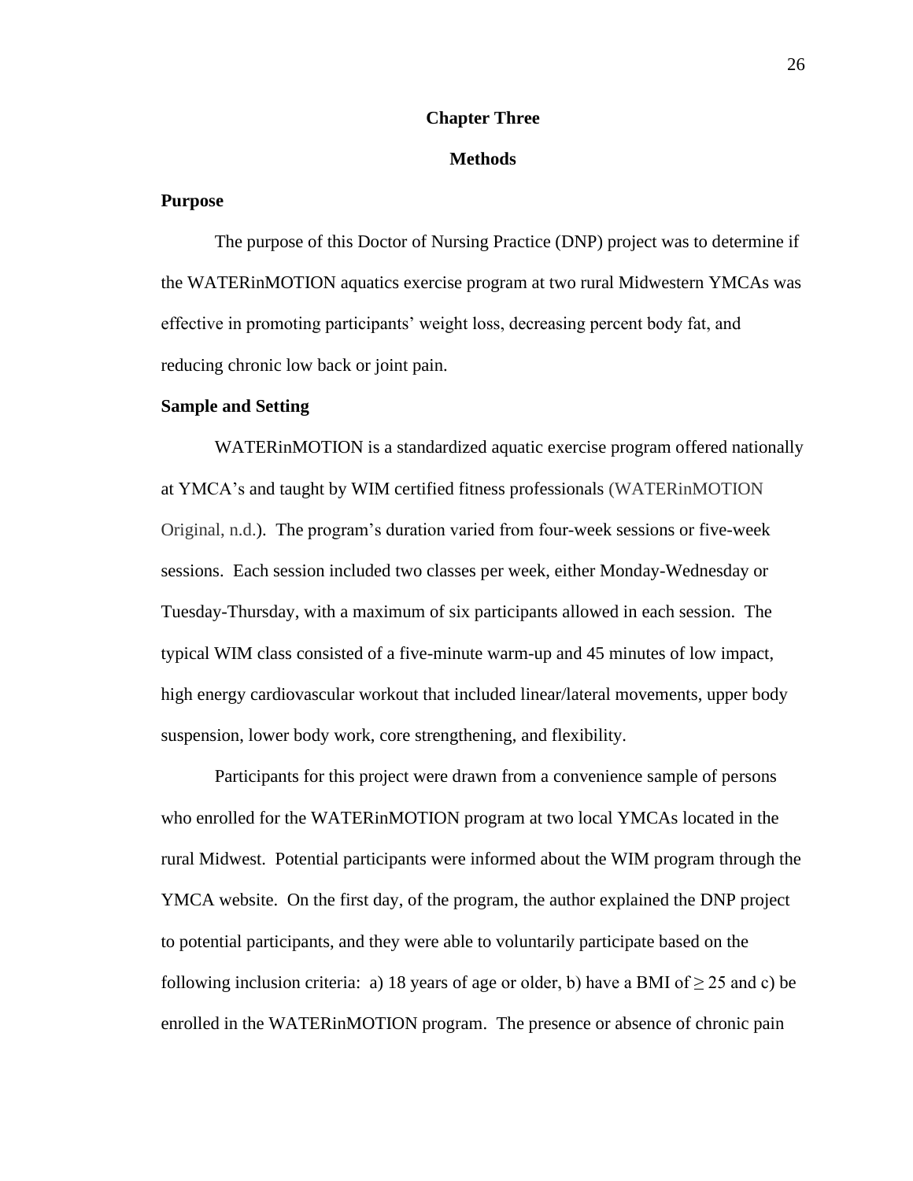# Chapter Three

## Methods

### Purpose

The purpose of this Doctor of Nursing Practice (DNP) project was to determine if the WATERinMOTION aquatics exercise program at two rural Midwestern YMCAs was effective in promoting participants' weight loss, decreasing percent body fat, and reducing chronic low back or joint pain.

### Sample and Setting

WATERinMOTION is a standardized aquatic exercise program offered nationally at YMCA's and taught by WIM certified fitness professionals (WATERinMOTION Original, n.d.). The program's duration varied from four-week sessions or five-week sessions. Each session included two classes per week, either Monday-Wednesday or Tuesday-Thursday, with a maximum of six participants allowed in each session. The typical WIM class consisted of a five-minute warm-up and 45 minutes of low impact, high energy cardiovascular workout that included linear/lateral movements, upper body suspension, lower body work, core strengthening, and flexibility.

Participants for this project were drawn from a convenience sample of persons who enrolled for the WATERinMOTION program at two local YMCAs located in the rural Midwest. Potential participants were informed about the WIM program through the YMCA website. On the first day, of the program, the author explained the DNP project to potential participants, and they were able to voluntarily participate based on the following inclusion criteria: a) 18 years of age or older, b) have a BMI of $\geq 25$ and c) be enrolled in the WATERinMOTION program. The presence or absence of chronic pain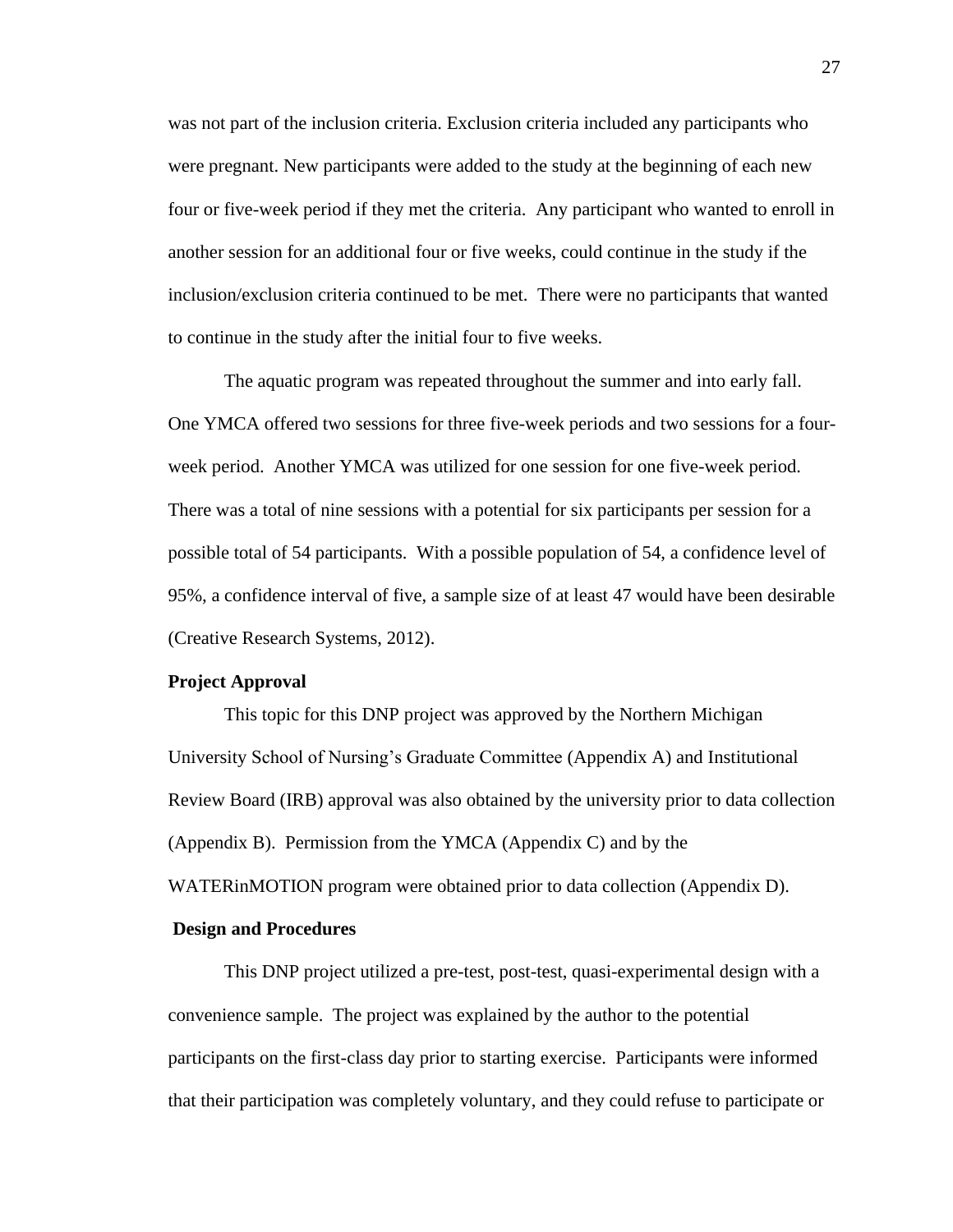was not part of the inclusion criteria. Exclusion criteria included any participants who were pregnant. New participants were added to the study at the beginning of each new four or five-week period if they met the criteria. Any participant who wanted to enroll in another session for an additional four or five weeks, could continue in the study if the inclusion/exclusion criteria continued to be met. There were no participants that wanted to continue in the study after the initial four to five weeks.

The aquatic program was repeated throughout the summer and into early fall. One YMCA offered two sessions for three five-week periods and two sessions for a four-week period. Another YMCA was utilized for one session for one five-week period. There was a total of nine sessions with a potential for six participants per session for a possible total of 54 participants. With a possible population of 54, a confidence level of 95%, a confidence interval of five, a sample size of at least 47 would have been desirable (Creative Research Systems, 2012).

**Project Approval**

This topic for this DNP project was approved by the Northern Michigan University School of Nursing's Graduate Committee (Appendix A) and Institutional Review Board (IRB) approval was also obtained by the university prior to data collection (Appendix B). Permission from the YMCA (Appendix C) and by the WATERinMOTION program were obtained prior to data collection (Appendix D).

**Design and Procedures**

This DNP project utilized a pre-test, post-test, quasi-experimental design with a convenience sample. The project was explained by the author to the potential participants on the first-class day prior to starting exercise. Participants were informed that their participation was completely voluntary, and they could refuse to participate or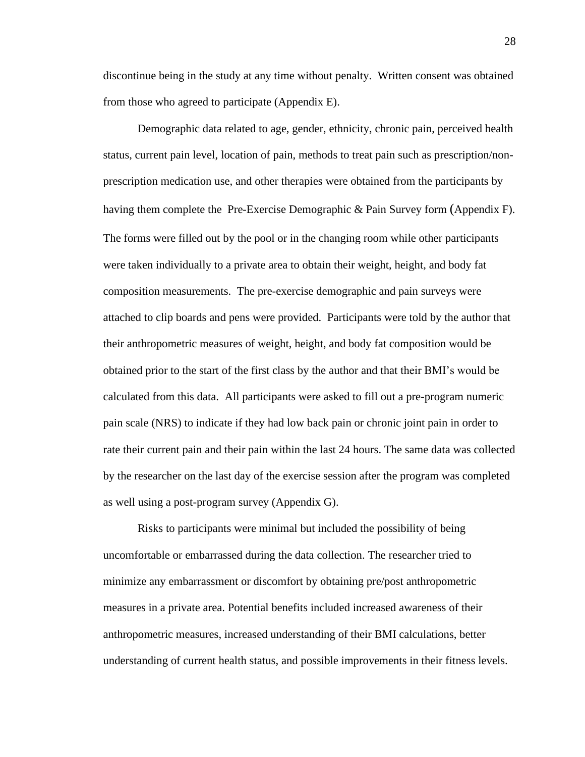discontinue being in the study at any time without penalty. Written consent was obtained from those who agreed to participate (Appendix E).

Demographic data related to age, gender, ethnicity, chronic pain, perceived health status, current pain level, location of pain, methods to treat pain such as prescription/non-prescription medication use, and other therapies were obtained from the participants by having them complete the Pre-Exercise Demographic & Pain Survey form (Appendix F). The forms were filled out by the pool or in the changing room while other participants were taken individually to a private area to obtain their weight, height, and body fat composition measurements. The pre-exercise demographic and pain surveys were attached to clip boards and pens were provided. Participants were told by the author that their anthropometric measures of weight, height, and body fat composition would be obtained prior to the start of the first class by the author and that their BMI's would be calculated from this data. All participants were asked to fill out a pre-program numeric pain scale (NRS) to indicate if they had low back pain or chronic joint pain in order to rate their current pain and their pain within the last 24 hours. The same data was collected by the researcher on the last day of the exercise session after the program was completed as well using a post-program survey (Appendix G).

Risks to participants were minimal but included the possibility of being uncomfortable or embarrassed during the data collection. The researcher tried to minimize any embarrassment or discomfort by obtaining pre/post anthropometric measures in a private area. Potential benefits included increased awareness of their anthropometric measures, increased understanding of their BMI calculations, better understanding of current health status, and possible improvements in their fitness levels.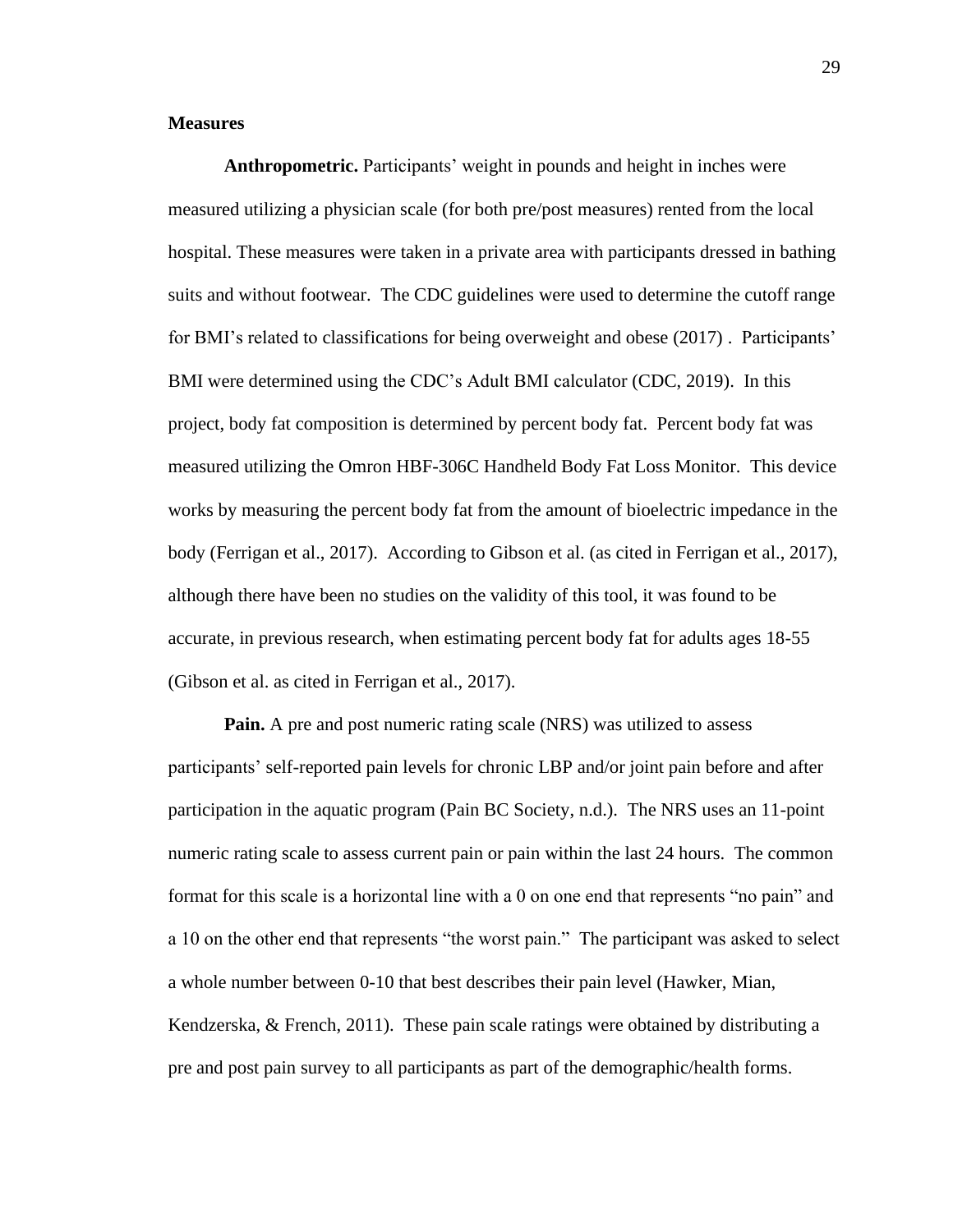## Measures

**Anthropometric.** Participants' weight in pounds and height in inches were measured utilizing a physician scale (for both pre/post measures) rented from the local hospital. These measures were taken in a private area with participants dressed in bathing suits and without footwear. The CDC guidelines were used to determine the cutoff range for BMI's related to classifications for being overweight and obese (2017) . Participants' BMI were determined using the CDC's Adult BMI calculator (CDC, 2019). In this project, body fat composition is determined by percent body fat. Percent body fat was measured utilizing the Omron HBF-306C Handheld Body Fat Loss Monitor. This device works by measuring the percent body fat from the amount of bioelectric impedance in the body (Ferrigan et al., 2017). According to Gibson et al. (as cited in Ferrigan et al., 2017), although there have been no studies on the validity of this tool, it was found to be accurate, in previous research, when estimating percent body fat for adults ages 18-55 (Gibson et al. as cited in Ferrigan et al., 2017).

**Pain.** A pre and post numeric rating scale (NRS) was utilized to assess participants' self-reported pain levels for chronic LBP and/or joint pain before and after participation in the aquatic program (Pain BC Society, n.d.). The NRS uses an 11-point numeric rating scale to assess current pain or pain within the last 24 hours. The common format for this scale is a horizontal line with a 0 on one end that represents "no pain" and a 10 on the other end that represents "the worst pain." The participant was asked to select a whole number between 0-10 that best describes their pain level (Hawker, Mian, Kendzerska, & French, 2011). These pain scale ratings were obtained by distributing a pre and post pain survey to all participants as part of the demographic/health forms.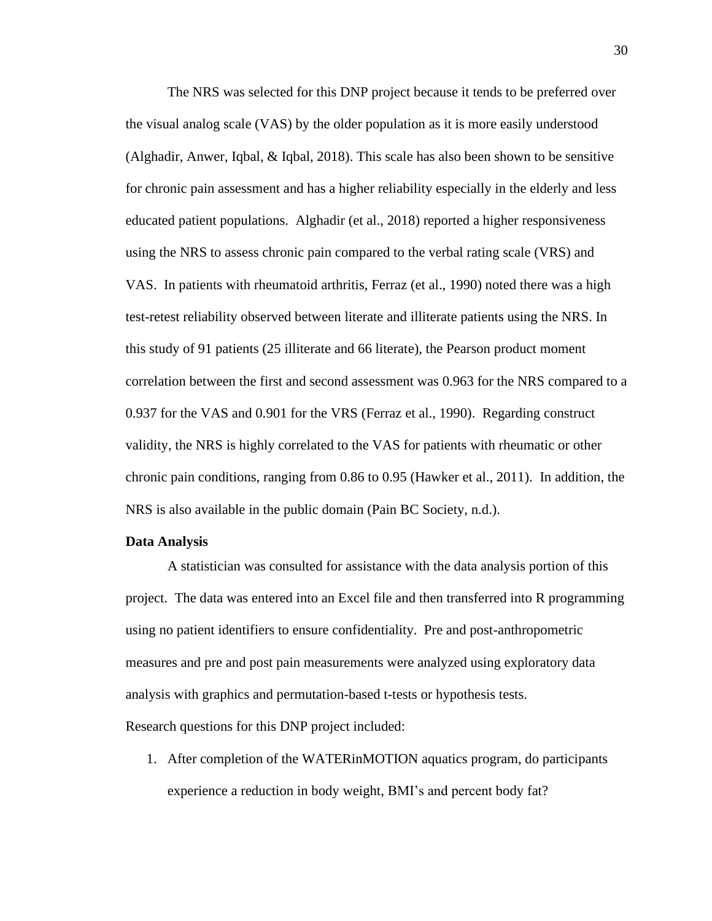The NRS was selected for this DNP project because it tends to be preferred over the visual analog scale (VAS) by the older population as it is more easily understood (Alghadir, Anwer, Iqbal, & Iqbal, 2018). This scale has also been shown to be sensitive for chronic pain assessment and has a higher reliability especially in the elderly and less educated patient populations. Alghadir (et al., 2018) reported a higher responsiveness using the NRS to assess chronic pain compared to the verbal rating scale (VRS) and VAS. In patients with rheumatoid arthritis, Ferraz (et al., 1990) noted there was a high test-retest reliability observed between literate and illiterate patients using the NRS. In this study of 91 patients (25 illiterate and 66 literate), the Pearson product moment correlation between the first and second assessment was 0.963 for the NRS compared to a 0.937 for the VAS and 0.901 for the VRS (Ferraz et al., 1990). Regarding construct validity, the NRS is highly correlated to the VAS for patients with rheumatic or other chronic pain conditions, ranging from 0.86 to 0.95 (Hawker et al., 2011). In addition, the NRS is also available in the public domain (Pain BC Society, n.d.).

**Data Analysis**

A statistician was consulted for assistance with the data analysis portion of this project. The data was entered into an Excel file and then transferred into R programming using no patient identifiers to ensure confidentiality. Pre and post-anthropometric measures and pre and post pain measurements were analyzed using exploratory data analysis with graphics and permutation-based t-tests or hypothesis tests.

Research questions for this DNP project included:

1. After completion of the WATERinMOTION aquatics program, do participants experience a reduction in body weight, BMI's and percent body fat?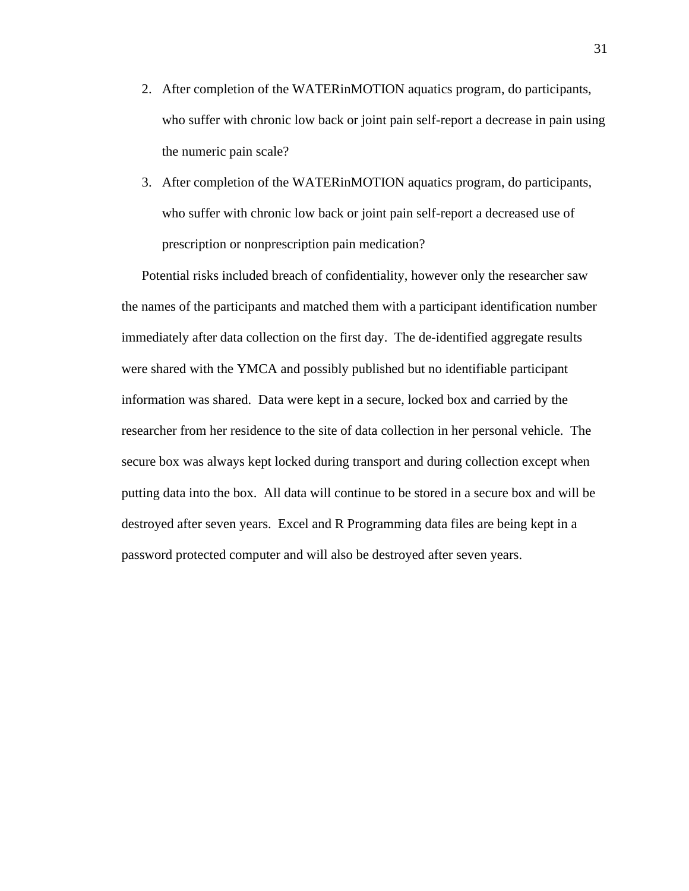2. After completion of the WATERinMOTION aquatics program, do participants, who suffer with chronic low back or joint pain self-report a decrease in pain using the numeric pain scale?
3. After completion of the WATERinMOTION aquatics program, do participants, who suffer with chronic low back or joint pain self-report a decreased use of prescription or nonprescription pain medication?

Potential risks included breach of confidentiality, however only the researcher saw the names of the participants and matched them with a participant identification number immediately after data collection on the first day. The de-identified aggregate results were shared with the YMCA and possibly published but no identifiable participant information was shared. Data were kept in a secure, locked box and carried by the researcher from her residence to the site of data collection in her personal vehicle. The secure box was always kept locked during transport and during collection except when putting data into the box. All data will continue to be stored in a secure box and will be destroyed after seven years. Excel and R Programming data files are being kept in a password protected computer and will also be destroyed after seven years.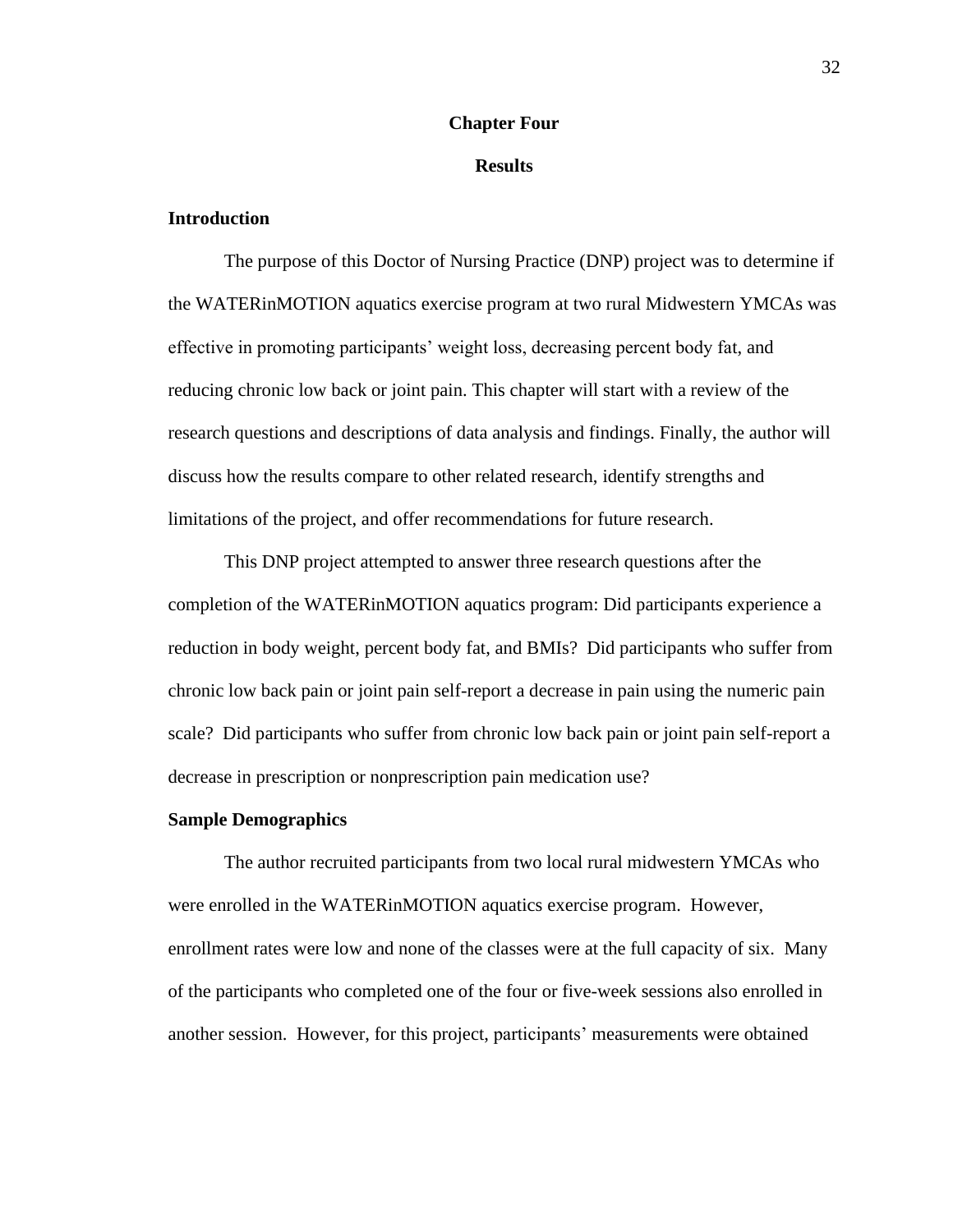# Chapter Four

# Results

## Introduction

The purpose of this Doctor of Nursing Practice (DNP) project was to determine if the WATERinMOTION aquatics exercise program at two rural Midwestern YMCAs was effective in promoting participants' weight loss, decreasing percent body fat, and reducing chronic low back or joint pain. This chapter will start with a review of the research questions and descriptions of data analysis and findings. Finally, the author will discuss how the results compare to other related research, identify strengths and limitations of the project, and offer recommendations for future research.

This DNP project attempted to answer three research questions after the completion of the WATERinMOTION aquatics program: Did participants experience a reduction in body weight, percent body fat, and BMIs? Did participants who suffer from chronic low back pain or joint pain self-report a decrease in pain using the numeric pain scale? Did participants who suffer from chronic low back pain or joint pain self-report a decrease in prescription or nonprescription pain medication use?

## Sample Demographics

The author recruited participants from two local rural midwestern YMCAs who were enrolled in the WATERinMOTION aquatics exercise program. However, enrollment rates were low and none of the classes were at the full capacity of six. Many of the participants who completed one of the four or five-week sessions also enrolled in another session. However, for this project, participants' measurements were obtained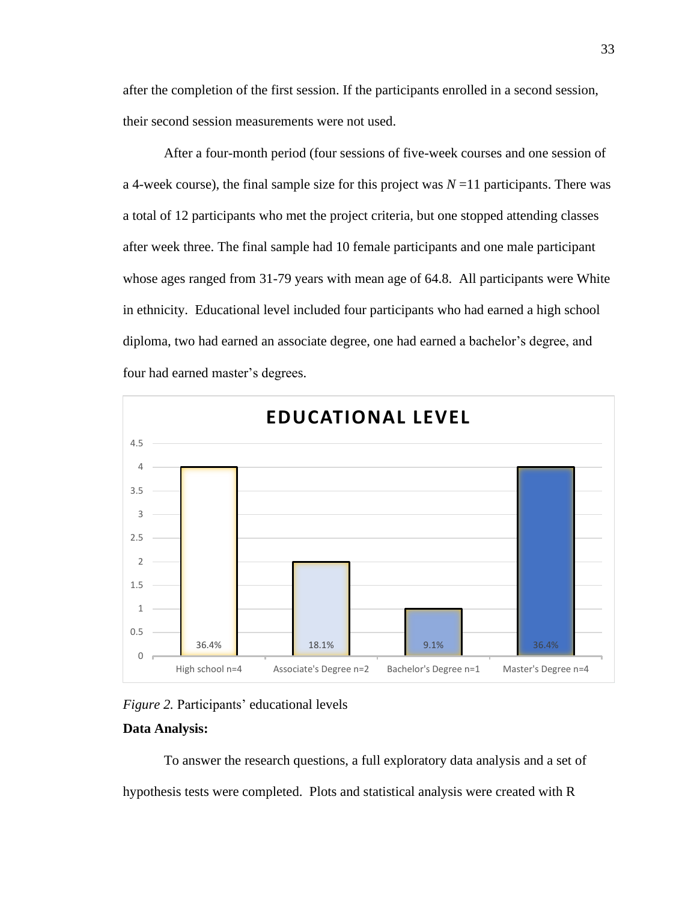after the completion of the first session. If the participants enrolled in a second session, their second session measurements were not used.

After a four-month period (four sessions of five-week courses and one session of a 4-week course), the final sample size for this project was *N* =11 participants. There was a total of 12 participants who met the project criteria, but one stopped attending classes after week three. The final sample had 10 female participants and one male participant whose ages ranged from 31-79 years with mean age of 64.8. All participants were White in ethnicity. Educational level included four participants who had earned a high school diploma, two had earned an associate degree, one had earned a bachelor's degree, and four had earned master's degrees.

**EDUCATIONAL LEVEL**

| High school n=4 | Associate's Degree n=2 | Bachelor's Degree n=1 | Master's Degree n=4 |
|---|---|---|---|
| 36.4% | 18.1% | 9.1% | 36.4% |

*Figure 2.* Participants' educational levels

**Data Analysis:**

To answer the research questions, a full exploratory data analysis and a set of hypothesis tests were completed. Plots and statistical analysis were created with R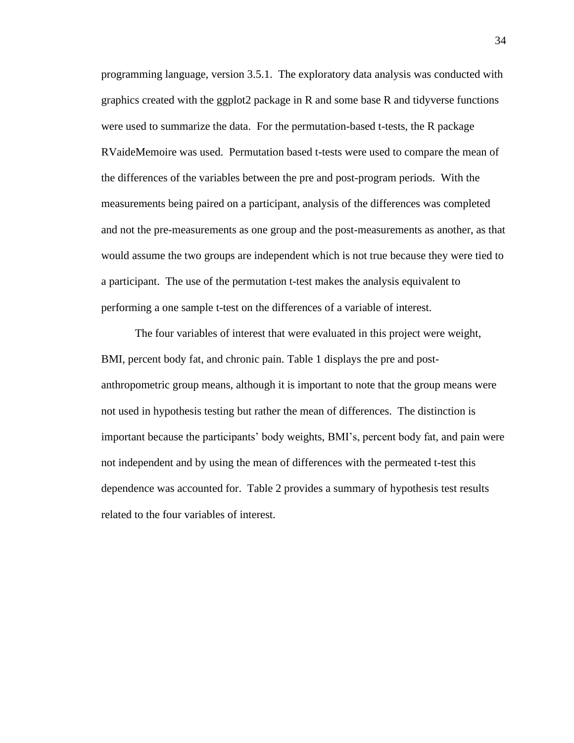programming language, version 3.5.1. The exploratory data analysis was conducted with graphics created with the ggplot2 package in R and some base R and tidyverse functions were used to summarize the data. For the permutation-based t-tests, the R package RVaideMemoire was used. Permutation based t-tests were used to compare the mean of the differences of the variables between the pre and post-program periods. With the measurements being paired on a participant, analysis of the differences was completed and not the pre-measurements as one group and the post-measurements as another, as that would assume the two groups are independent which is not true because they were tied to a participant. The use of the permutation t-test makes the analysis equivalent to performing a one sample t-test on the differences of a variable of interest.

The four variables of interest that were evaluated in this project were weight, BMI, percent body fat, and chronic pain. Table 1 displays the pre and post-anthropometric group means, although it is important to note that the group means were not used in hypothesis testing but rather the mean of differences. The distinction is important because the participants' body weights, BMI's, percent body fat, and pain were not independent and by using the mean of differences with the permeated t-test this dependence was accounted for. Table 2 provides a summary of hypothesis test results related to the four variables of interest.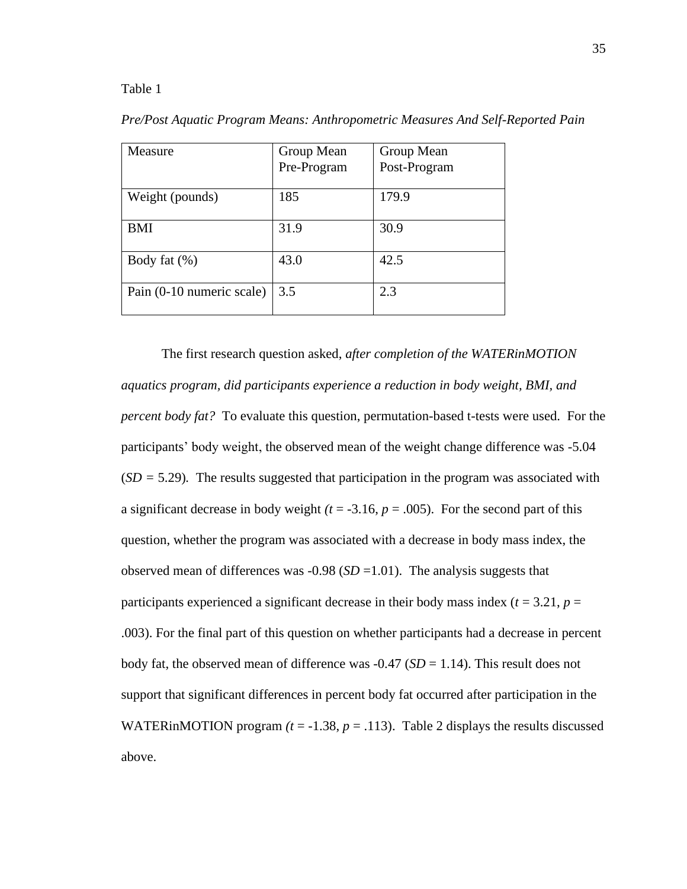Table 1

*Pre/Post Aquatic Program Means: Anthropometric Measures And Self-Reported Pain*

| Measure | Group Mean Pre-Program | Group Mean Post-Program |
|---|---|---|
| Weight (pounds) | 185 | 179.9 |
| BMI | 31.9 | 30.9 |
| Body fat (%) | 43.0 | 42.5 |
| Pain (0-10 numeric scale) | 3.5 | 2.3 |

The first research question asked, *after completion of the WATERinMOTION aquatics program, did participants experience a reduction in body weight, BMI, and percent body fat?* To evaluate this question, permutation-based t-tests were used. For the participants' body weight, the observed mean of the weight change difference was -5.04 (*SD* = 5.29). The results suggested that participation in the program was associated with a significant decrease in body weight ($t$ = -3.16, $p$ = .005). For the second part of this question, whether the program was associated with a decrease in body mass index, the observed mean of differences was -0.98 (*SD* =1.01). The analysis suggests that participants experienced a significant decrease in their body mass index ($t$ = 3.21, $p$ = .003). For the final part of this question on whether participants had a decrease in percent body fat, the observed mean of difference was -0.47 (*SD* = 1.14). This result does not support that significant differences in percent body fat occurred after participation in the WATERinMOTION program ($t$ = -1.38, $p$ = .113). Table 2 displays the results discussed above.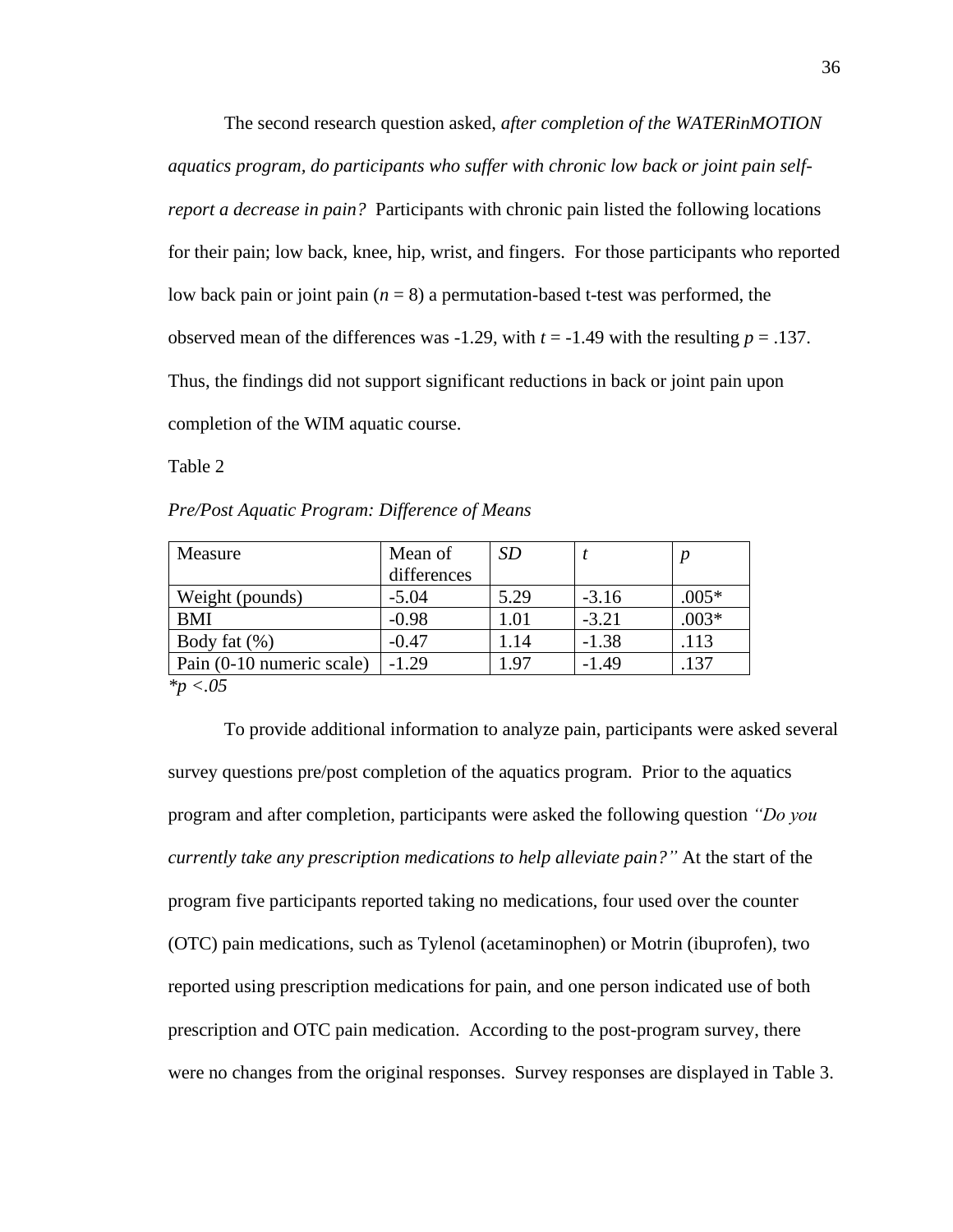The second research question asked, *after completion of the WATERinMOTION aquatics program, do participants who suffer with chronic low back or joint pain self-report a decrease in pain?* Participants with chronic pain listed the following locations for their pain; low back, knee, hip, wrist, and fingers. For those participants who reported low back pain or joint pain ($n$ = 8) a permutation-based t-test was performed, the observed mean of the differences was -1.29, with $t$ = -1.49 with the resulting $p$ = .137. Thus, the findings did not support significant reductions in back or joint pain upon completion of the WIM aquatic course.

Table 2

*Pre/Post Aquatic Program: Difference of Means*

| Measure | Mean of differences | *SD* | *t* | *p* |
|---|---|---|---|---|
| Weight (pounds) | -5.04 | 5.29 | -3.16 | .005* |
| BMI | -0.98 | 1.01 | -3.21 | .003* |
| Body fat (%) | -0.47 | 1.14 | -1.38 | .113 |
| Pain (0-10 numeric scale) | -1.29 | 1.97 | -1.49 | .137 |

*\*p <.05*

To provide additional information to analyze pain, participants were asked several survey questions pre/post completion of the aquatics program. Prior to the aquatics program and after completion, participants were asked the following question *"Do you currently take any prescription medications to help alleviate pain?"* At the start of the program five participants reported taking no medications, four used over the counter (OTC) pain medications, such as Tylenol (acetaminophen) or Motrin (ibuprofen), two reported using prescription medications for pain, and one person indicated use of both prescription and OTC pain medication. According to the post-program survey, there were no changes from the original responses. Survey responses are displayed in Table 3.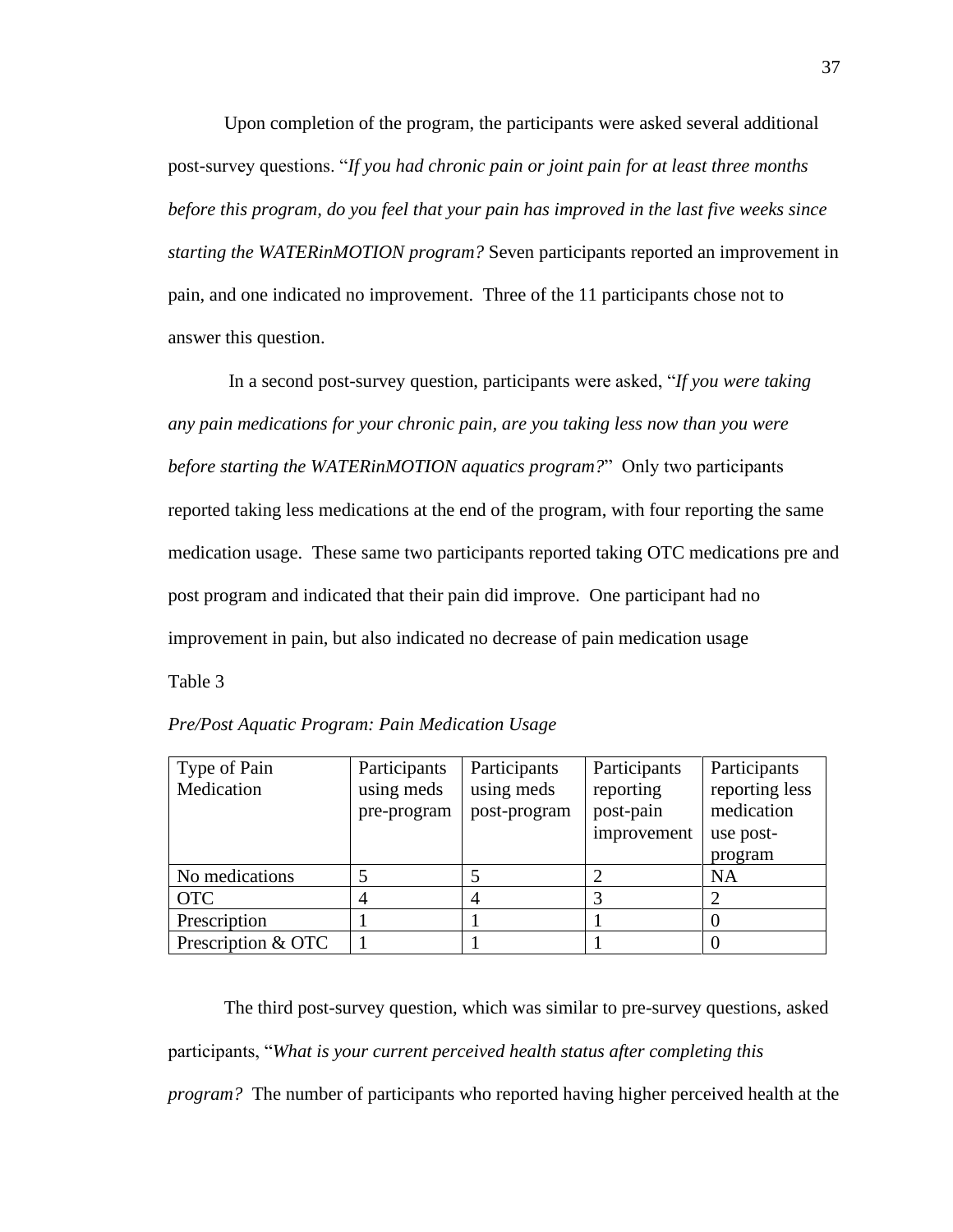Upon completion of the program, the participants were asked several additional post-survey questions. "*If you had chronic pain or joint pain for at least three months before this program, do you feel that your pain has improved in the last five weeks since starting the WATERinMOTION program?* Seven participants reported an improvement in pain, and one indicated no improvement. Three of the 11 participants chose not to answer this question.

In a second post-survey question, participants were asked, "*If you were taking any pain medications for your chronic pain, are you taking less now than you were before starting the WATERinMOTION aquatics program?*" Only two participants reported taking less medications at the end of the program, with four reporting the same medication usage. These same two participants reported taking OTC medications pre and post program and indicated that their pain did improve. One participant had no improvement in pain, but also indicated no decrease of pain medication usage

Table 3

*Pre/Post Aquatic Program: Pain Medication Usage*

| Type of Pain Medication | Participants using meds pre-program | Participants using meds post-program | Participants reporting post-pain improvement | Participants reporting less medication use post-program |
|---|---|---|---|---|
| No medications | 5 | 5 | 2 | NA |
| OTC | 4 | 4 | 3 | 2 |
| Prescription | 1 | 1 | 1 | 0 |
| Prescription & OTC | 1 | 1 | 1 | 0 |

The third post-survey question, which was similar to pre-survey questions, asked participants, "*What is your current perceived health status after completing this program?* The number of participants who reported having higher perceived health at the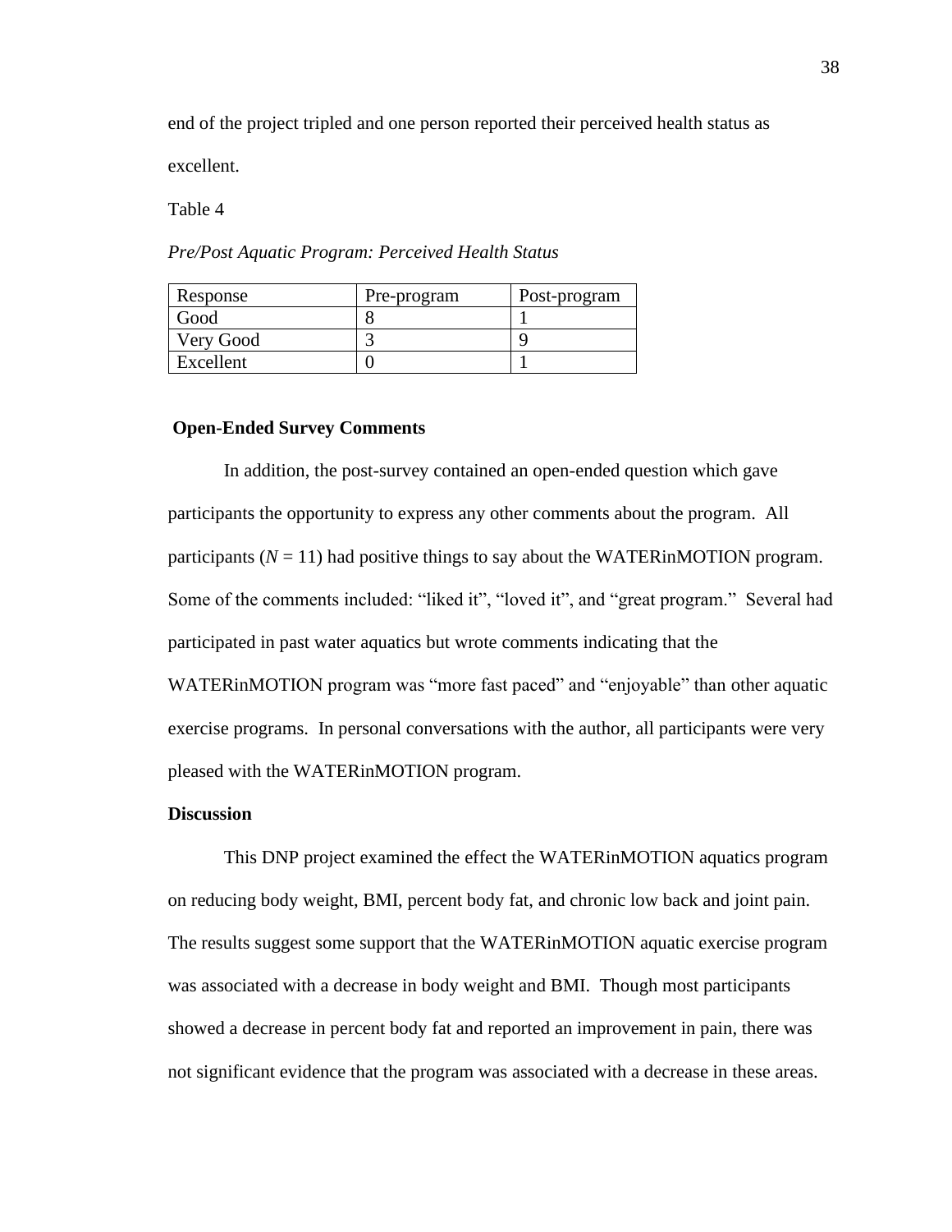end of the project tripled and one person reported their perceived health status as excellent.

Table 4

*Pre/Post Aquatic Program: Perceived Health Status*

| Response | Pre-program | Post-program |
|---|---|---|
| Good | 8 | 1 |
| Very Good | 3 | 9 |
| Excellent | 0 | 1 |

**Open-Ended Survey Comments**

In addition, the post-survey contained an open-ended question which gave participants the opportunity to express any other comments about the program. All participants (*N* = 11) had positive things to say about the WATERinMOTION program. Some of the comments included: “liked it”, “loved it”, and “great program.” Several had participated in past water aquatics but wrote comments indicating that the WATERinMOTION program was “more fast paced” and “enjoyable” than other aquatic exercise programs. In personal conversations with the author, all participants were very pleased with the WATERinMOTION program.

**Discussion**

This DNP project examined the effect the WATERinMOTION aquatics program on reducing body weight, BMI, percent body fat, and chronic low back and joint pain. The results suggest some support that the WATERinMOTION aquatic exercise program was associated with a decrease in body weight and BMI. Though most participants showed a decrease in percent body fat and reported an improvement in pain, there was not significant evidence that the program was associated with a decrease in these areas.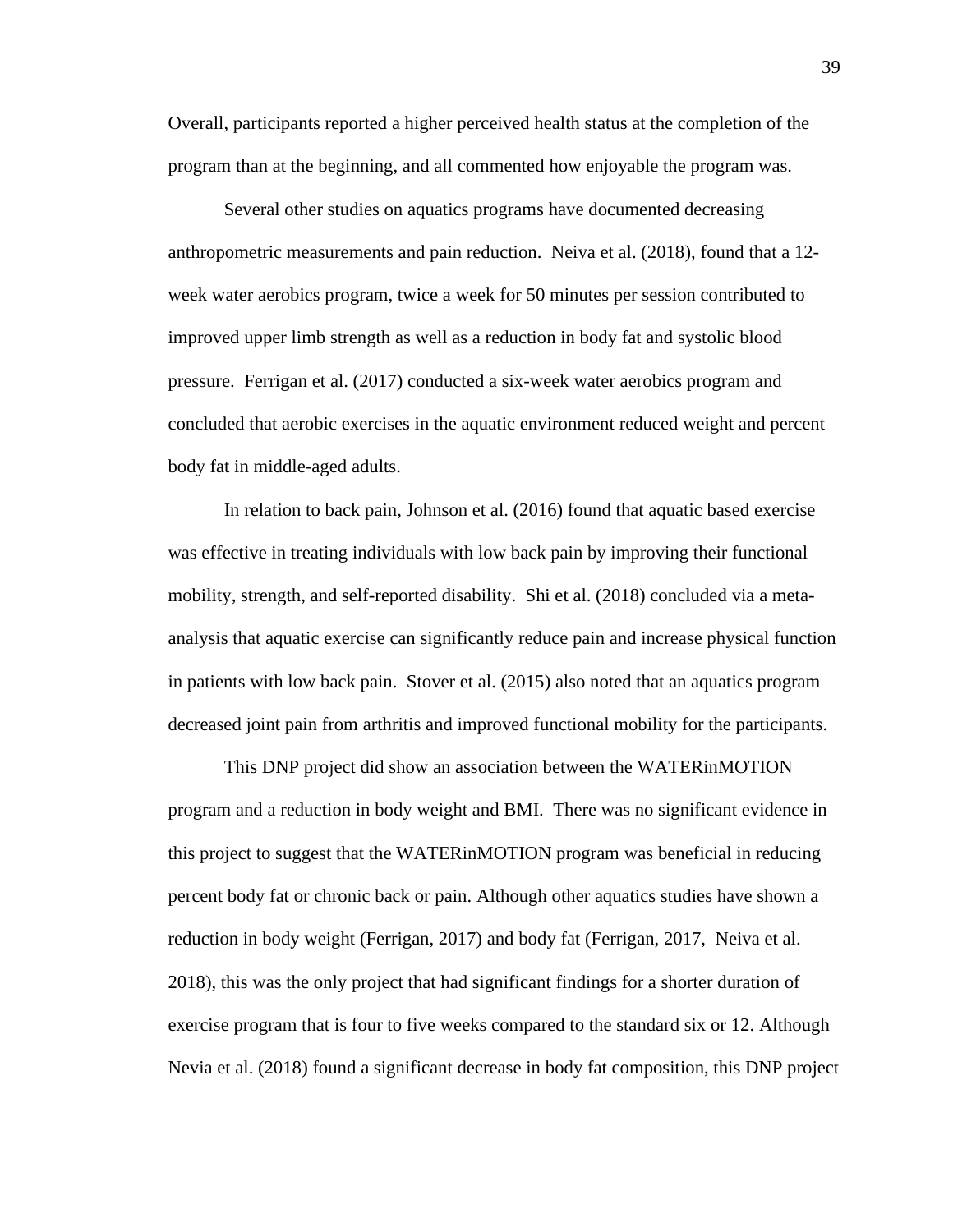Overall, participants reported a higher perceived health status at the completion of the program than at the beginning, and all commented how enjoyable the program was.

Several other studies on aquatics programs have documented decreasing anthropometric measurements and pain reduction. Neiva et al. (2018), found that a 12-week water aerobics program, twice a week for 50 minutes per session contributed to improved upper limb strength as well as a reduction in body fat and systolic blood pressure. Ferrigan et al. (2017) conducted a six-week water aerobics program and concluded that aerobic exercises in the aquatic environment reduced weight and percent body fat in middle-aged adults.

In relation to back pain, Johnson et al. (2016) found that aquatic based exercise was effective in treating individuals with low back pain by improving their functional mobility, strength, and self-reported disability. Shi et al. (2018) concluded via a meta-analysis that aquatic exercise can significantly reduce pain and increase physical function in patients with low back pain. Stover et al. (2015) also noted that an aquatics program decreased joint pain from arthritis and improved functional mobility for the participants.

This DNP project did show an association between the WATERinMOTION program and a reduction in body weight and BMI. There was no significant evidence in this project to suggest that the WATERinMOTION program was beneficial in reducing percent body fat or chronic back or pain. Although other aquatics studies have shown a reduction in body weight (Ferrigan, 2017) and body fat (Ferrigan, 2017, Neiva et al. 2018), this was the only project that had significant findings for a shorter duration of exercise program that is four to five weeks compared to the standard six or 12. Although Nevia et al. (2018) found a significant decrease in body fat composition, this DNP project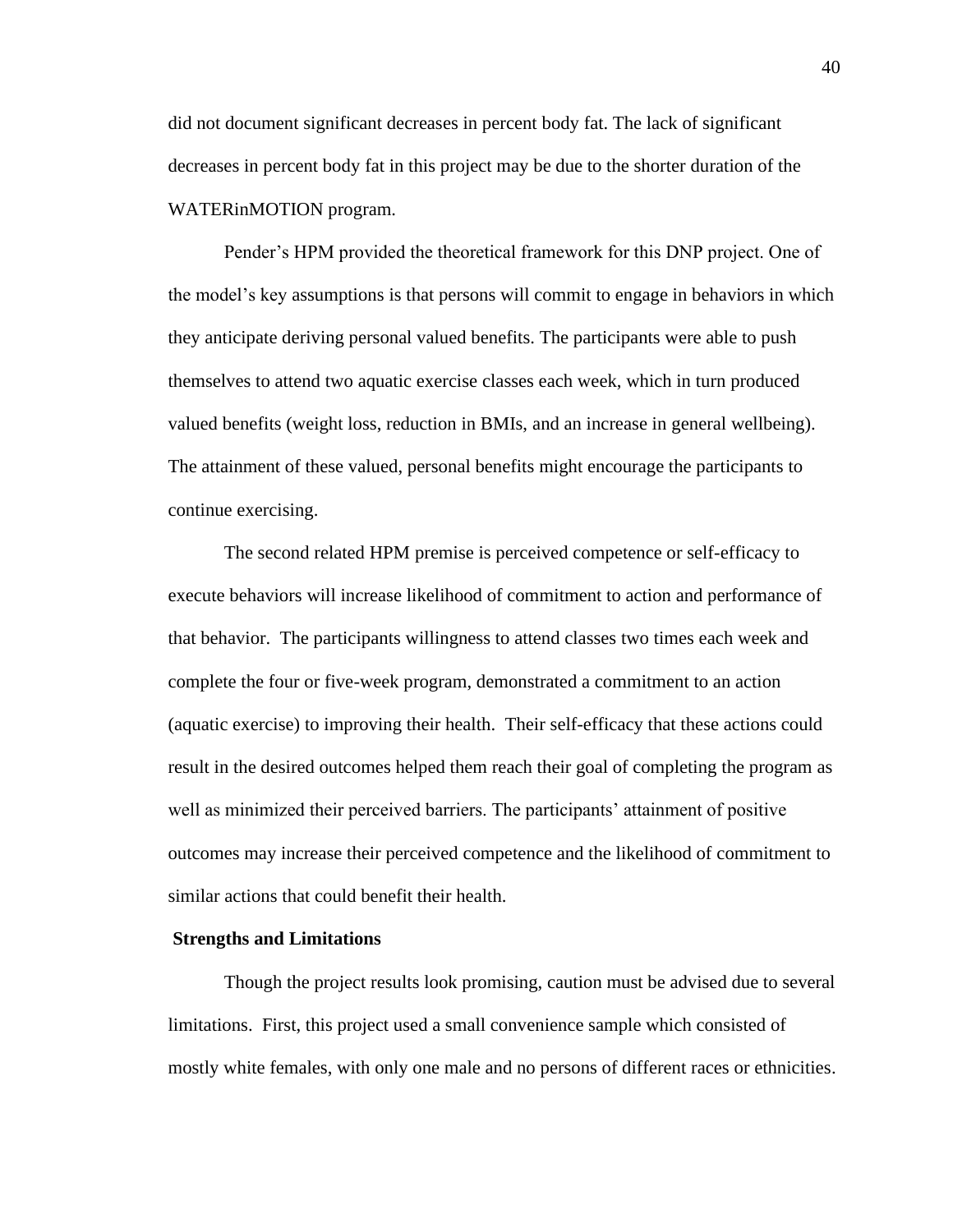did not document significant decreases in percent body fat. The lack of significant decreases in percent body fat in this project may be due to the shorter duration of the WATERinMOTION program.

Pender's HPM provided the theoretical framework for this DNP project. One of the model's key assumptions is that persons will commit to engage in behaviors in which they anticipate deriving personal valued benefits. The participants were able to push themselves to attend two aquatic exercise classes each week, which in turn produced valued benefits (weight loss, reduction in BMIs, and an increase in general wellbeing). The attainment of these valued, personal benefits might encourage the participants to continue exercising.

The second related HPM premise is perceived competence or self-efficacy to execute behaviors will increase likelihood of commitment to action and performance of that behavior. The participants willingness to attend classes two times each week and complete the four or five-week program, demonstrated a commitment to an action (aquatic exercise) to improving their health. Their self-efficacy that these actions could result in the desired outcomes helped them reach their goal of completing the program as well as minimized their perceived barriers. The participants' attainment of positive outcomes may increase their perceived competence and the likelihood of commitment to similar actions that could benefit their health.

## Strengths and Limitations

Though the project results look promising, caution must be advised due to several limitations. First, this project used a small convenience sample which consisted of mostly white females, with only one male and no persons of different races or ethnicities.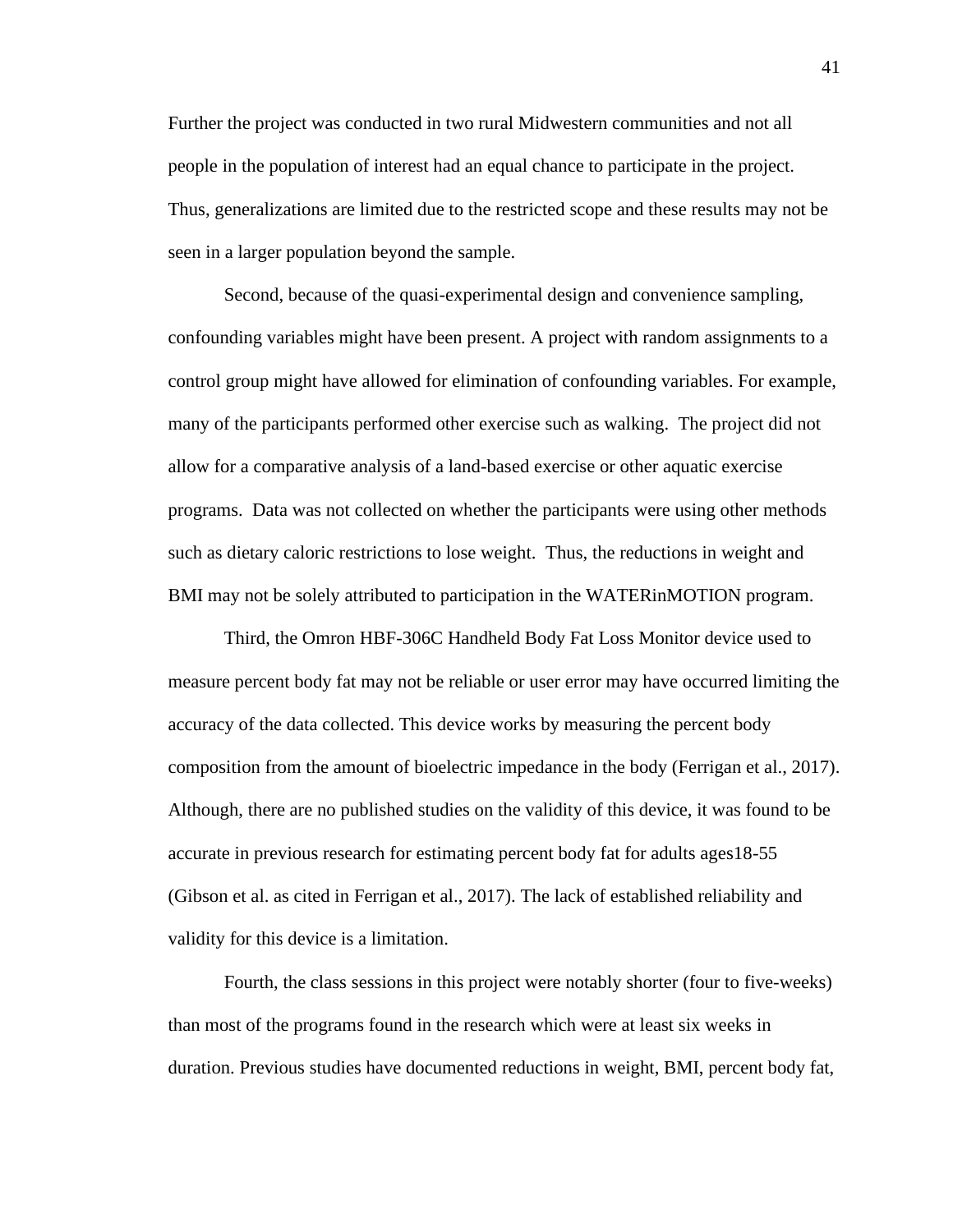Further the project was conducted in two rural Midwestern communities and not all people in the population of interest had an equal chance to participate in the project. Thus, generalizations are limited due to the restricted scope and these results may not be seen in a larger population beyond the sample.

Second, because of the quasi-experimental design and convenience sampling, confounding variables might have been present. A project with random assignments to a control group might have allowed for elimination of confounding variables. For example, many of the participants performed other exercise such as walking. The project did not allow for a comparative analysis of a land-based exercise or other aquatic exercise programs. Data was not collected on whether the participants were using other methods such as dietary caloric restrictions to lose weight. Thus, the reductions in weight and BMI may not be solely attributed to participation in the WATERinMOTION program.

Third, the Omron HBF-306C Handheld Body Fat Loss Monitor device used to measure percent body fat may not be reliable or user error may have occurred limiting the accuracy of the data collected. This device works by measuring the percent body composition from the amount of bioelectric impedance in the body (Ferrigan et al., 2017). Although, there are no published studies on the validity of this device, it was found to be accurate in previous research for estimating percent body fat for adults ages18-55 (Gibson et al. as cited in Ferrigan et al., 2017). The lack of established reliability and validity for this device is a limitation.

Fourth, the class sessions in this project were notably shorter (four to five-weeks) than most of the programs found in the research which were at least six weeks in duration. Previous studies have documented reductions in weight, BMI, percent body fat,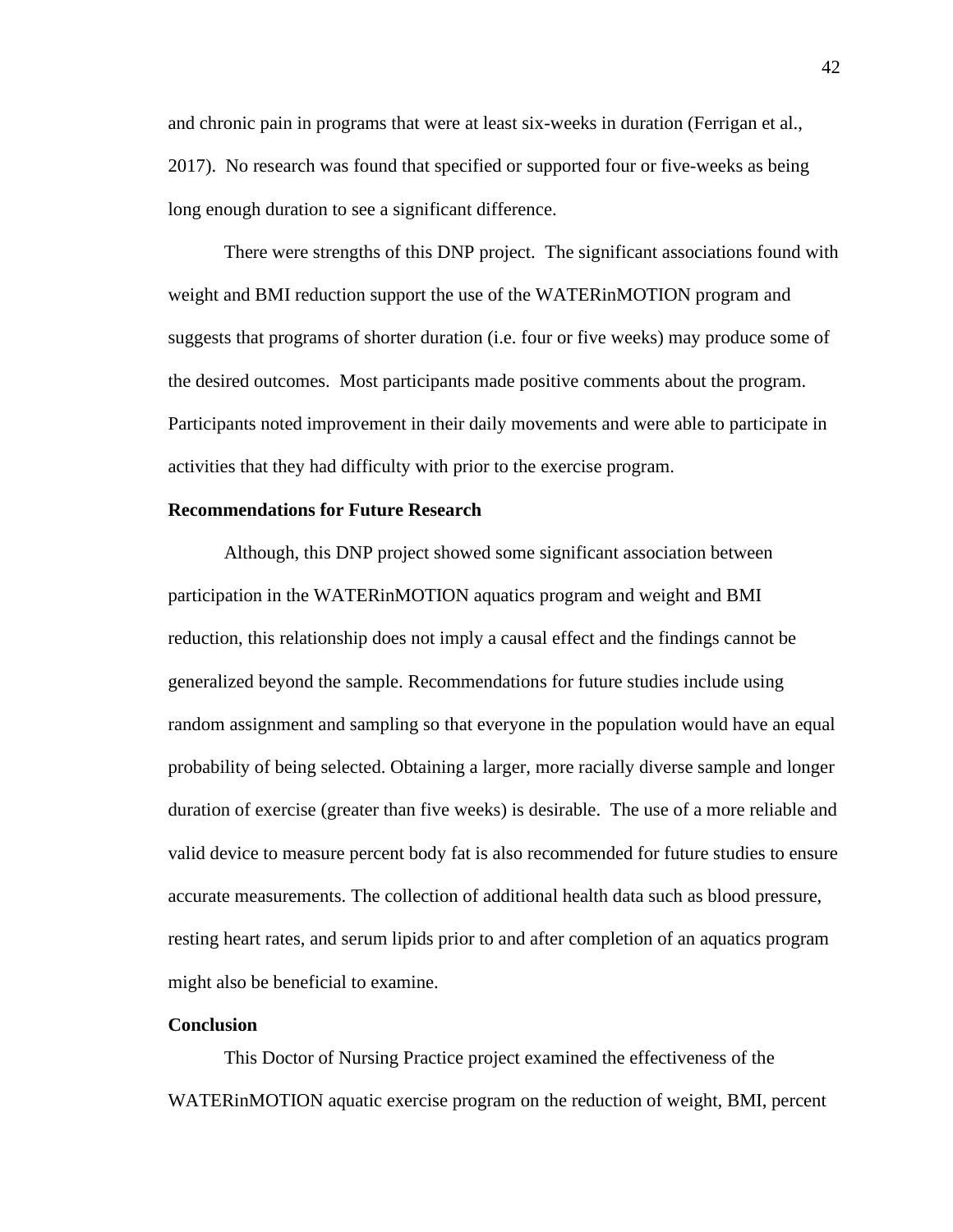and chronic pain in programs that were at least six-weeks in duration (Ferrigan et al., 2017). No research was found that specified or supported four or five-weeks as being long enough duration to see a significant difference.

There were strengths of this DNP project. The significant associations found with weight and BMI reduction support the use of the WATERinMOTION program and suggests that programs of shorter duration (i.e. four or five weeks) may produce some of the desired outcomes. Most participants made positive comments about the program. Participants noted improvement in their daily movements and were able to participate in activities that they had difficulty with prior to the exercise program.

**Recommendations for Future Research**

Although, this DNP project showed some significant association between participation in the WATERinMOTION aquatics program and weight and BMI reduction, this relationship does not imply a causal effect and the findings cannot be generalized beyond the sample. Recommendations for future studies include using random assignment and sampling so that everyone in the population would have an equal probability of being selected. Obtaining a larger, more racially diverse sample and longer duration of exercise (greater than five weeks) is desirable. The use of a more reliable and valid device to measure percent body fat is also recommended for future studies to ensure accurate measurements. The collection of additional health data such as blood pressure, resting heart rates, and serum lipids prior to and after completion of an aquatics program might also be beneficial to examine.

**Conclusion**

This Doctor of Nursing Practice project examined the effectiveness of the WATERinMOTION aquatic exercise program on the reduction of weight, BMI, percent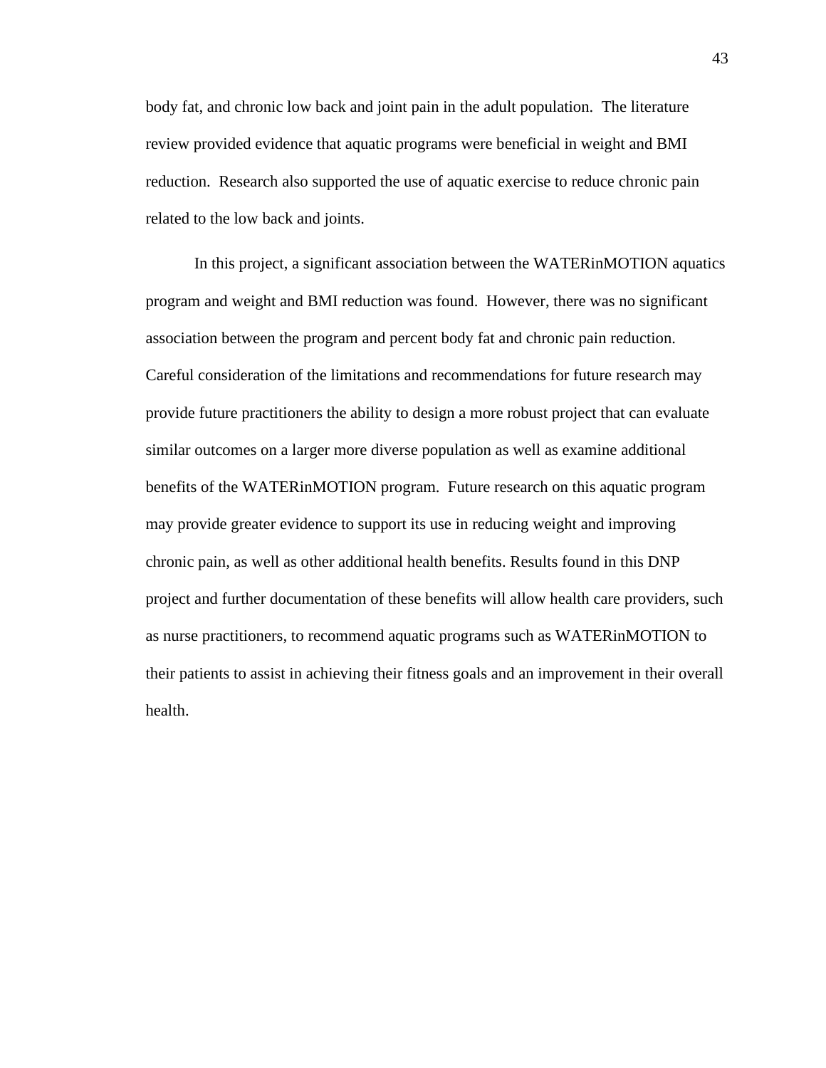body fat, and chronic low back and joint pain in the adult population. The literature review provided evidence that aquatic programs were beneficial in weight and BMI reduction. Research also supported the use of aquatic exercise to reduce chronic pain related to the low back and joints.

In this project, a significant association between the WATERinMOTION aquatics program and weight and BMI reduction was found. However, there was no significant association between the program and percent body fat and chronic pain reduction. Careful consideration of the limitations and recommendations for future research may provide future practitioners the ability to design a more robust project that can evaluate similar outcomes on a larger more diverse population as well as examine additional benefits of the WATERinMOTION program. Future research on this aquatic program may provide greater evidence to support its use in reducing weight and improving chronic pain, as well as other additional health benefits. Results found in this DNP project and further documentation of these benefits will allow health care providers, such as nurse practitioners, to recommend aquatic programs such as WATERinMOTION to their patients to assist in achieving their fitness goals and an improvement in their overall health.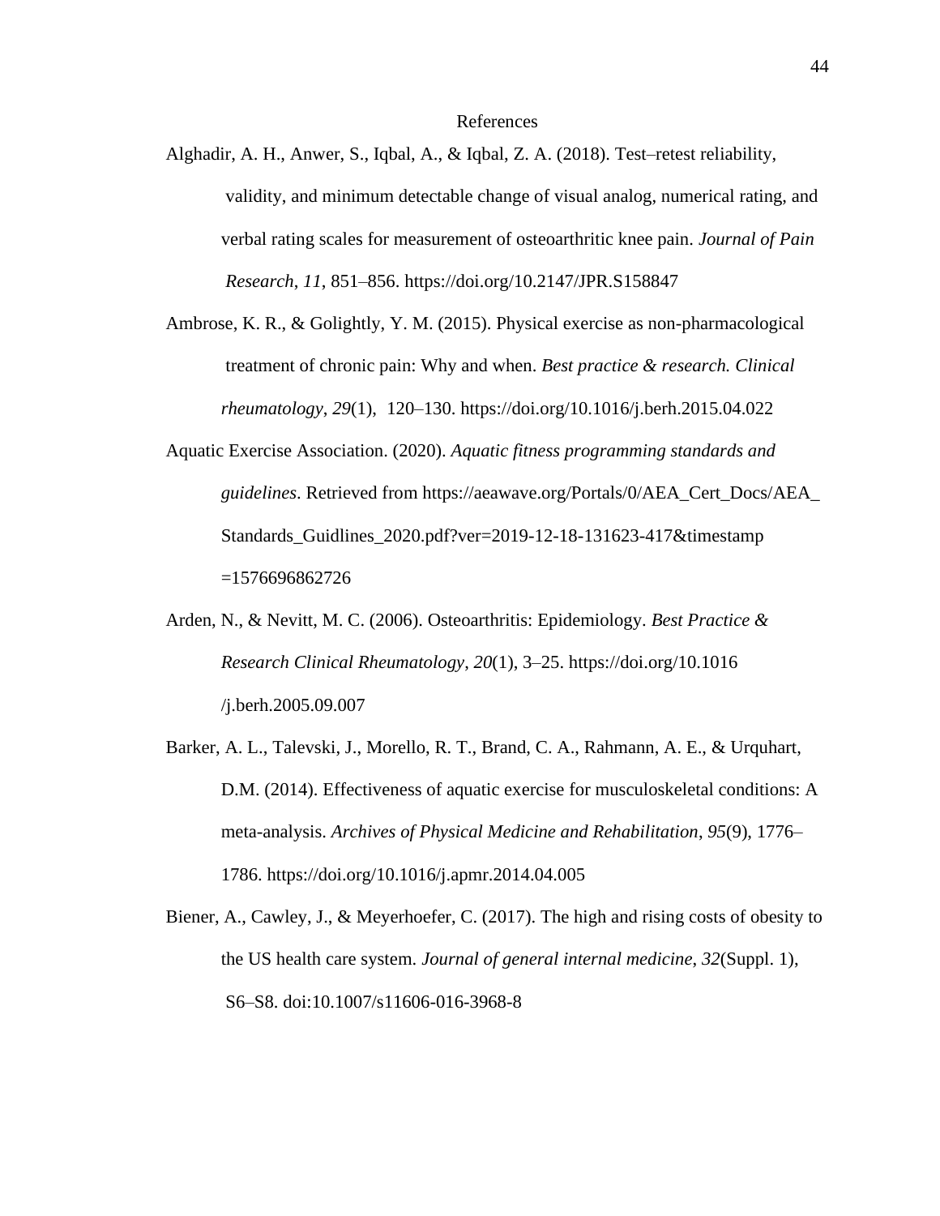# References

Alghadir, A. H., Anwer, S., Iqbal, A., & Iqbal, Z. A. (2018). Test–retest reliability, validity, and minimum detectable change of visual analog, numerical rating, and verbal rating scales for measurement of osteoarthritic knee pain. *Journal of Pain Research*, *11*, 851–856. https://doi.org/10.2147/JPR.S158847

Ambrose, K. R., & Golightly, Y. M. (2015). Physical exercise as non-pharmacological treatment of chronic pain: Why and when. *Best practice & research. Clinical rheumatology*, *29*(1), 120–130. https://doi.org/10.1016/j.berh.2015.04.022

Aquatic Exercise Association. (2020). *Aquatic fitness programming standards and guidelines*. Retrieved from https://aeawave.org/Portals/0/AEA_Cert_Docs/AEA_Standards_Guidlines_2020.pdf?ver=2019-12-18-131623-417&timestamp=1576696862726

Arden, N., & Nevitt, M. C. (2006). Osteoarthritis: Epidemiology. *Best Practice & Research Clinical Rheumatology*, *20*(1), 3–25. https://doi.org/10.1016/j.berh.2005.09.007

Barker, A. L., Talevski, J., Morello, R. T., Brand, C. A., Rahmann, A. E., & Urquhart, D.M. (2014). Effectiveness of aquatic exercise for musculoskeletal conditions: A meta-analysis. *Archives of Physical Medicine and Rehabilitation*, *95*(9), 1776–1786. https://doi.org/10.1016/j.apmr.2014.04.005

Biener, A., Cawley, J., & Meyerhoefer, C. (2017). The high and rising costs of obesity to the US health care system. *Journal of general internal medicine*, *32*(Suppl. 1), S6–S8. doi:10.1007/s11606-016-3968-8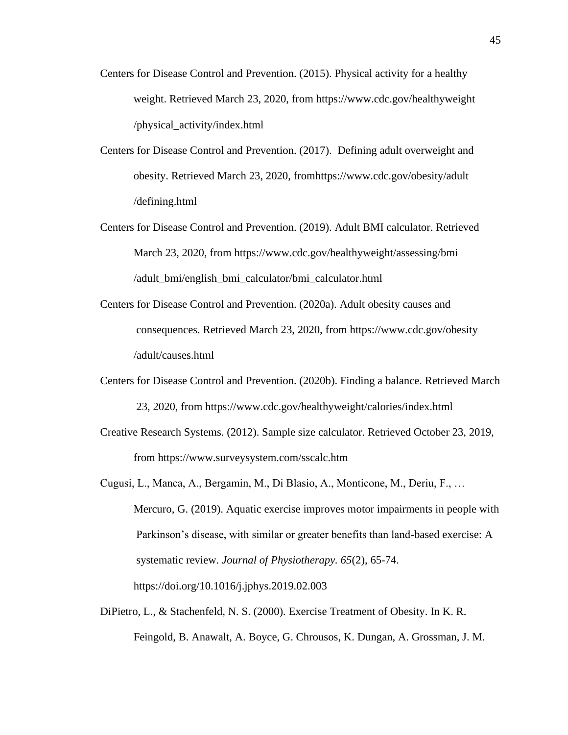Centers for Disease Control and Prevention. (2015). Physical activity for a healthy weight. Retrieved March 23, 2020, from https://www.cdc.gov/healthyweight/physical_activity/index.html

Centers for Disease Control and Prevention. (2017). Defining adult overweight and obesity. Retrieved March 23, 2020, fromhttps://www.cdc.gov/obesity/adult/defining.html

Centers for Disease Control and Prevention. (2019). Adult BMI calculator. Retrieved March 23, 2020, from https://www.cdc.gov/healthyweight/assessing/bmi/adult_bmi/english_bmi_calculator/bmi_calculator.html

Centers for Disease Control and Prevention. (2020a). Adult obesity causes and consequences. Retrieved March 23, 2020, from https://www.cdc.gov/obesity/adult/causes.html

Centers for Disease Control and Prevention. (2020b). Finding a balance. Retrieved March 23, 2020, from https://www.cdc.gov/healthyweight/calories/index.html

Creative Research Systems. (2012). Sample size calculator. Retrieved October 23, 2019, from https://www.surveysystem.com/sscalc.htm

Cugusi, L., Manca, A., Bergamin, M., Di Blasio, A., Monticone, M., Deriu, F., … Mercuro, G. (2019). Aquatic exercise improves motor impairments in people with Parkinson's disease, with similar or greater benefits than land-based exercise: A systematic review. *Journal of Physiotherapy. 65*(2), 65-74. https://doi.org/10.1016/j.jphys.2019.02.003

DiPietro, L., & Stachenfeld, N. S. (2000). Exercise Treatment of Obesity. In K. R. Feingold, B. Anawalt, A. Boyce, G. Chrousos, K. Dungan, A. Grossman, J. M.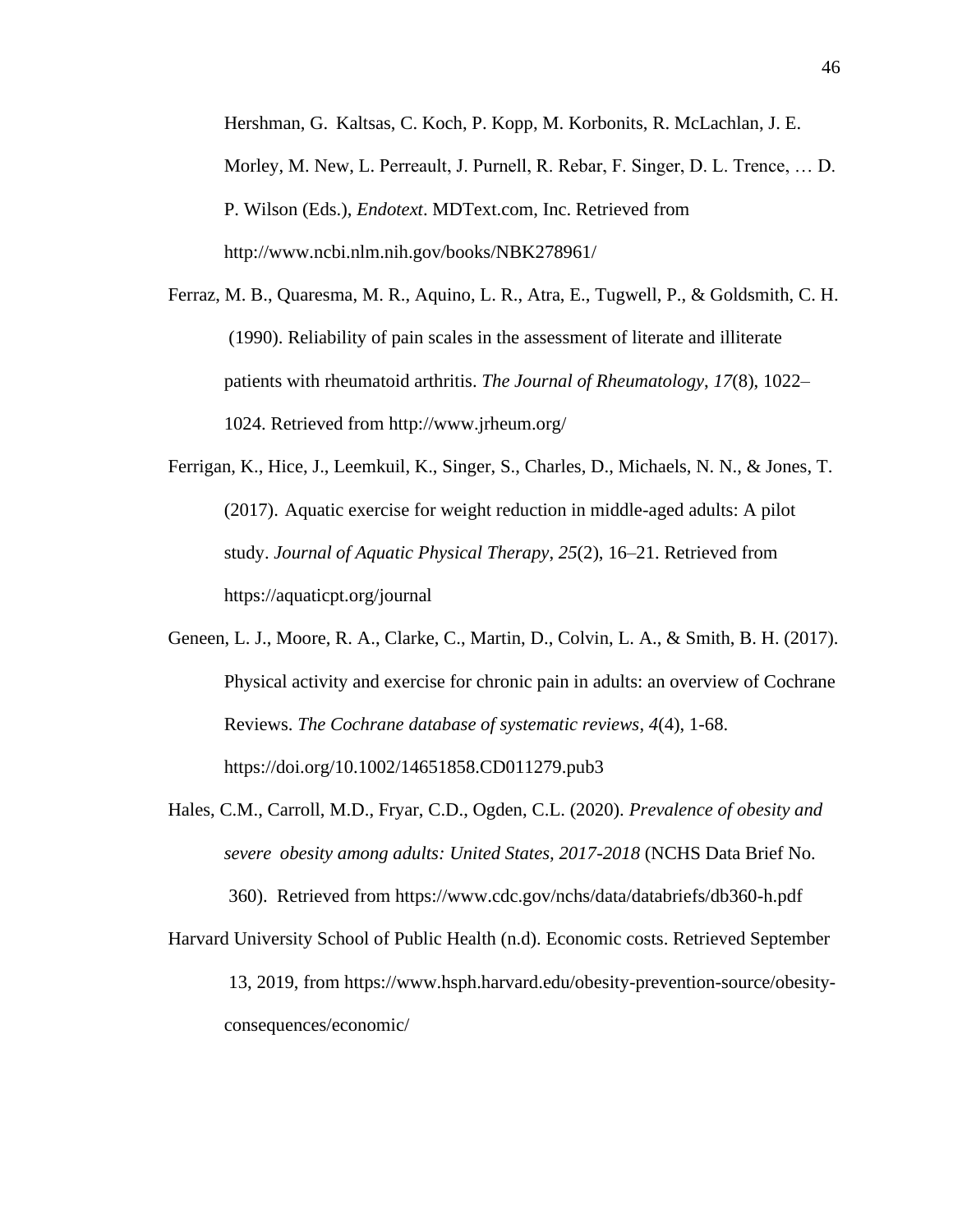Hershman, G. Kaltsas, C. Koch, P. Kopp, M. Korbonits, R. McLachlan, J. E. Morley, M. New, L. Perreault, J. Purnell, R. Rebar, F. Singer, D. L. Trence, … D. P. Wilson (Eds.), *Endotext*. MDText.com, Inc. Retrieved from http://www.ncbi.nlm.nih.gov/books/NBK278961/

Ferraz, M. B., Quaresma, M. R., Aquino, L. R., Atra, E., Tugwell, P., & Goldsmith, C. H. (1990). Reliability of pain scales in the assessment of literate and illiterate patients with rheumatoid arthritis. *The Journal of Rheumatology*, *17*(8), 1022–1024. Retrieved from http://www.jrheum.org/

Ferrigan, K., Hice, J., Leemkuil, K., Singer, S., Charles, D., Michaels, N. N., & Jones, T. (2017). Aquatic exercise for weight reduction in middle-aged adults: A pilot study. *Journal of Aquatic Physical Therapy*, *25*(2), 16–21. Retrieved from https://aquaticpt.org/journal

Geneen, L. J., Moore, R. A., Clarke, C., Martin, D., Colvin, L. A., & Smith, B. H. (2017). Physical activity and exercise for chronic pain in adults: an overview of Cochrane Reviews. *The Cochrane database of systematic reviews*, *4*(4), 1-68. https://doi.org/10.1002/14651858.CD011279.pub3

Hales, C.M., Carroll, M.D., Fryar, C.D., Ogden, C.L. (2020). *Prevalence of obesity and severe obesity among adults: United States, 2017-2018* (NCHS Data Brief No. 360). Retrieved from https://www.cdc.gov/nchs/data/databriefs/db360-h.pdf

Harvard University School of Public Health (n.d). Economic costs. Retrieved September 13, 2019, from https://www.hsph.harvard.edu/obesity-prevention-source/obesity-consequences/economic/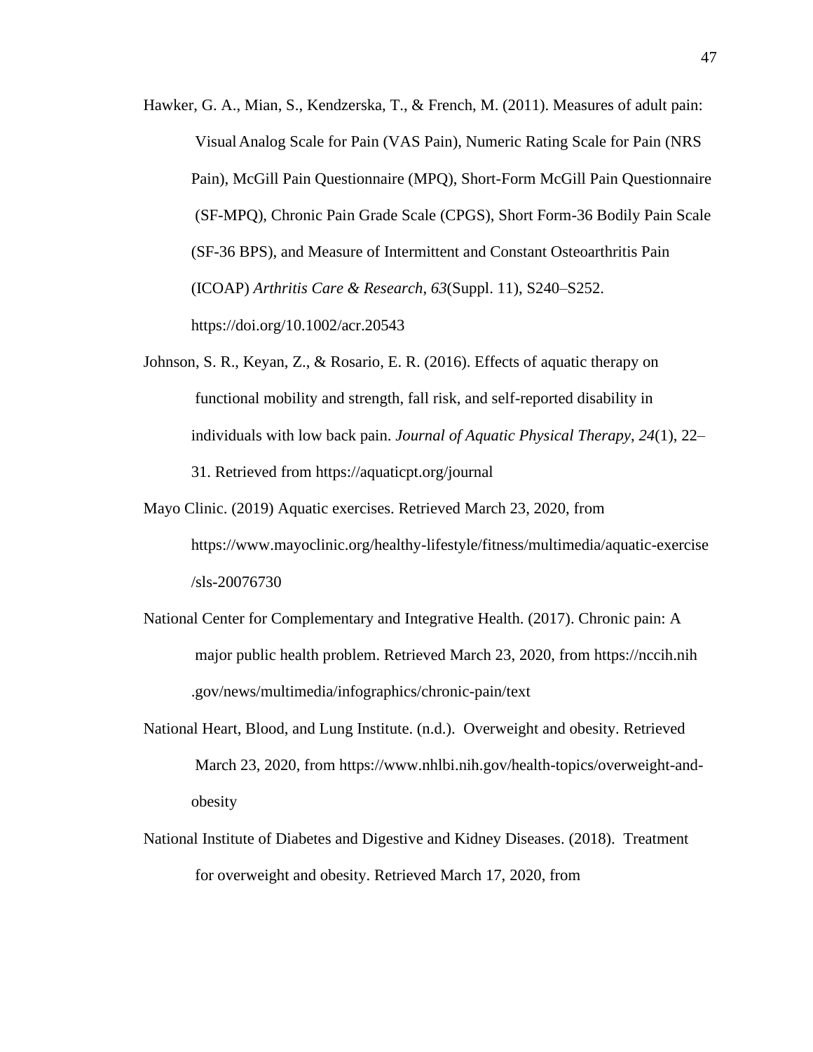Hawker, G. A., Mian, S., Kendzerska, T., & French, M. (2011). Measures of adult pain: Visual Analog Scale for Pain (VAS Pain), Numeric Rating Scale for Pain (NRS Pain), McGill Pain Questionnaire (MPQ), Short-Form McGill Pain Questionnaire (SF-MPQ), Chronic Pain Grade Scale (CPGS), Short Form-36 Bodily Pain Scale (SF-36 BPS), and Measure of Intermittent and Constant Osteoarthritis Pain (ICOAP) *Arthritis Care & Research*, *63*(Suppl. 11), S240–S252. https://doi.org/10.1002/acr.20543

Johnson, S. R., Keyan, Z., & Rosario, E. R. (2016). Effects of aquatic therapy on functional mobility and strength, fall risk, and self-reported disability in individuals with low back pain. *Journal of Aquatic Physical Therapy*, *24*(1), 22–31. Retrieved from https://aquaticpt.org/journal

Mayo Clinic. (2019) Aquatic exercises. Retrieved March 23, 2020, from https://www.mayoclinic.org/healthy-lifestyle/fitness/multimedia/aquatic-exercise/sls-20076730

National Center for Complementary and Integrative Health. (2017). Chronic pain: A major public health problem. Retrieved March 23, 2020, from https://nccih.nih.gov/news/multimedia/infographics/chronic-pain/text

National Heart, Blood, and Lung Institute. (n.d.). Overweight and obesity. Retrieved March 23, 2020, from https://www.nhlbi.nih.gov/health-topics/overweight-and-obesity

National Institute of Diabetes and Digestive and Kidney Diseases. (2018). Treatment for overweight and obesity. Retrieved March 17, 2020, from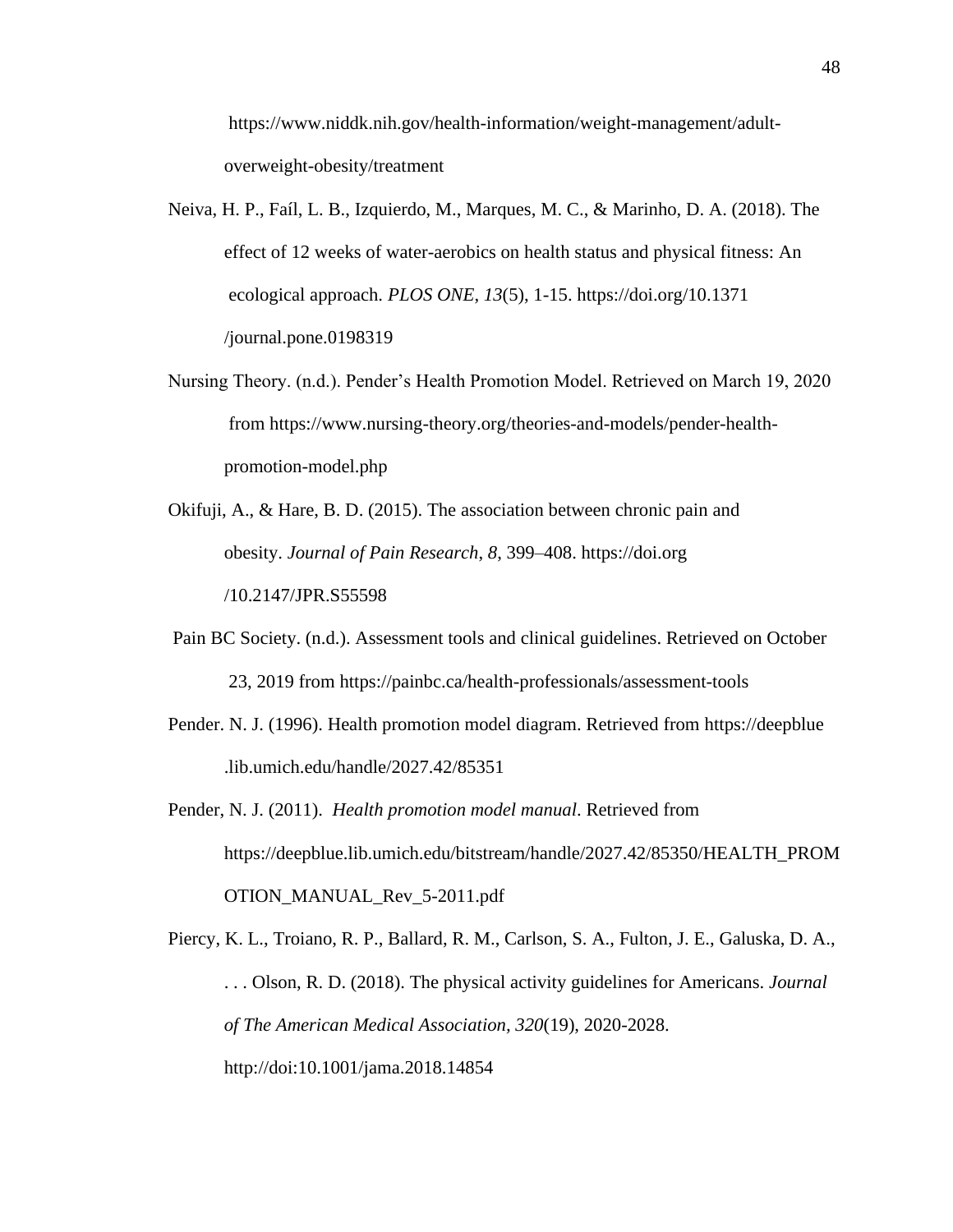https://www.niddk.nih.gov/health-information/weight-management/adult-overweight-obesity/treatment

Neiva, H. P., Faíl, L. B., Izquierdo, M., Marques, M. C., & Marinho, D. A. (2018). The effect of 12 weeks of water-aerobics on health status and physical fitness: An ecological approach. *PLOS ONE*, *13*(5), 1-15. https://doi.org/10.1371/journal.pone.0198319

Nursing Theory. (n.d.). Pender's Health Promotion Model. Retrieved on March 19, 2020 from https://www.nursing-theory.org/theories-and-models/pender-health-promotion-model.php

Okifuji, A., & Hare, B. D. (2015). The association between chronic pain and obesity. *Journal of Pain Research*, *8*, 399–408. https://doi.org/10.2147/JPR.S55598

Pain BC Society. (n.d.). Assessment tools and clinical guidelines. Retrieved on October 23, 2019 from https://painbc.ca/health-professionals/assessment-tools

Pender. N. J. (1996). Health promotion model diagram. Retrieved from https://deepblue.lib.umich.edu/handle/2027.42/85351

Pender, N. J. (2011). *Health promotion model manual*. Retrieved from https://deepblue.lib.umich.edu/bitstream/handle/2027.42/85350/HEALTH_PROMOTION_MANUAL_Rev_5-2011.pdf

Piercy, K. L., Troiano, R. P., Ballard, R. M., Carlson, S. A., Fulton, J. E., Galuska, D. A., . . . Olson, R. D. (2018). The physical activity guidelines for Americans. *Journal of The American Medical Association, 320*(19), 2020-2028. http://doi:10.1001/jama.2018.14854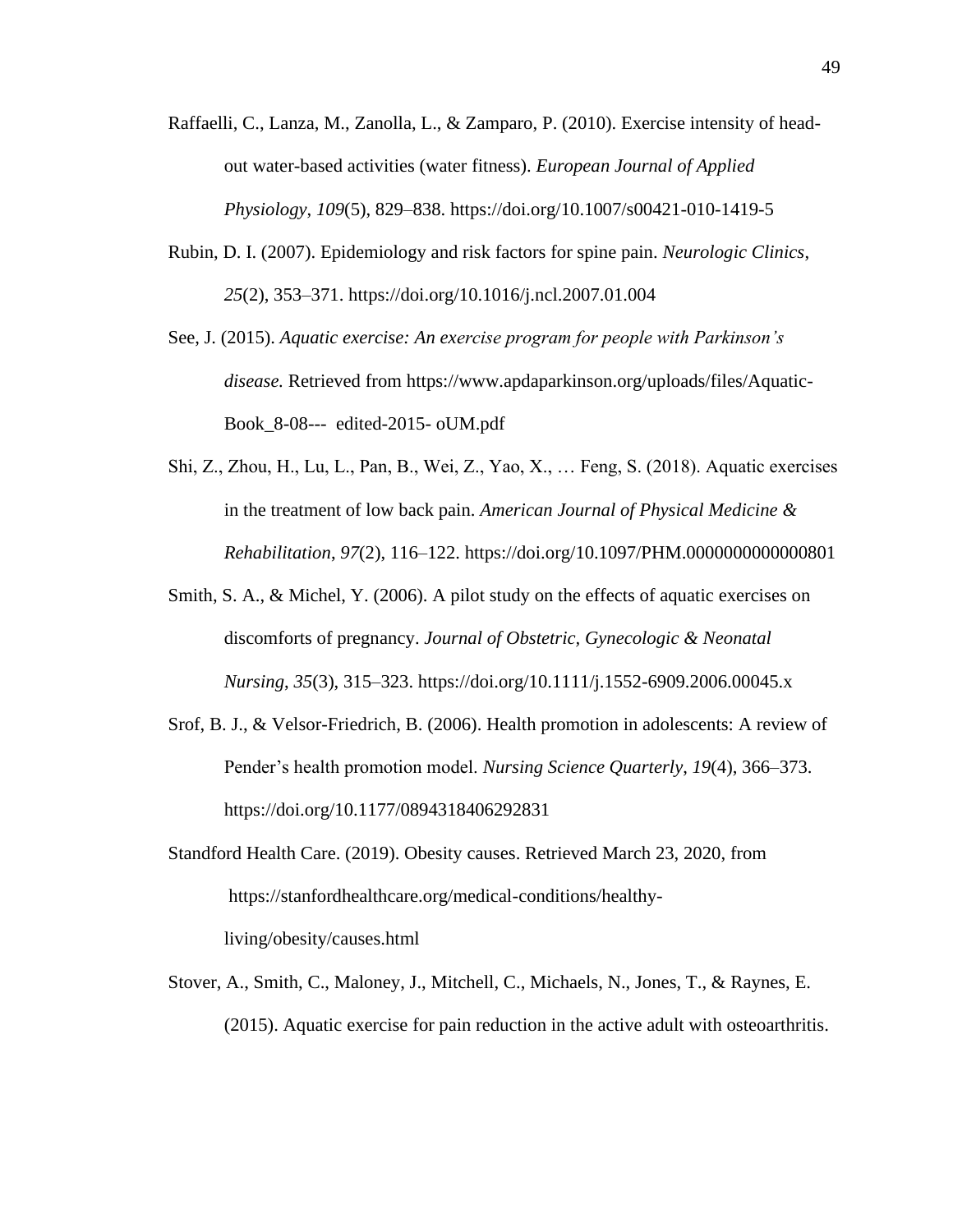Raffaelli, C., Lanza, M., Zanolla, L., & Zamparo, P. (2010). Exercise intensity of head-out water-based activities (water fitness). *European Journal of Applied Physiology*, *109*(5), 829–838. https://doi.org/10.1007/s00421-010-1419-5

Rubin, D. I. (2007). Epidemiology and risk factors for spine pain. *Neurologic Clinics*, *25*(2), 353–371. https://doi.org/10.1016/j.ncl.2007.01.004

See, J. (2015). *Aquatic exercise: An exercise program for people with Parkinson's disease.* Retrieved from https://www.apdaparkinson.org/uploads/files/Aquatic-Book_8-08--- edited-2015- oUM.pdf

Shi, Z., Zhou, H., Lu, L., Pan, B., Wei, Z., Yao, X., … Feng, S. (2018). Aquatic exercises in the treatment of low back pain. *American Journal of Physical Medicine & Rehabilitation*, *97*(2), 116–122. https://doi.org/10.1097/PHM.0000000000000801

Smith, S. A., & Michel, Y. (2006). A pilot study on the effects of aquatic exercises on discomforts of pregnancy. *Journal of Obstetric, Gynecologic & Neonatal Nursing*, *35*(3), 315–323. https://doi.org/10.1111/j.1552-6909.2006.00045.x

Srof, B. J., & Velsor-Friedrich, B. (2006). Health promotion in adolescents: A review of Pender's health promotion model. *Nursing Science Quarterly*, *19*(4), 366–373. https://doi.org/10.1177/0894318406292831

Standford Health Care. (2019). Obesity causes. Retrieved March 23, 2020, from https://stanfordhealthcare.org/medical-conditions/healthy-living/obesity/causes.html

Stover, A., Smith, C., Maloney, J., Mitchell, C., Michaels, N., Jones, T., & Raynes, E. (2015). Aquatic exercise for pain reduction in the active adult with osteoarthritis.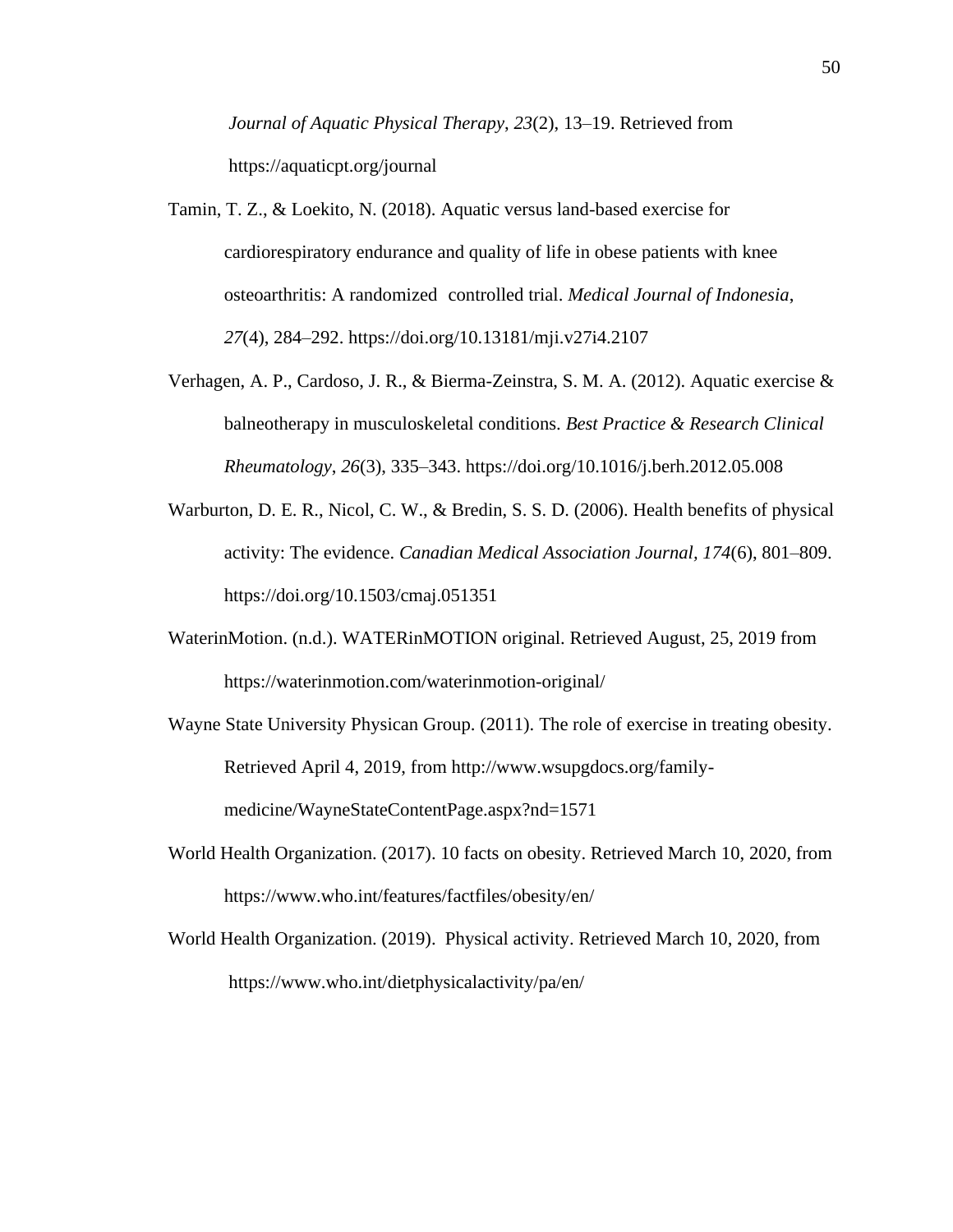*Journal of Aquatic Physical Therapy*, *23*(2), 13–19. Retrieved from https://aquaticpt.org/journal

Tamin, T. Z., & Loekito, N. (2018). Aquatic versus land-based exercise for cardiorespiratory endurance and quality of life in obese patients with knee osteoarthritis: A randomized controlled trial. *Medical Journal of Indonesia*, *27*(4), 284–292. https://doi.org/10.13181/mji.v27i4.2107

Verhagen, A. P., Cardoso, J. R., & Bierma-Zeinstra, S. M. A. (2012). Aquatic exercise & balneotherapy in musculoskeletal conditions. *Best Practice & Research Clinical Rheumatology*, *26*(3), 335–343. https://doi.org/10.1016/j.berh.2012.05.008

Warburton, D. E. R., Nicol, C. W., & Bredin, S. S. D. (2006). Health benefits of physical activity: The evidence. *Canadian Medical Association Journal, 174*(6), 801–809. https://doi.org/10.1503/cmaj.051351

WaterinMotion. (n.d.). WATERinMOTION original. Retrieved August, 25, 2019 from https://waterinmotion.com/waterinmotion-original/

Wayne State University Physican Group. (2011). The role of exercise in treating obesity. Retrieved April 4, 2019, from http://www.wsupgdocs.org/family-medicine/WayneStateContentPage.aspx?nd=1571

World Health Organization. (2017). 10 facts on obesity. Retrieved March 10, 2020, from https://www.who.int/features/factfiles/obesity/en/

World Health Organization. (2019). Physical activity. Retrieved March 10, 2020, from https://www.who.int/dietphysicalactivity/pa/en/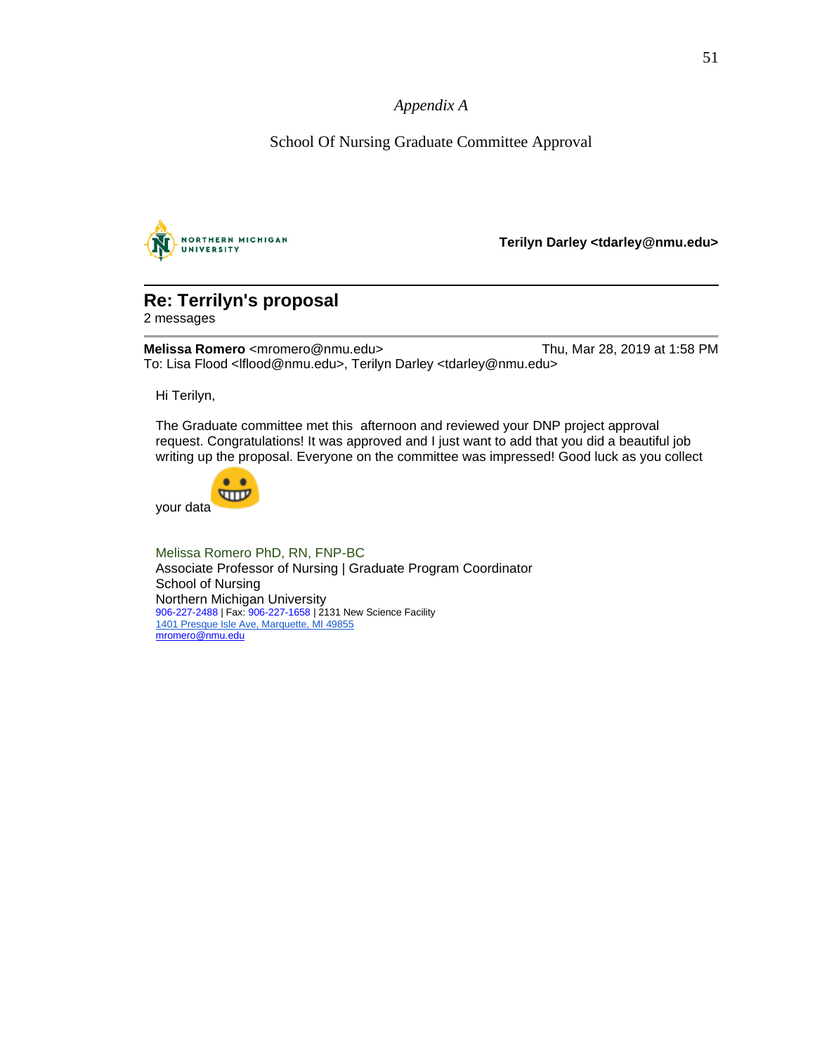*Appendix A*

School Of Nursing Graduate Committee Approval

NORTHERN MICHIGAN UNIVERSITY

**Terilyn Darley <tdarley@nmu.edu>**

## Re: Terrilyn's proposal

2 messages

**Melissa Romero** <mromero@nmu.edu> Thu, Mar 28, 2019 at 1:58 PM
To: Lisa Flood <lflood@nmu.edu>, Terilyn Darley <tdarley@nmu.edu>

Hi Terilyn,

The Graduate committee met this afternoon and reviewed your DNP project approval request. Congratulations! It was approved and I just want to add that you did a beautiful job writing up the proposal. Everyone on the committee was impressed! Good luck as you collect your data 😀

Melissa Romero PhD, RN, FNP-BC
Associate Professor of Nursing | Graduate Program Coordinator
School of Nursing
Northern Michigan University
906-227-2488 | Fax: 906-227-1658 | 2131 New Science Facility
1401 Presque Isle Ave, Marquette, MI 49855
mromero@nmu.edu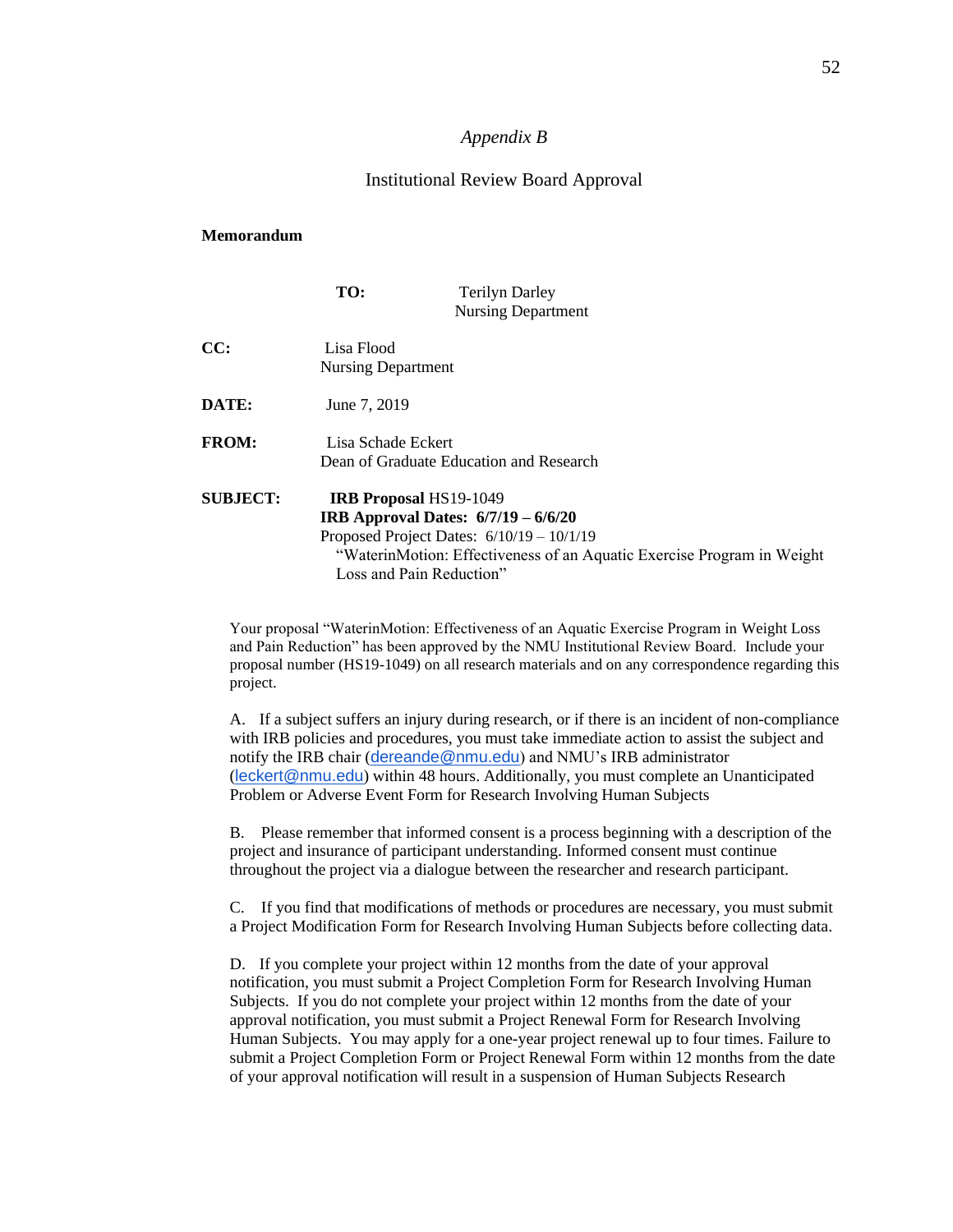*Appendix B*

Institutional Review Board Approval

**Memorandum**

**TO:** Terilyn Darley
Nursing Department

**CC:** Lisa Flood
Nursing Department

**DATE:** June 7, 2019

**FROM:** Lisa Schade Eckert
Dean of Graduate Education and Research

**SUBJECT:** **IRB Proposal** HS19-1049
**IRB Approval Dates: 6/7/19 – 6/6/20**
Proposed Project Dates: 6/10/19 – 10/1/19
"WaterinMotion: Effectiveness of an Aquatic Exercise Program in Weight Loss and Pain Reduction"

Your proposal "WaterinMotion: Effectiveness of an Aquatic Exercise Program in Weight Loss and Pain Reduction" has been approved by the NMU Institutional Review Board. Include your proposal number (HS19-1049) on all research materials and on any correspondence regarding this project.

A. If a subject suffers an injury during research, or if there is an incident of non-compliance with IRB policies and procedures, you must take immediate action to assist the subject and notify the IRB chair (dereande@nmu.edu) and NMU's IRB administrator (leckert@nmu.edu) within 48 hours. Additionally, you must complete an Unanticipated Problem or Adverse Event Form for Research Involving Human Subjects

B. Please remember that informed consent is a process beginning with a description of the project and insurance of participant understanding. Informed consent must continue throughout the project via a dialogue between the researcher and research participant.

C. If you find that modifications of methods or procedures are necessary, you must submit a Project Modification Form for Research Involving Human Subjects before collecting data.

D. If you complete your project within 12 months from the date of your approval notification, you must submit a Project Completion Form for Research Involving Human Subjects. If you do not complete your project within 12 months from the date of your approval notification, you must submit a Project Renewal Form for Research Involving Human Subjects. You may apply for a one-year project renewal up to four times. Failure to submit a Project Completion Form or Project Renewal Form within 12 months from the date of your approval notification will result in a suspension of Human Subjects Research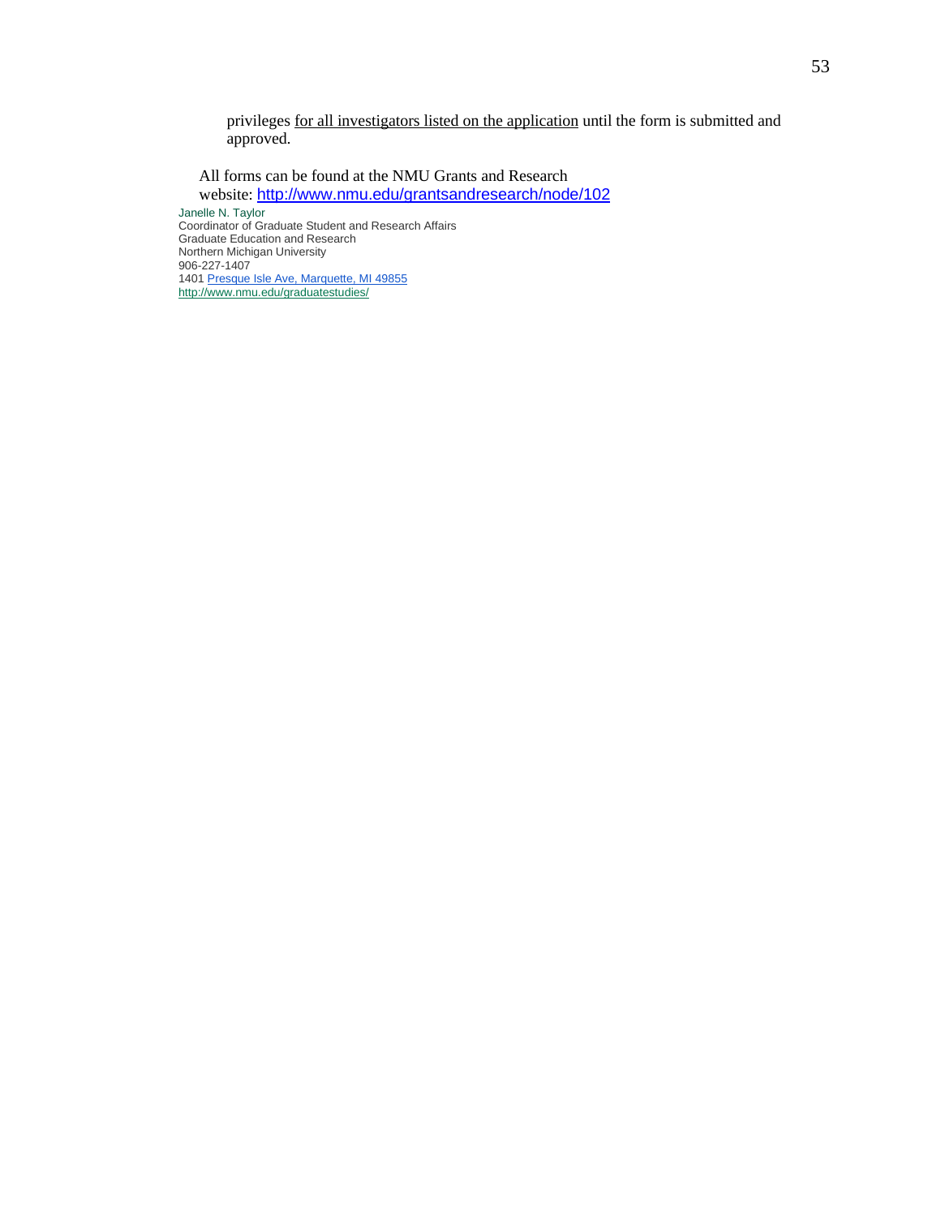privileges <u>for all investigators listed on the application</u> until the form is submitted and approved.

All forms can be found at the NMU Grants and Research website: http://www.nmu.edu/grantsandresearch/node/102

Janelle N. Taylor
Coordinator of Graduate Student and Research Affairs
Graduate Education and Research
Northern Michigan University
906-227-1407
1401 Presque Isle Ave, Marquette, MI 49855
http://www.nmu.edu/graduatestudies/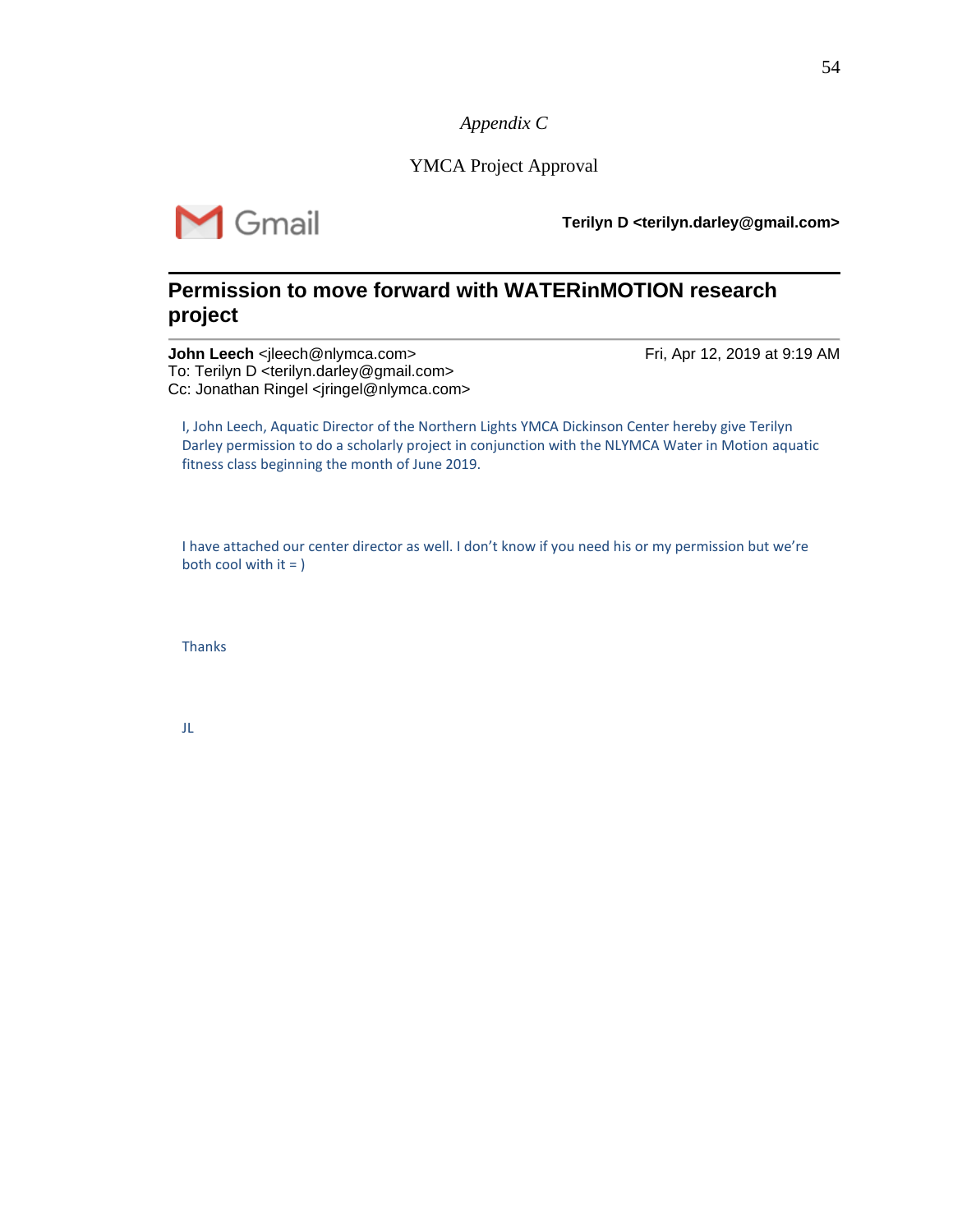*Appendix C*

YMCA Project Approval

Gmail **Terilyn D <terilyn.darley@gmail.com>**

---

## Permission to move forward with WATERinMOTION research project

**John Leech** <jleech@nlymca.com> Fri, Apr 12, 2019 at 9:19 AM
To: Terilyn D <terilyn.darley@gmail.com>
Cc: Jonathan Ringel <jringel@nlymca.com>

I, John Leech, Aquatic Director of the Northern Lights YMCA Dickinson Center hereby give Terilyn Darley permission to do a scholarly project in conjunction with the NLYMCA Water in Motion aquatic fitness class beginning the month of June 2019.

I have attached our center director as well. I don't know if you need his or my permission but we're both cool with it = )

Thanks

JL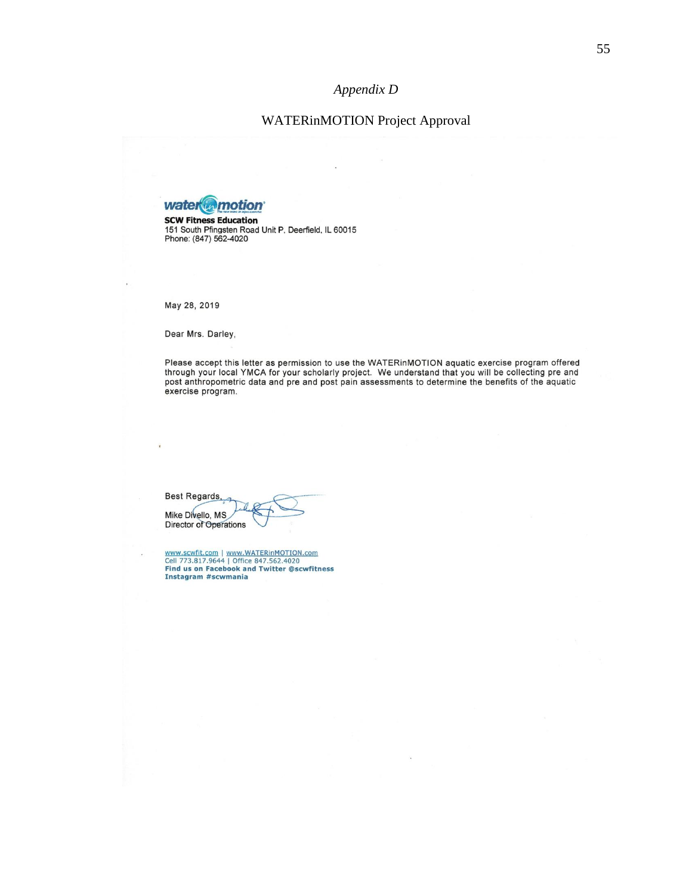*Appendix D*

WATERinMOTION Project Approval

water in motion

**SCW Fitness Education**
151 South Pfingsten Road Unit P, Deerfield, IL 60015
Phone: (847) 562-4020

May 28, 2019

Dear Mrs. Darley,

Please accept this letter as permission to use the WATERinMOTION aquatic exercise program offered through your local YMCA for your scholarly project. We understand that you will be collecting pre and post anthropometric data and pre and post pain assessments to determine the benefits of the aquatic exercise program.

Best Regards,

Mike Divello, MS
Director of Operations

www.scwfit.com | www.WATERinMOTION.com
Cell 773.817.9644 | Office 847.562.4020
**Find us on Facebook and Twitter @scwfitness**
**Instagram #scwmania**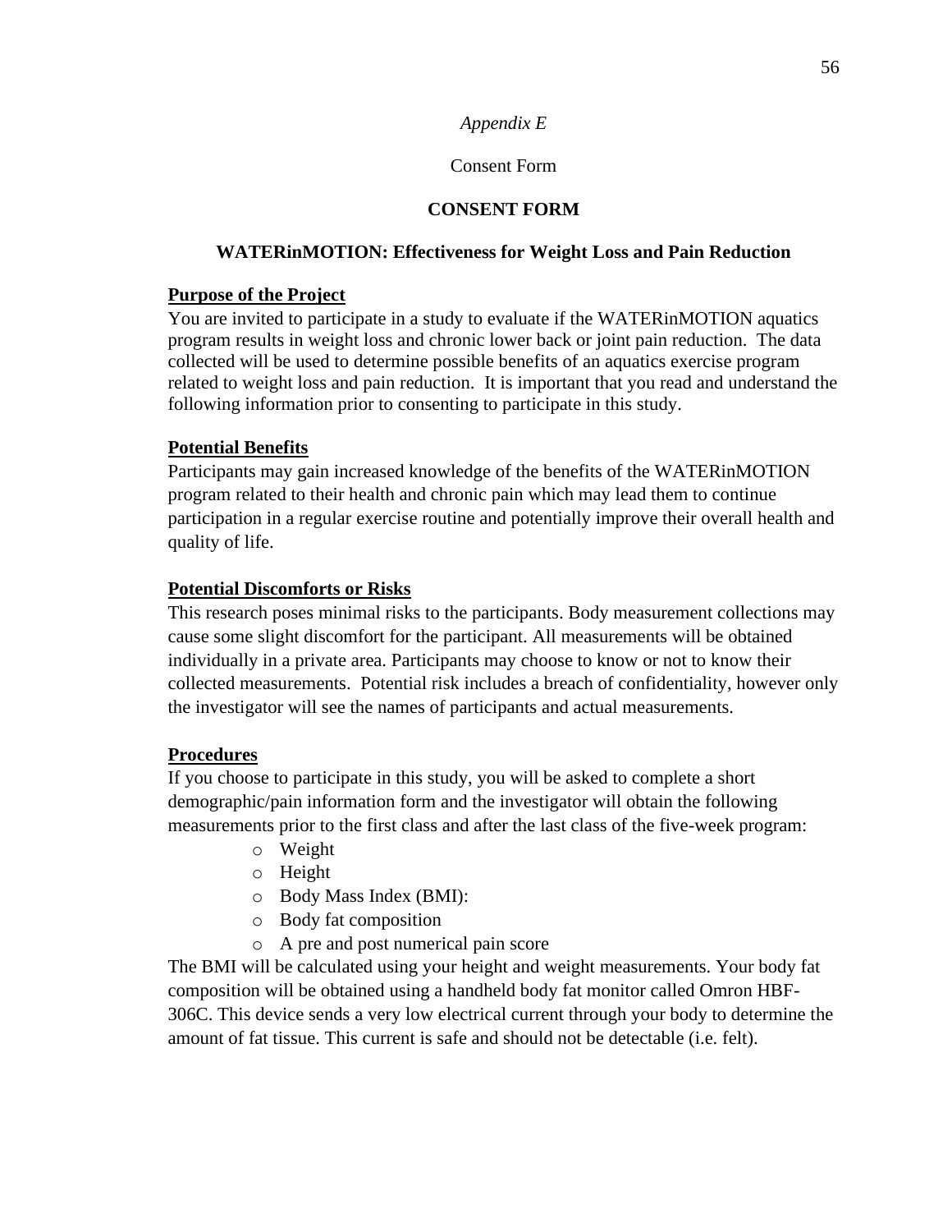*Appendix E*

Consent Form

**CONSENT FORM**

**WATERinMOTION: Effectiveness for Weight Loss and Pain Reduction**

**Purpose of the Project**

You are invited to participate in a study to evaluate if the WATERinMOTION aquatics program results in weight loss and chronic lower back or joint pain reduction. The data collected will be used to determine possible benefits of an aquatics exercise program related to weight loss and pain reduction. It is important that you read and understand the following information prior to consenting to participate in this study.

**Potential Benefits**

Participants may gain increased knowledge of the benefits of the WATERinMOTION program related to their health and chronic pain which may lead them to continue participation in a regular exercise routine and potentially improve their overall health and quality of life.

**Potential Discomforts or Risks**

This research poses minimal risks to the participants. Body measurement collections may cause some slight discomfort for the participant. All measurements will be obtained individually in a private area. Participants may choose to know or not to know their collected measurements. Potential risk includes a breach of confidentiality, however only the investigator will see the names of participants and actual measurements.

**Procedures**

If you choose to participate in this study, you will be asked to complete a short demographic/pain information form and the investigator will obtain the following measurements prior to the first class and after the last class of the five-week program:

- Weight
- Height
- Body Mass Index (BMI):
- Body fat composition
- A pre and post numerical pain score

The BMI will be calculated using your height and weight measurements. Your body fat composition will be obtained using a handheld body fat monitor called Omron HBF-306C. This device sends a very low electrical current through your body to determine the amount of fat tissue. This current is safe and should not be detectable (i.e. felt).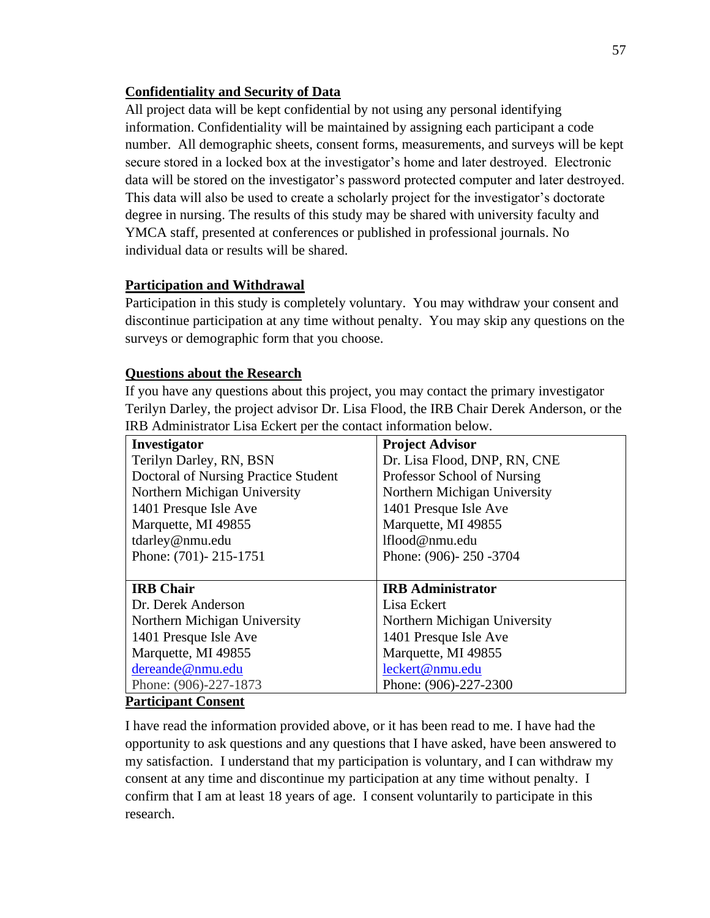**Confidentiality and Security of Data**

All project data will be kept confidential by not using any personal identifying information. Confidentiality will be maintained by assigning each participant a code number. All demographic sheets, consent forms, measurements, and surveys will be kept secure stored in a locked box at the investigator's home and later destroyed. Electronic data will be stored on the investigator's password protected computer and later destroyed. This data will also be used to create a scholarly project for the investigator's doctorate degree in nursing. The results of this study may be shared with university faculty and YMCA staff, presented at conferences or published in professional journals. No individual data or results will be shared.

**Participation and Withdrawal**

Participation in this study is completely voluntary. You may withdraw your consent and discontinue participation at any time without penalty. You may skip any questions on the surveys or demographic form that you choose.

**Questions about the Research**

If you have any questions about this project, you may contact the primary investigator Terilyn Darley, the project advisor Dr. Lisa Flood, the IRB Chair Derek Anderson, or the IRB Administrator Lisa Eckert per the contact information below.

| **Investigator** | **Project Advisor** |
|---|---|
| Terilyn Darley, RN, BSN<br>Doctoral of Nursing Practice Student<br>Northern Michigan University<br>1401 Presque Isle Ave<br>Marquette, MI 49855<br>tdarley@nmu.edu<br>Phone: (701)- 215-1751 | Dr. Lisa Flood, DNP, RN, CNE<br>Professor School of Nursing<br>Northern Michigan University<br>1401 Presque Isle Ave<br>Marquette, MI 49855<br>lflood@nmu.edu<br>Phone: (906)- 250 -3704 |
| **IRB Chair** | **IRB Administrator** |
| Dr. Derek Anderson<br>Northern Michigan University<br>1401 Presque Isle Ave<br>Marquette, MI 49855<br>dereande@nmu.edu<br>Phone: (906)-227-1873 | Lisa Eckert<br>Northern Michigan University<br>1401 Presque Isle Ave<br>Marquette, MI 49855<br>leckert@nmu.edu<br>Phone: (906)-227-2300 |

**Participant Consent**

I have read the information provided above, or it has been read to me. I have had the opportunity to ask questions and any questions that I have asked, have been answered to my satisfaction. I understand that my participation is voluntary, and I can withdraw my consent at any time and discontinue my participation at any time without penalty. I confirm that I am at least 18 years of age. I consent voluntarily to participate in this research.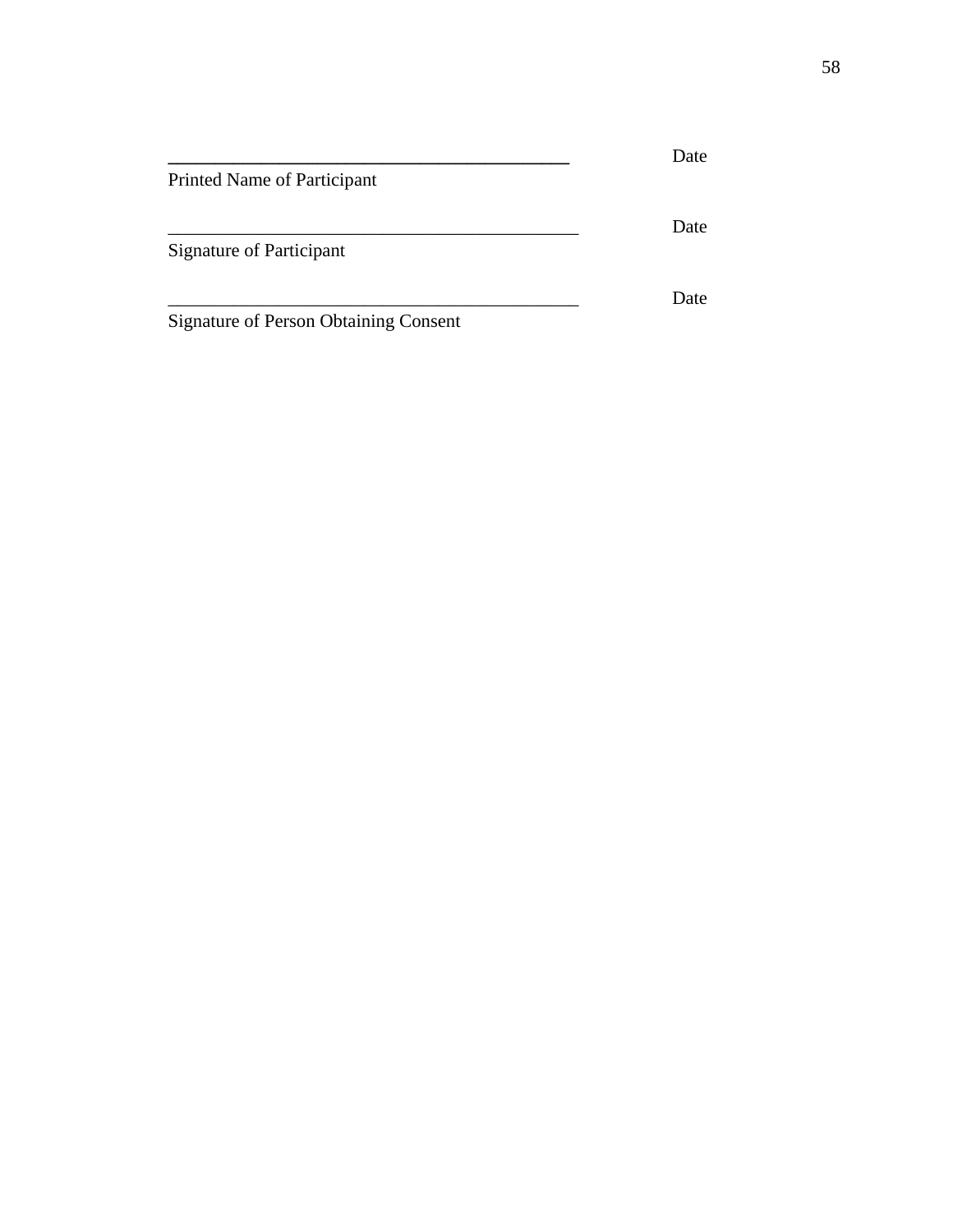\_\_\_\_\_\_\_\_\_\_\_\_\_\_\_\_\_\_\_\_\_\_\_\_\_\_\_\_\_\_\_\_\_\_\_\_\_\_\_\_\_\_\_\_ Date

Printed Name of Participant

\_\_\_\_\_\_\_\_\_\_\_\_\_\_\_\_\_\_\_\_\_\_\_\_\_\_\_\_\_\_\_\_\_\_\_\_\_\_\_\_\_\_\_\_ Date

Signature of Participant

\_\_\_\_\_\_\_\_\_\_\_\_\_\_\_\_\_\_\_\_\_\_\_\_\_\_\_\_\_\_\_\_\_\_\_\_\_\_\_\_\_\_\_\_ Date

Signature of Person Obtaining Consent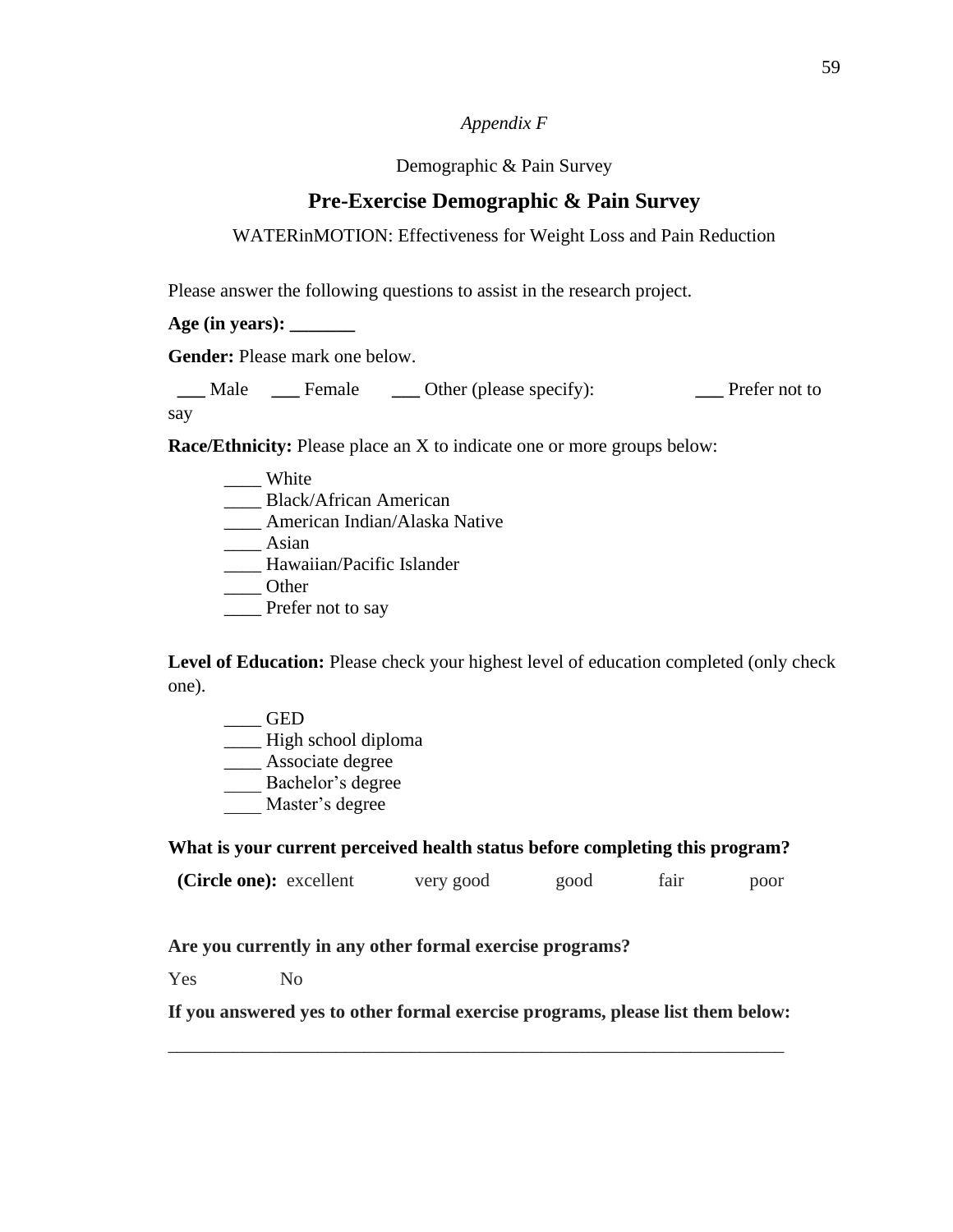*Appendix F*

Demographic & Pain Survey

## Pre-Exercise Demographic & Pain Survey

WATERinMOTION: Effectiveness for Weight Loss and Pain Reduction

Please answer the following questions to assist in the research project.

**Age (in years): _______**

**Gender:** Please mark one below.

___ Male ___ Female ___ Other (please specify): ___ Prefer not to say

**Race/Ethnicity:** Please place an X to indicate one or more groups below:

____ White
____ Black/African American
____ American Indian/Alaska Native
____ Asian
____ Hawaiian/Pacific Islander
____ Other
____ Prefer not to say

**Level of Education:** Please check your highest level of education completed (only check one).

____ GED
____ High school diploma
____ Associate degree
____ Bachelor's degree
____ Master's degree

**What is your current perceived health status before completing this program?**

**(Circle one):** excellent very good good fair poor

**Are you currently in any other formal exercise programs?**

Yes No

**If you answered yes to other formal exercise programs, please list them below:**

_____________________________________________________________________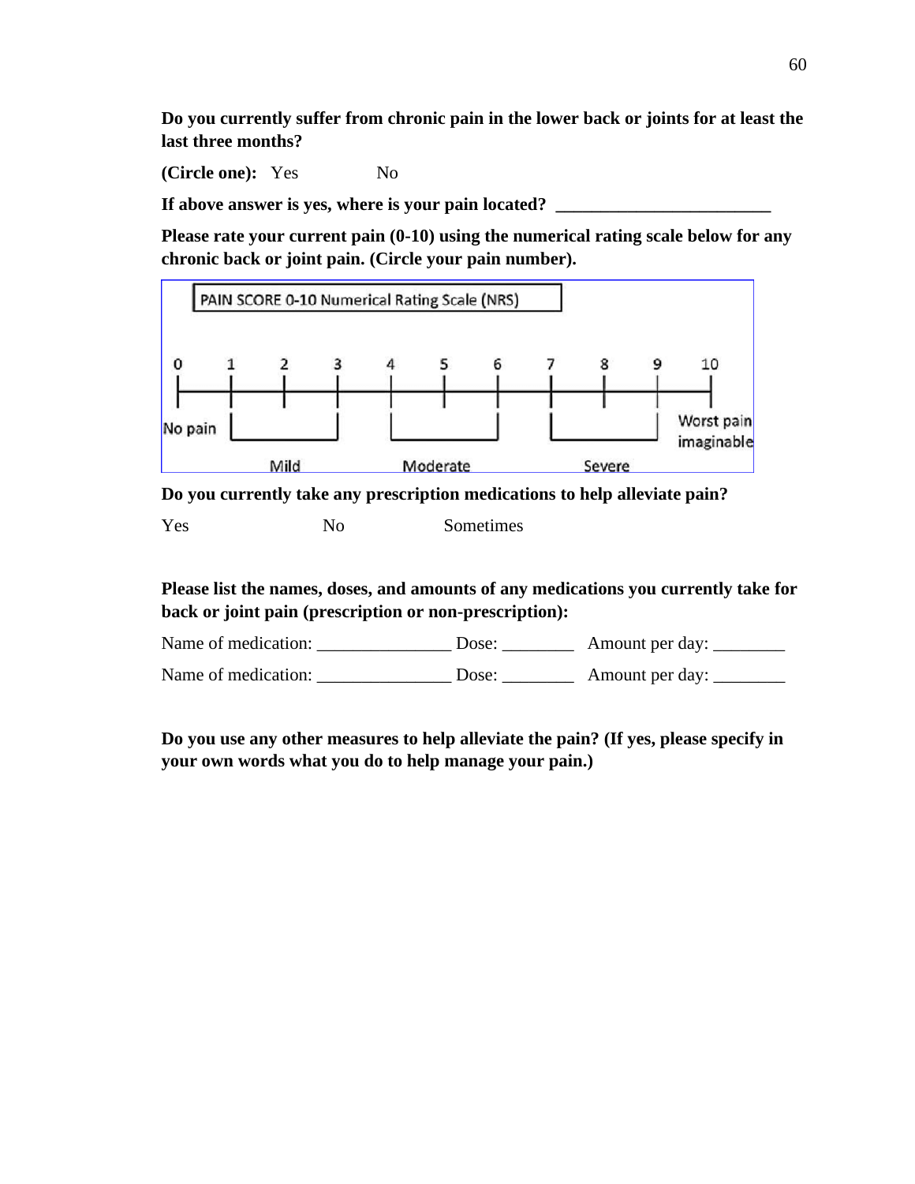**Do you currently suffer from chronic pain in the lower back or joints for at least the last three months?**

**(Circle one):** Yes No

**If above answer is yes, where is your pain located?** ________________________

**Please rate your current pain (0-10) using the numerical rating scale below for any chronic back or joint pain. (Circle your pain number).**

PAIN SCORE 0-10 Numerical Rating Scale (NRS)

0 1 2 3 4 5 6 7 8 9 10

No pain — Mild — Moderate — Severe — Worst pain imaginable

**Do you currently take any prescription medications to help alleviate pain?**

Yes No Sometimes

**Please list the names, doses, and amounts of any medications you currently take for back or joint pain (prescription or non-prescription):**

Name of medication: _______________ Dose: ________ Amount per day: ________

Name of medication: _______________ Dose: ________ Amount per day: ________

**Do you use any other measures to help alleviate the pain? (If yes, please specify in your own words what you do to help manage your pain.)**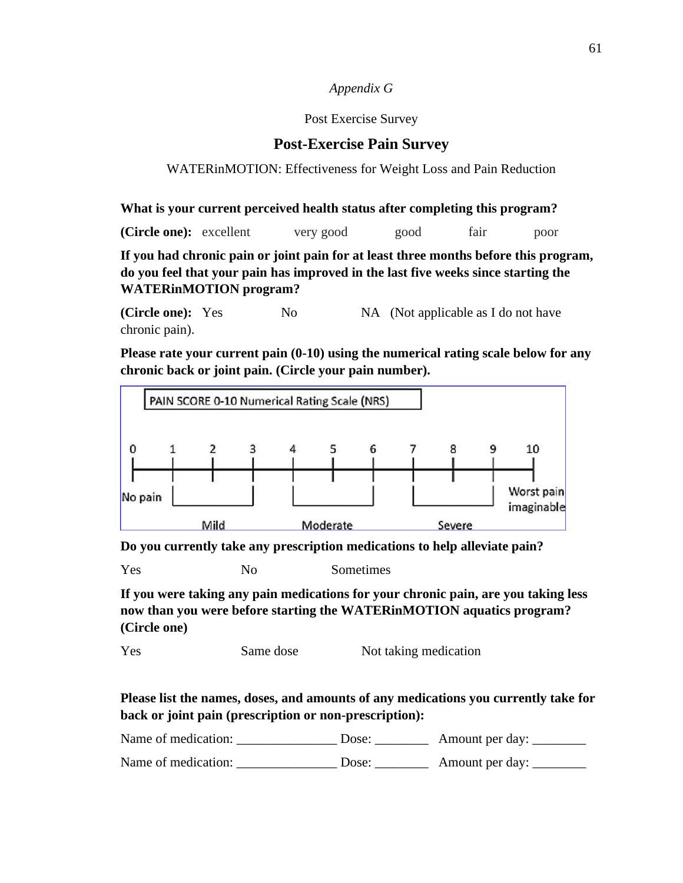*Appendix G*

Post Exercise Survey

## Post-Exercise Pain Survey

WATERinMOTION: Effectiveness for Weight Loss and Pain Reduction

**What is your current perceived health status after completing this program?**

**(Circle one):** excellent very good good fair poor

**If you had chronic pain or joint pain for at least three months before this program, do you feel that your pain has improved in the last five weeks since starting the WATERinMOTION program?**

**(Circle one):** Yes No NA (Not applicable as I do not have chronic pain).

**Please rate your current pain (0-10) using the numerical rating scale below for any chronic back or joint pain. (Circle your pain number).**

PAIN SCORE 0-10 Numerical Rating Scale (NRS)

0 1 2 3 4 5 6 7 8 9 10

No pain | Mild | Moderate | Severe | Worst pain imaginable

**Do you currently take any prescription medications to help alleviate pain?**

Yes No Sometimes

**If you were taking any pain medications for your chronic pain, are you taking less now than you were before starting the WATERinMOTION aquatics program? (Circle one)**

Yes Same dose Not taking medication

**Please list the names, doses, and amounts of any medications you currently take for back or joint pain (prescription or non-prescription):**

Name of medication: _______________ Dose: ________ Amount per day: ________

Name of medication: _______________ Dose: ________ Amount per day: ________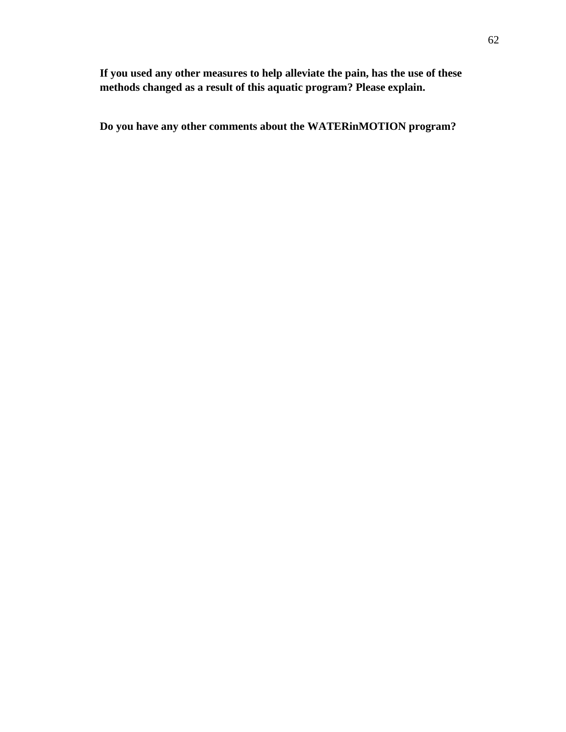**If you used any other measures to help alleviate the pain, has the use of these methods changed as a result of this aquatic program? Please explain.**

**Do you have any other comments about the WATERinMOTION program?**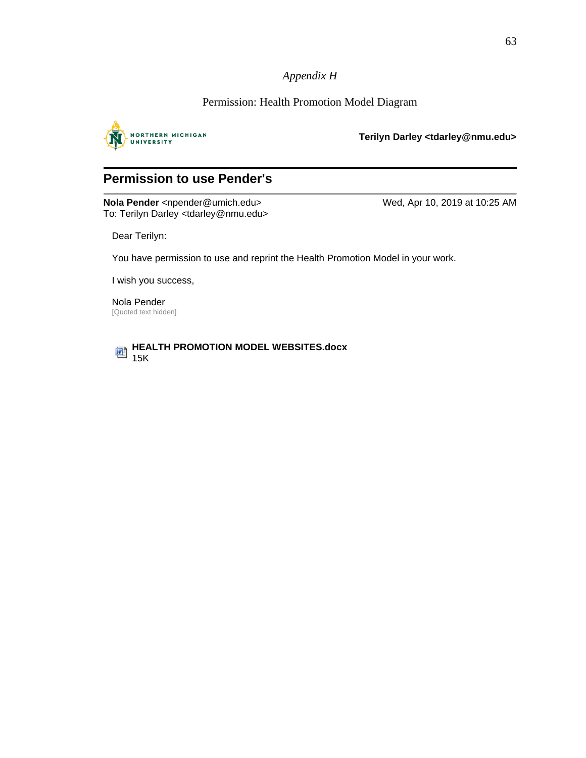*Appendix H*

Permission: Health Promotion Model Diagram

NORTHERN MICHIGAN UNIVERSITY

**Terilyn Darley <tdarley@nmu.edu>**

## Permission to use Pender's

**Nola Pender** <npender@umich.edu>
To: Terilyn Darley <tdarley@nmu.edu>

Wed, Apr 10, 2019 at 10:25 AM

Dear Terilyn:

You have permission to use and reprint the Health Promotion Model in your work.

I wish you success,

Nola Pender
[Quoted text hidden]

**HEALTH PROMOTION MODEL WEBSITES.docx**
15K